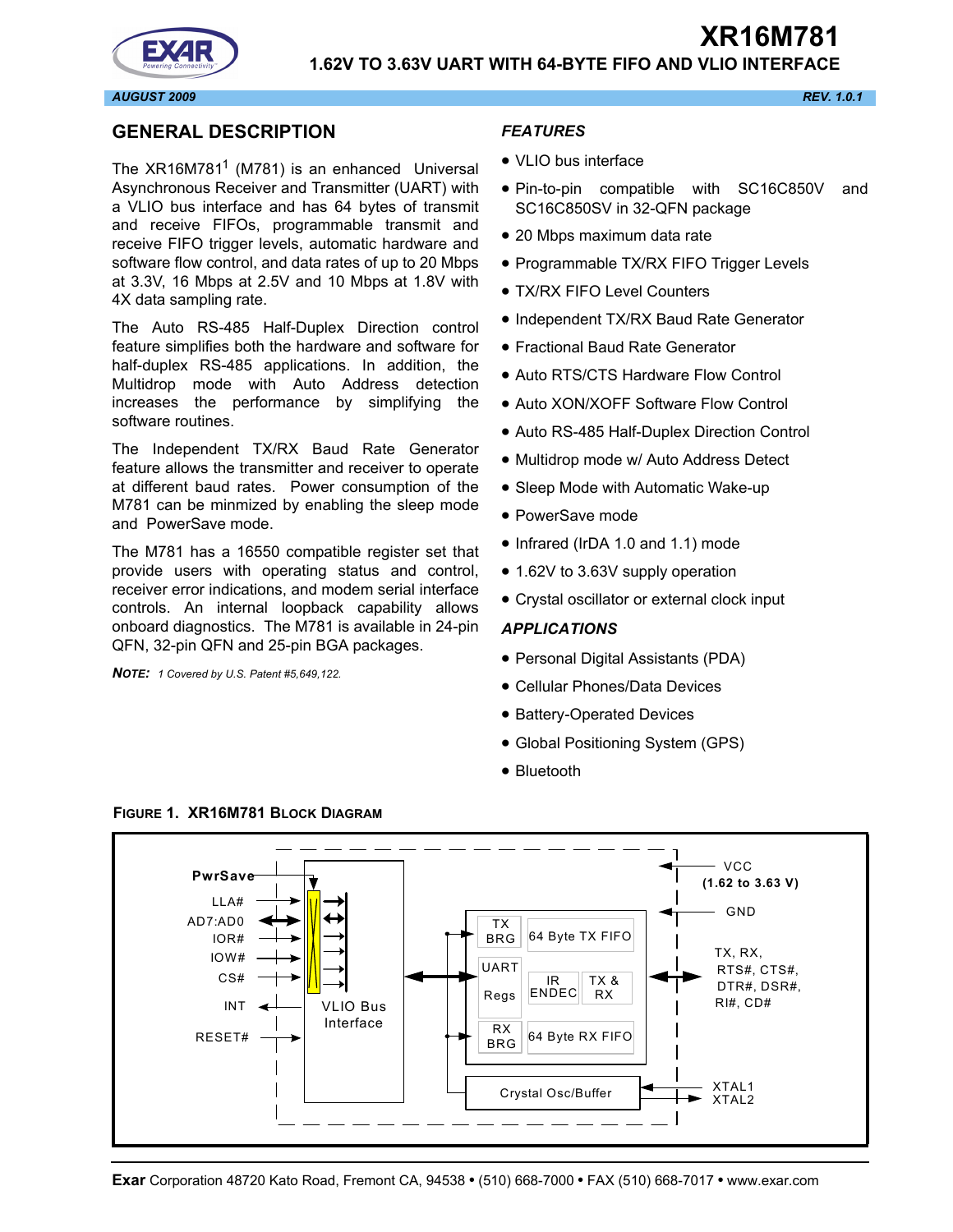# XR16M781

## 1.62V TO 3.63V UART WITH 64-BYTE FIFO AND VLIO INTERFACE

AUGUST 2009 REV. 1.0.1

## GENERAL DESCRIPTION

The XR16M781[1] (M781) is an enhanced Universal Asynchronous Receiver and Transmitter (UART) with a VLIO bus interface and has 64 bytes of transmit and receive FIFOs, programmable transmit and receive FIFO trigger levels, automatic hardware and software flow control, and data rates of up to 20 Mbps at 3.3V, 16 Mbps at 2.5V and 10 Mbps at 1.8V with 4X data sampling rate.

The Auto RS-485 Half-Duplex Direction control feature simplifies both the hardware and software for half-duplex RS-485 applications. In addition, the Multidrop mode with Auto Address detection increases the performance by simplifying the software routines.

The Independent TX/RX Baud Rate Generator feature allows the transmitter and receiver to operate at different baud rates. Power consumption of the M781 can be minmized by enabling the sleep mode and PowerSave mode.

The M781 has a 16550 compatible register set that provide users with operating status and control, receiver error indications, and modem serial interface controls. An internal loopback capability allows onboard diagnostics. The M781 is available in 24-pin QFN, 32-pin QFN and 25-pin BGA packages.

**NOTE:** *1 Covered by U.S. Patent #5,649,122.*

### FEATURES

- VLIO bus interface
- Pin-to-pin compatible with SC16C850V and SC16C850SV in 32-QFN package
- 20 Mbps maximum data rate
- Programmable TX/RX FIFO Trigger Levels
- TX/RX FIFO Level Counters
- Independent TX/RX Baud Rate Generator
- Fractional Baud Rate Generator
- Auto RTS/CTS Hardware Flow Control
- Auto XON/XOFF Software Flow Control
- Auto RS-485 Half-Duplex Direction Control
- Multidrop mode w/ Auto Address Detect
- Sleep Mode with Automatic Wake-up
- PowerSave mode
- Infrared (IrDA 1.0 and 1.1) mode
- 1.62V to 3.63V supply operation
- Crystal oscillator or external clock input

### APPLICATIONS

- Personal Digital Assistants (PDA)
- Cellular Phones/Data Devices
- Battery-Operated Devices
- Global Positioning System (GPS)
- Bluetooth

**FIGURE 1. XR16M781 BLOCK DIAGRAM**

PwrSave, LLA#, AD7:AD0, IOR#, IOW#, CS#, INT, RESET#, VLIO Bus Interface, TX BRG, 64 Byte TX FIFO, UART Regs, IR ENDEC, TX & RX, RX BRG, 64 Byte RX FIFO, Crystal Osc/Buffer, VCC (1.62 to 3.63 V), GND, TX, RX, RTS#, CTS#, DTR#, DSR#, RI#, CD#, XTAL1, XTAL2

**Exar** Corporation 48720 Kato Road, Fremont CA, 94538 • (510) 668-7000 • FAX (510) 668-7017 • www.exar.com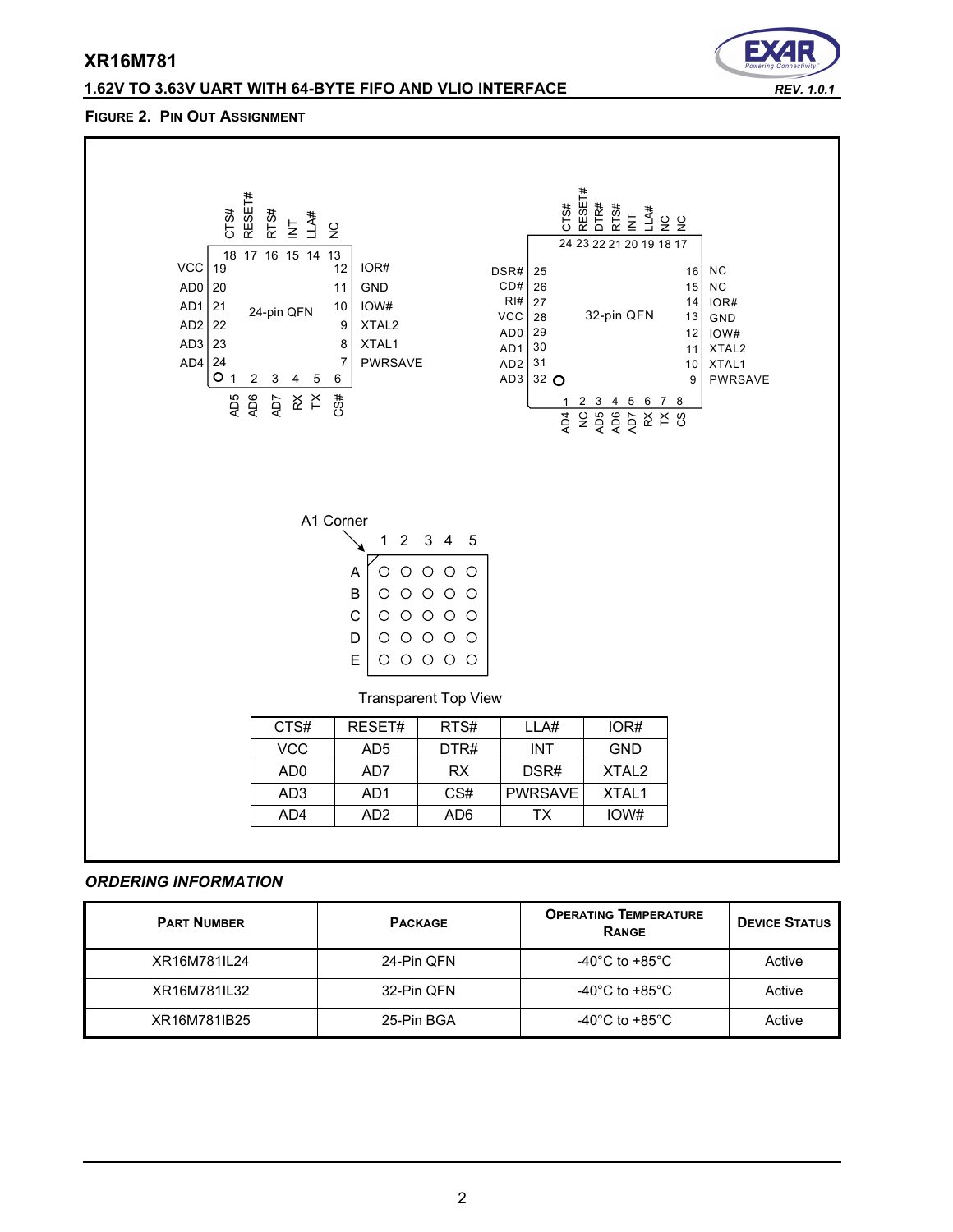**FIGURE 2. PIN OUT ASSIGNMENT**

**24-pin QFN**

| Pin | Name | Pin | Name |
|---|---|---|---|
| 1 | AD5 | 13 | NC |
| 2 | AD6 | 14 | LLA# |
| 3 | AD7 | 15 | INT |
| 4 | RX | 16 | RTS# |
| 5 | TX | 17 | RESET# |
| 6 | CS# | 18 | CTS# |
| 7 | PWRSAVE | 19 | VCC |
| 8 | XTAL1 | 20 | AD0 |
| 9 | XTAL2 | 21 | AD1 |
| 10 | IOW# | 22 | AD2 |
| 11 | GND | 23 | AD3 |
| 12 | IOR# | 24 | AD4 |

**32-pin QFN**

| Pin | Name | Pin | Name |
|---|---|---|---|
| 1 | AD4 | 17 | NC |
| 2 | NC | 18 | NC |
| 3 | AD5 | 19 | LLA# |
| 4 | AD6 | 20 | INT |
| 5 | AD7 | 21 | RTS# |
| 6 | RX | 22 | DTR# |
| 7 | TX | 23 | RESET# |
| 8 | CS | 24 | CTS# |
| 9 | PWRSAVE | 25 | DSR# |
| 10 | XTAL1 | 26 | CD# |
| 11 | XTAL2 | 27 | RI# |
| 12 | IOW# | 28 | VCC |
| 13 | GND | 29 | AD0 |
| 14 | IOR# | 30 | AD1 |
| 15 | NC | 31 | AD2 |
| 16 | NC | 32 | AD3 |

**25-Pin BGA** (A1 Corner, Transparent Top View)

| | 1 | 2 | 3 | 4 | 5 |
|---|---|---|---|---|---|
| A | CTS# | RESET# | RTS# | LLA# | IOR# |
| B | VCC | AD5 | DTR# | INT | GND |
| C | AD0 | AD7 | RX | DSR# | XTAL2 |
| D | AD3 | AD1 | CS# | PWRSAVE | XTAL1 |
| E | AD4 | AD2 | AD6 | TX | IOW# |

### *ORDERING INFORMATION*

| PART NUMBER | PACKAGE | OPERATING TEMPERATURE RANGE | DEVICE STATUS |
|---|---|---|---|
| XR16M781IL24 | 24-Pin QFN | -40°C to +85°C | Active |
| XR16M781IL32 | 32-Pin QFN | -40°C to +85°C | Active |
| XR16M781IB25 | 25-Pin BGA | -40°C to +85°C | Active |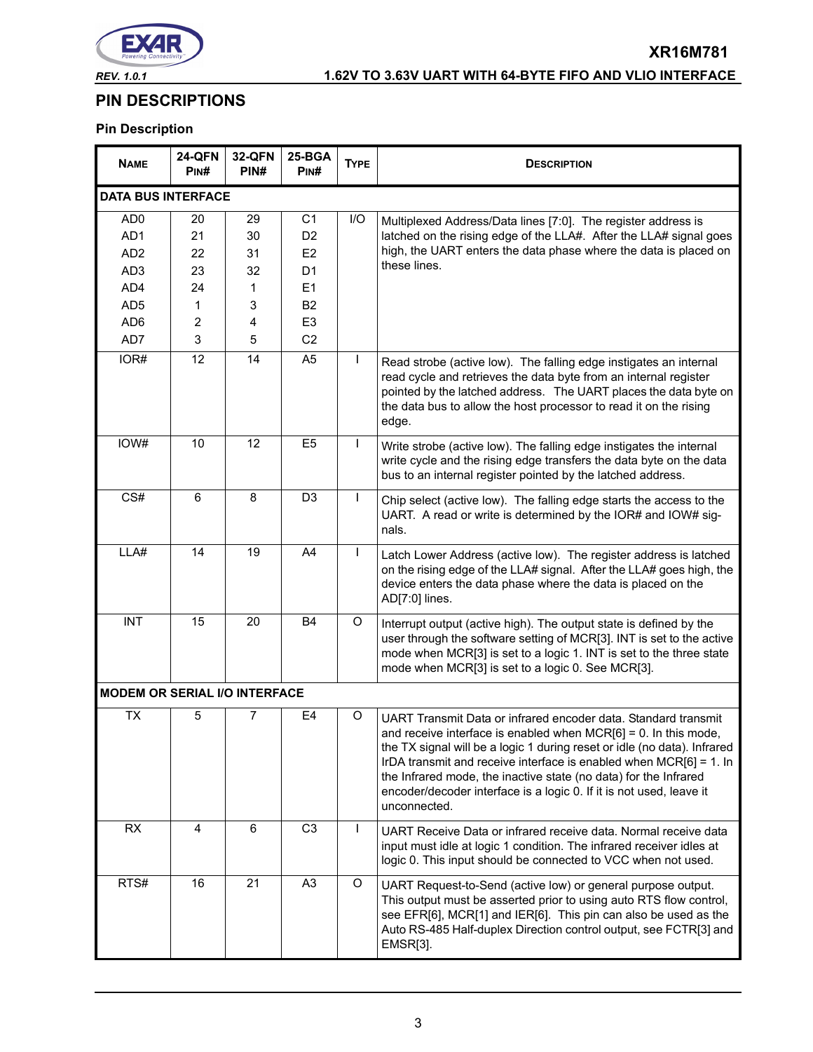## PIN DESCRIPTIONS

### Pin Description

| Name | 24-QFN Pin# | 32-QFN PIN# | 25-BGA Pin# | Type | Description |
|---|---|---|---|---|---|
| **DATA BUS INTERFACE** | | | | | |
| AD0<br>AD1<br>AD2<br>AD3<br>AD4<br>AD5<br>AD6<br>AD7 | 20<br>21<br>22<br>23<br>24<br>1<br>2<br>3 | 29<br>30<br>31<br>32<br>1<br>3<br>4<br>5 | C1<br>D2<br>E2<br>D1<br>E1<br>B2<br>E3<br>C2 | I/O | Multiplexed Address/Data lines [7:0]. The register address is latched on the rising edge of the LLA#. After the LLA# signal goes high, the UART enters the data phase where the data is placed on these lines. |
| IOR# | 12 | 14 | A5 | I | Read strobe (active low). The falling edge instigates an internal read cycle and retrieves the data byte from an internal register pointed by the latched address. The UART places the data byte on the data bus to allow the host processor to read it on the rising edge. |
| IOW# | 10 | 12 | E5 | I | Write strobe (active low). The falling edge instigates the internal write cycle and the rising edge transfers the data byte on the data bus to an internal register pointed by the latched address. |
| CS# | 6 | 8 | D3 | I | Chip select (active low). The falling edge starts the access to the UART. A read or write is determined by the IOR# and IOW# signals. |
| LLA# | 14 | 19 | A4 | I | Latch Lower Address (active low). The register address is latched on the rising edge of the LLA# signal. After the LLA# goes high, the device enters the data phase where the data is placed on the AD[7:0] lines. |
| INT | 15 | 20 | B4 | O | Interrupt output (active high). The output state is defined by the user through the software setting of MCR[3]. INT is set to the active mode when MCR[3] is set to a logic 1. INT is set to the three state mode when MCR[3] is set to a logic 0. See MCR[3]. |
| **MODEM OR SERIAL I/O INTERFACE** | | | | | |
| TX | 5 | 7 | E4 | O | UART Transmit Data or infrared encoder data. Standard transmit and receive interface is enabled when MCR[6] = 0. In this mode, the TX signal will be a logic 1 during reset or idle (no data). Infrared IrDA transmit and receive interface is enabled when MCR[6] = 1. In the Infrared mode, the inactive state (no data) for the Infrared encoder/decoder interface is a logic 0. If it is not used, leave it unconnected. |
| RX | 4 | 6 | C3 | I | UART Receive Data or infrared receive data. Normal receive data input must idle at logic 1 condition. The infrared receiver idles at logic 0. This input should be connected to VCC when not used. |
| RTS# | 16 | 21 | A3 | O | UART Request-to-Send (active low) or general purpose output. This output must be asserted prior to using auto RTS flow control, see EFR[6], MCR[1] and IER[6]. This pin can also be used as the Auto RS-485 Half-duplex Direction control output, see FCTR[3] and EMSR[3]. |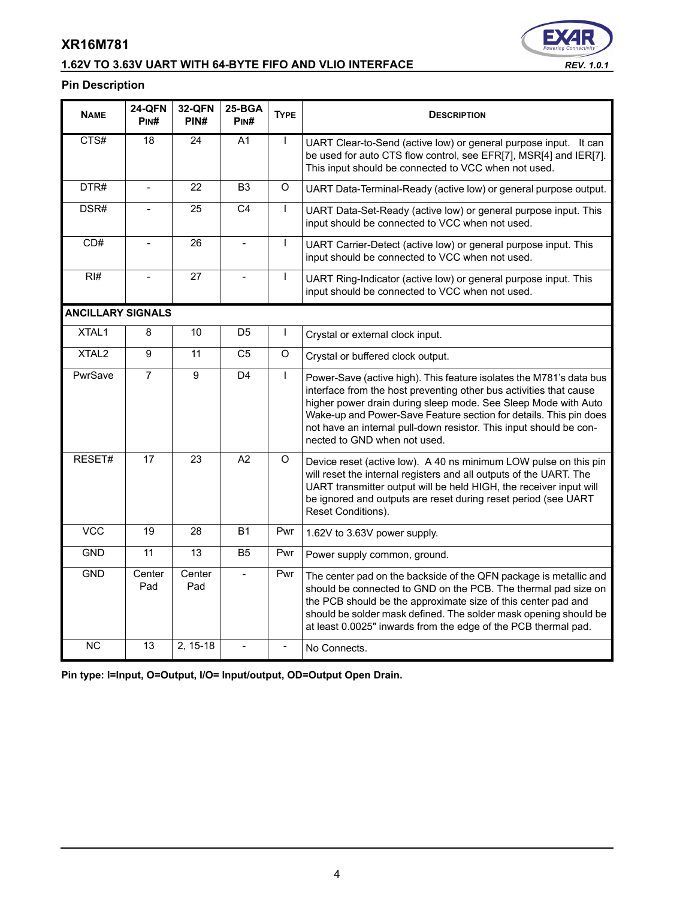### Pin Description

| NAME | 24-QFN PIN# | 32-QFN PIN# | 25-BGA PIN# | TYPE | DESCRIPTION |
|---|---|---|---|---|---|
| CTS# | 18 | 24 | A1 | I | UART Clear-to-Send (active low) or general purpose input. It can be used for auto CTS flow control, see EFR[7], MSR[4] and IER[7]. This input should be connected to VCC when not used. |
| DTR# | - | 22 | B3 | O | UART Data-Terminal-Ready (active low) or general purpose output. |
| DSR# | - | 25 | C4 | I | UART Data-Set-Ready (active low) or general purpose input. This input should be connected to VCC when not used. |
| CD# | - | 26 | - | I | UART Carrier-Detect (active low) or general purpose input. This input should be connected to VCC when not used. |
| RI# | - | 27 | - | I | UART Ring-Indicator (active low) or general purpose input. This input should be connected to VCC when not used. |
| **ANCILLARY SIGNALS** | | | | | |
| XTAL1 | 8 | 10 | D5 | I | Crystal or external clock input. |
| XTAL2 | 9 | 11 | C5 | O | Crystal or buffered clock output. |
| PwrSave | 7 | 9 | D4 | I | Power-Save (active high). This feature isolates the M781's data bus interface from the host preventing other bus activities that cause higher power drain during sleep mode. See Sleep Mode with Auto Wake-up and Power-Save Feature section for details. This pin does not have an internal pull-down resistor. This input should be connected to GND when not used. |
| RESET# | 17 | 23 | A2 | O | Device reset (active low). A 40 ns minimum LOW pulse on this pin will reset the internal registers and all outputs of the UART. The UART transmitter output will be held HIGH, the receiver input will be ignored and outputs are reset during reset period (see UART Reset Conditions). |
| VCC | 19 | 28 | B1 | Pwr | 1.62V to 3.63V power supply. |
| GND | 11 | 13 | B5 | Pwr | Power supply common, ground. |
| GND | Center Pad | Center Pad | - | Pwr | The center pad on the backside of the QFN package is metallic and should be connected to GND on the PCB. The thermal pad size on the PCB should be the approximate size of this center pad and should be solder mask defined. The solder mask opening should be at least 0.0025" inwards from the edge of the PCB thermal pad. |
| NC | 13 | 2, 15-18 | - | - | No Connects. |

**Pin type: I=Input, O=Output, I/O= Input/output, OD=Output Open Drain.**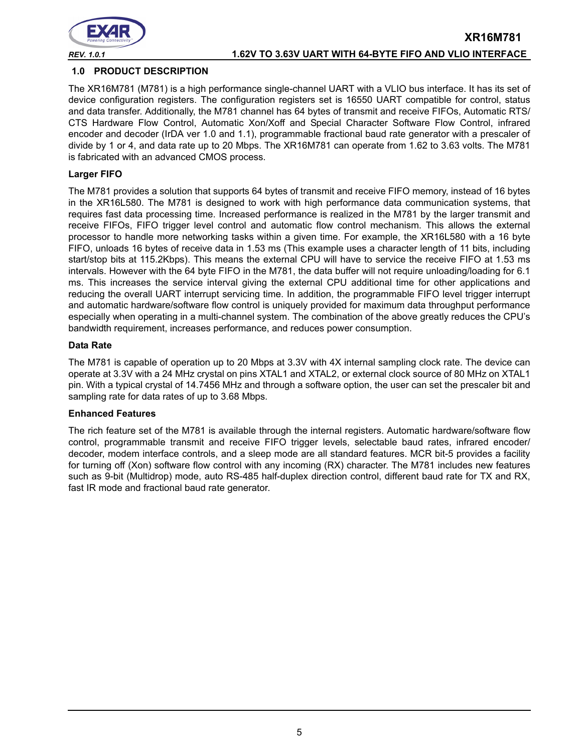## 1.0 PRODUCT DESCRIPTION

The XR16M781 (M781) is a high performance single-channel UART with a VLIO bus interface. It has its set of device configuration registers. The configuration registers set is 16550 UART compatible for control, status and data transfer. Additionally, the M781 channel has 64 bytes of transmit and receive FIFOs, Automatic RTS/CTS Hardware Flow Control, Automatic Xon/Xoff and Special Character Software Flow Control, infrared encoder and decoder (IrDA ver 1.0 and 1.1), programmable fractional baud rate generator with a prescaler of divide by 1 or 4, and data rate up to 20 Mbps. The XR16M781 can operate from 1.62 to 3.63 volts. The M781 is fabricated with an advanced CMOS process.

### Larger FIFO

The M781 provides a solution that supports 64 bytes of transmit and receive FIFO memory, instead of 16 bytes in the XR16L580. The M781 is designed to work with high performance data communication systems, that requires fast data processing time. Increased performance is realized in the M781 by the larger transmit and receive FIFOs, FIFO trigger level control and automatic flow control mechanism. This allows the external processor to handle more networking tasks within a given time. For example, the XR16L580 with a 16 byte FIFO, unloads 16 bytes of receive data in 1.53 ms (This example uses a character length of 11 bits, including start/stop bits at 115.2Kbps). This means the external CPU will have to service the receive FIFO at 1.53 ms intervals. However with the 64 byte FIFO in the M781, the data buffer will not require unloading/loading for 6.1 ms. This increases the service interval giving the external CPU additional time for other applications and reducing the overall UART interrupt servicing time. In addition, the programmable FIFO level trigger interrupt and automatic hardware/software flow control is uniquely provided for maximum data throughput performance especially when operating in a multi-channel system. The combination of the above greatly reduces the CPU's bandwidth requirement, increases performance, and reduces power consumption.

### Data Rate

The M781 is capable of operation up to 20 Mbps at 3.3V with 4X internal sampling clock rate. The device can operate at 3.3V with a 24 MHz crystal on pins XTAL1 and XTAL2, or external clock source of 80 MHz on XTAL1 pin. With a typical crystal of 14.7456 MHz and through a software option, the user can set the prescaler bit and sampling rate for data rates of up to 3.68 Mbps.

### Enhanced Features

The rich feature set of the M781 is available through the internal registers. Automatic hardware/software flow control, programmable transmit and receive FIFO trigger levels, selectable baud rates, infrared encoder/decoder, modem interface controls, and a sleep mode are all standard features. MCR bit-5 provides a facility for turning off (Xon) software flow control with any incoming (RX) character. The M781 includes new features such as 9-bit (Multidrop) mode, auto RS-485 half-duplex direction control, different baud rate for TX and RX, fast IR mode and fractional baud rate generator.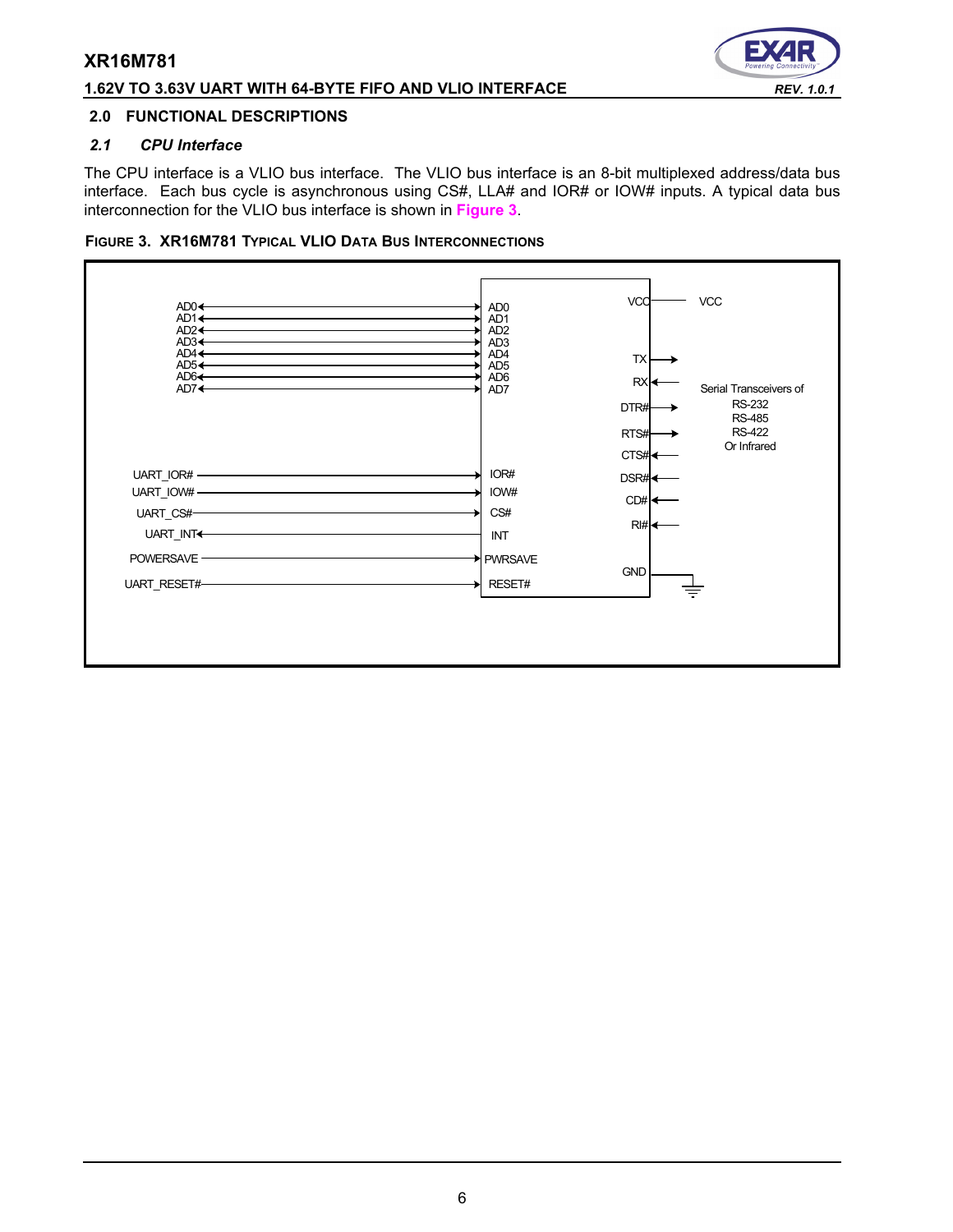## 2.0 FUNCTIONAL DESCRIPTIONS

### *2.1 CPU Interface*

The CPU interface is a VLIO bus interface. The VLIO bus interface is an 8-bit multiplexed address/data bus interface. Each bus cycle is asynchronous using CS#, LLA# and IOR# or IOW# inputs. A typical data bus interconnection for the VLIO bus interface is shown in Figure 3.

**FIGURE 3. XR16M781 TYPICAL VLIO DATA BUS INTERCONNECTIONS**

AD0 ↔ AD0
AD1 ↔ AD1
AD2 ↔ AD2
AD3 ↔ AD3
AD4 ↔ AD4
AD5 ↔ AD5
AD6 ↔ AD6
AD7 ↔ AD7

UART_IOR# → IOR#
UART_IOW# → IOW#
UART_CS# → CS#
UART_INT ← INT
POWERSAVE → PWRSAVE
UART_RESET# → RESET#

VCC — VCC
TX →
RX ←
DTR# →
RTS# →
CTS# ←
DSR# ←
CD# ←
RI# ←
GND — ground

Serial Transceivers of
RS-232
RS-485
RS-422
Or Infrared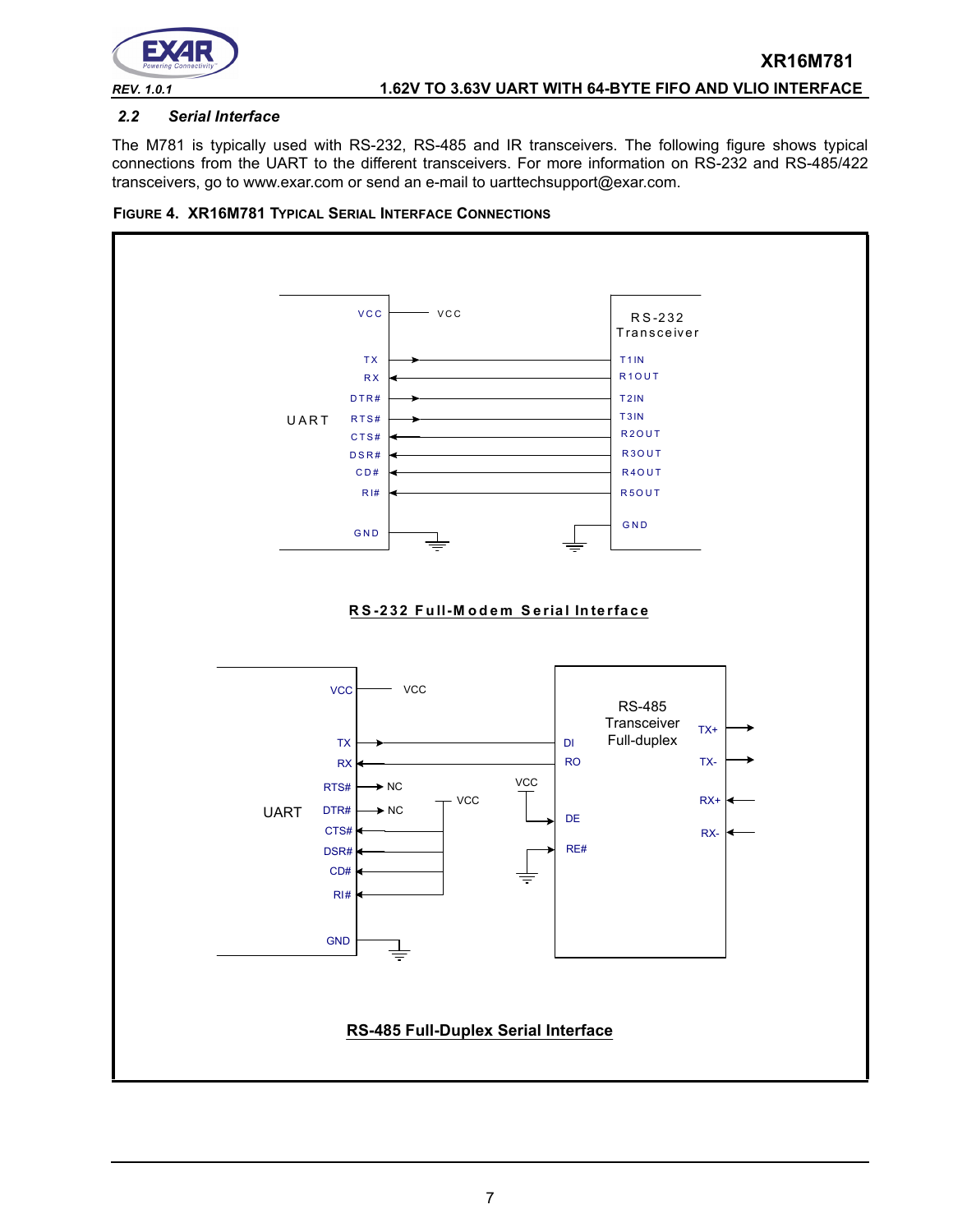## 2.2 *Serial Interface*

The M781 is typically used with RS-232, RS-485 and IR transceivers. The following figure shows typical connections from the UART to the different transceivers. For more information on RS-232 and RS-485/422 transceivers, go to www.exar.com or send an e-mail to uarttechsupport@exar.com.

**FIGURE 4. XR16M781 TYPICAL SERIAL INTERFACE CONNECTIONS**

UART — VCC, TX, RX, DTR#, RTS#, CTS#, DSR#, CD#, RI#, GND

RS-232 Transceiver — VCC, T1IN, R1OUT, T2IN, T3IN, R2OUT, R3OUT, R4OUT, R5OUT, GND

**RS-232 Full-Modem Serial Interface**

UART — VCC, TX, RX, RTS# (NC), DTR# (NC), CTS#, DSR#, CD#, RI#, GND

RS-485 Transceiver Full-duplex — DI, RO, DE, RE#, TX+, TX-, RX+, RX-, VCC

**RS-485 Full-Duplex Serial Interface**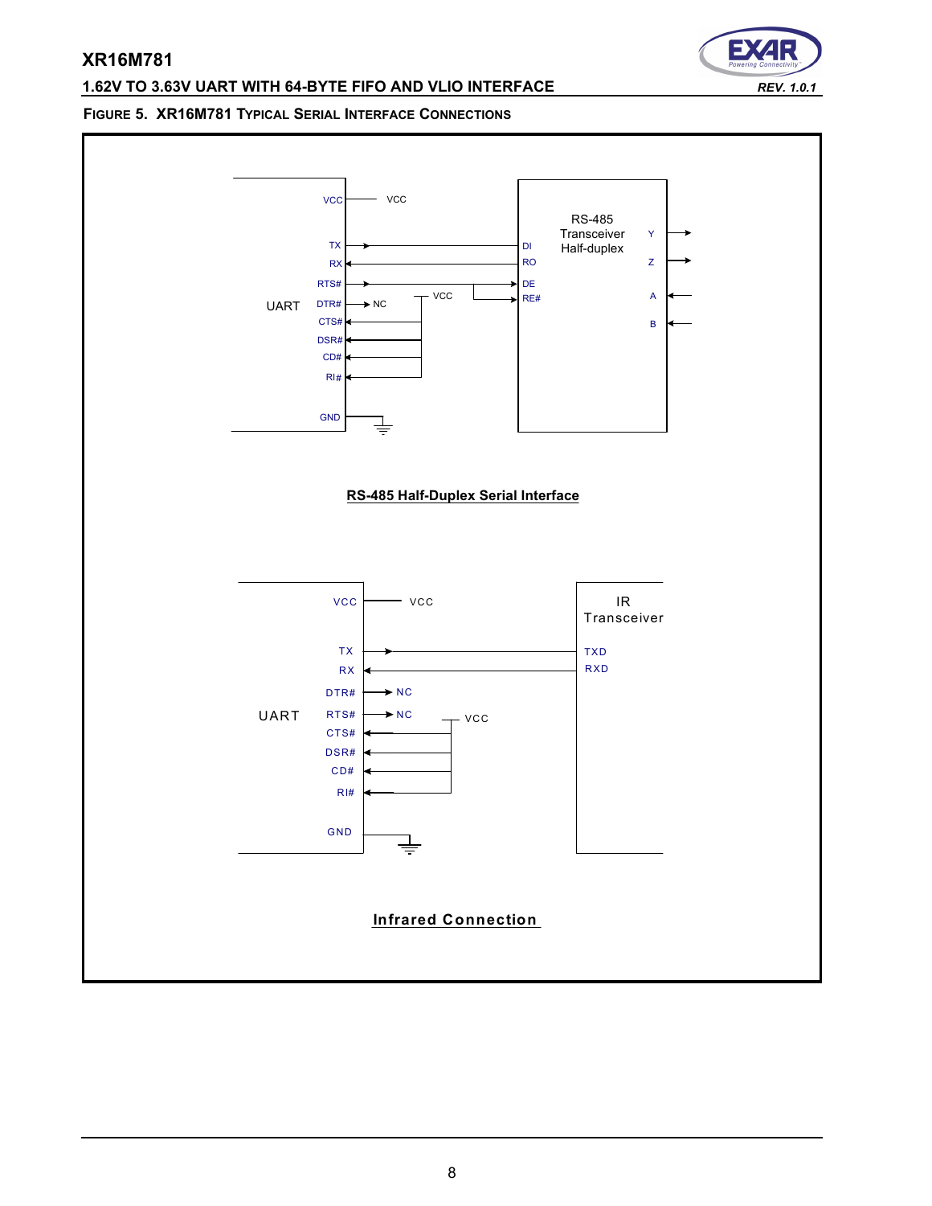#### FIGURE 5. XR16M781 TYPICAL SERIAL INTERFACE CONNECTIONS

UART

VCC — VCC

TX → DI

RX ← RO

RTS# → DE, RE#

DTR# → NC

CTS#, DSR#, CD#, RI# ← VCC

GND

RS-485 Transceiver Half-duplex

Y, Z, A, B

**RS-485 Half-Duplex Serial Interface**

UART

VCC — VCC

TX → TXD

RX ← RXD

DTR# → NC

RTS# → NC

CTS#, DSR#, CD#, RI# ← VCC

GND

IR Transceiver

**Infrared Connection**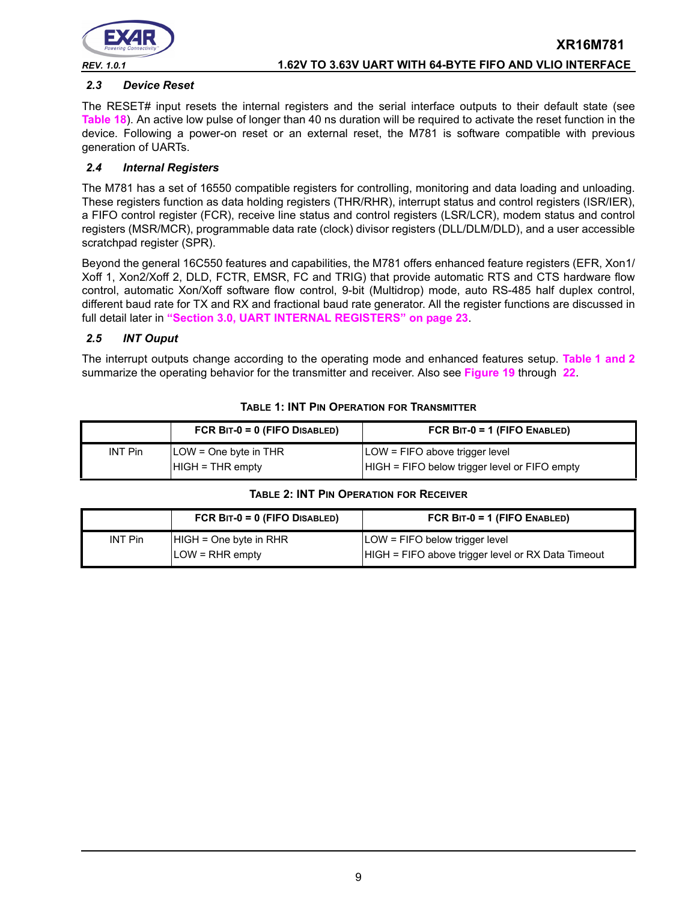### 2.3 Device Reset

The RESET# input resets the internal registers and the serial interface outputs to their default state (see Table 18). An active low pulse of longer than 40 ns duration will be required to activate the reset function in the device. Following a power-on reset or an external reset, the M781 is software compatible with previous generation of UARTs.

### 2.4 Internal Registers

The M781 has a set of 16550 compatible registers for controlling, monitoring and data loading and unloading. These registers function as data holding registers (THR/RHR), interrupt status and control registers (ISR/IER), a FIFO control register (FCR), receive line status and control registers (LSR/LCR), modem status and control registers (MSR/MCR), programmable data rate (clock) divisor registers (DLL/DLM/DLD), and a user accessible scratchpad register (SPR).

Beyond the general 16C550 features and capabilities, the M781 offers enhanced feature registers (EFR, Xon1/Xoff 1, Xon2/Xoff 2, DLD, FCTR, EMSR, FC and TRIG) that provide automatic RTS and CTS hardware flow control, automatic Xon/Xoff software flow control, 9-bit (Multidrop) mode, auto RS-485 half duplex control, different baud rate for TX and RX and fractional baud rate generator. All the register functions are discussed in full detail later in **"Section 3.0, UART INTERNAL REGISTERS" on page 23**.

### 2.5 INT Ouput

The interrupt outputs change according to the operating mode and enhanced features setup. **Table 1 and 2** summarize the operating behavior for the transmitter and receiver. Also see **Figure 19** through **22**.

**TABLE 1: INT PIN OPERATION FOR TRANSMITTER**

| | FCR BIT-0 = 0 (FIFO DISABLED) | FCR BIT-0 = 1 (FIFO ENABLED) |
|---|---|---|
| INT Pin | LOW = One byte in THR<br>HIGH = THR empty | LOW = FIFO above trigger level<br>HIGH = FIFO below trigger level or FIFO empty |

**TABLE 2: INT PIN OPERATION FOR RECEIVER**

| | FCR BIT-0 = 0 (FIFO DISABLED) | FCR BIT-0 = 1 (FIFO ENABLED) |
|---|---|---|
| INT Pin | HIGH = One byte in RHR<br>LOW = RHR empty | LOW = FIFO below trigger level<br>HIGH = FIFO above trigger level or RX Data Timeout |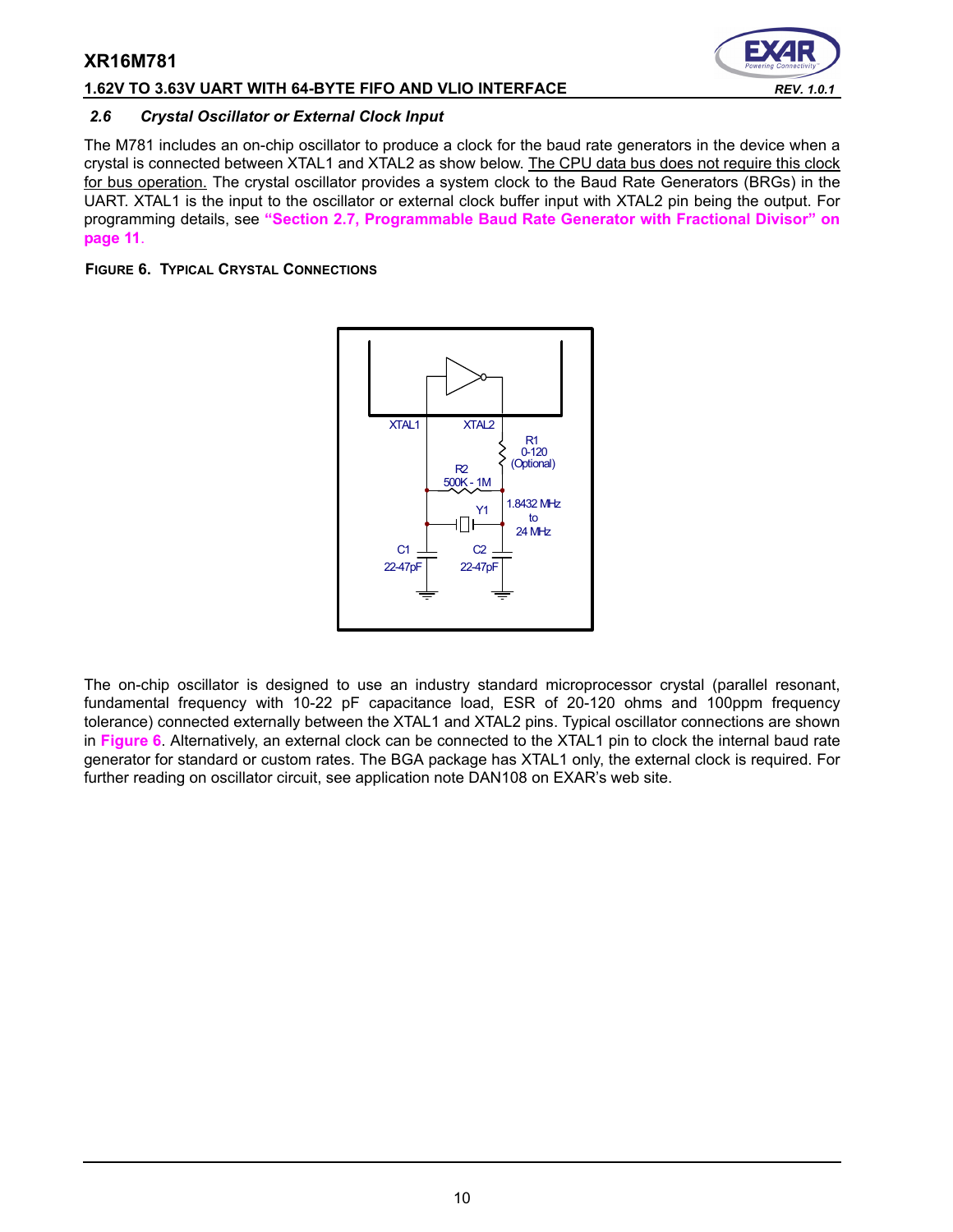### 2.6 *Crystal Oscillator or External Clock Input*

The M781 includes an on-chip oscillator to produce a clock for the baud rate generators in the device when a crystal is connected between XTAL1 and XTAL2 as show below. The CPU data bus does not require this clock for bus operation. The crystal oscillator provides a system clock to the Baud Rate Generators (BRGs) in the UART. XTAL1 is the input to the oscillator or external clock buffer input with XTAL2 pin being the output. For programming details, see **"Section 2.7, Programmable Baud Rate Generator with Fractional Divisor" on page 11**.

**FIGURE 6. TYPICAL CRYSTAL CONNECTIONS**

XTAL1 XTAL2 R1 0-120 (Optional) R2 500K - 1M Y1 1.8432 MHz to 24 MHz C1 22-47pF C2 22-47pF

The on-chip oscillator is designed to use an industry standard microprocessor crystal (parallel resonant, fundamental frequency with 10-22 pF capacitance load, ESR of 20-120 ohms and 100ppm frequency tolerance) connected externally between the XTAL1 and XTAL2 pins. Typical oscillator connections are shown in **Figure 6**. Alternatively, an external clock can be connected to the XTAL1 pin to clock the internal baud rate generator for standard or custom rates. The BGA package has XTAL1 only, the external clock is required. For further reading on oscillator circuit, see application note DAN108 on EXAR's web site.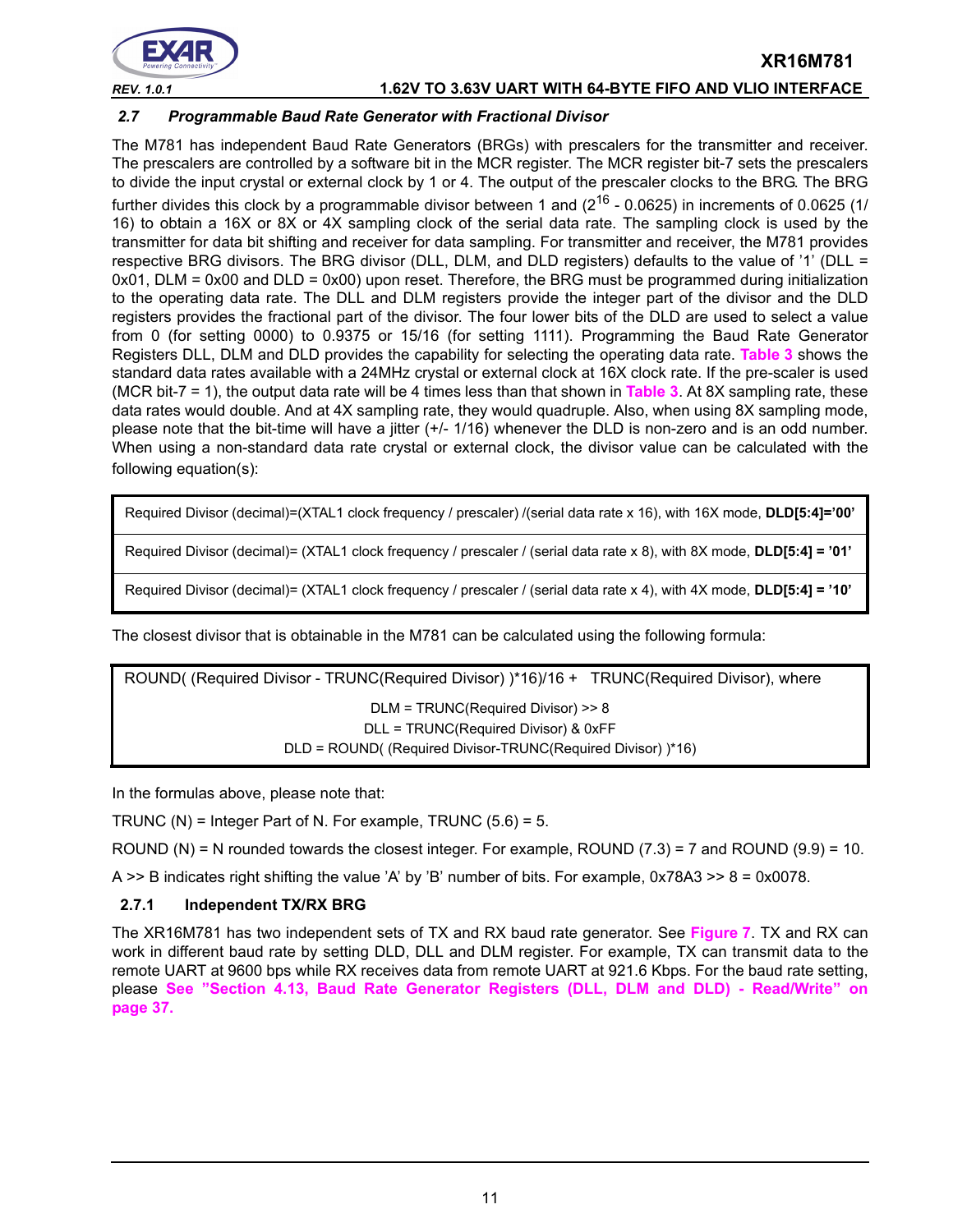### *2.7 Programmable Baud Rate Generator with Fractional Divisor*

The M781 has independent Baud Rate Generators (BRGs) with prescalers for the transmitter and receiver. The prescalers are controlled by a software bit in the MCR register. The MCR register bit-7 sets the prescalers to divide the input crystal or external clock by 1 or 4. The output of the prescaler clocks to the BRG. The BRG further divides this clock by a programmable divisor between 1 and ($2^{16}$ - 0.0625) in increments of 0.0625 (1/16) to obtain a 16X or 8X or 4X sampling clock of the serial data rate. The sampling clock is used by the transmitter for data bit shifting and receiver for data sampling. For transmitter and receiver, the M781 provides respective BRG divisors. The BRG divisor (DLL, DLM, and DLD registers) defaults to the value of '1' (DLL = 0x01, DLM = 0x00 and DLD = 0x00) upon reset. Therefore, the BRG must be programmed during initialization to the operating data rate. The DLL and DLM registers provide the integer part of the divisor and the DLD registers provides the fractional part of the divisor. The four lower bits of the DLD are used to select a value from 0 (for setting 0000) to 0.9375 or 15/16 (for setting 1111). Programming the Baud Rate Generator Registers DLL, DLM and DLD provides the capability for selecting the operating data rate. **Table 3** shows the standard data rates available with a 24MHz crystal or external clock at 16X clock rate. If the pre-scaler is used (MCR bit-7 = 1), the output data rate will be 4 times less than that shown in **Table 3**. At 8X sampling rate, these data rates would double. And at 4X sampling rate, they would quadruple. Also, when using 8X sampling mode, please note that the bit-time will have a jitter (+/- 1/16) whenever the DLD is non-zero and is an odd number. When using a non-standard data rate crystal or external clock, the divisor value can be calculated with the following equation(s):

| |
|---|
| Required Divisor (decimal)=(XTAL1 clock frequency / prescaler) /(serial data rate x 16), with 16X mode, **DLD[5:4]='00'** |
| Required Divisor (decimal)= (XTAL1 clock frequency / prescaler / (serial data rate x 8), with 8X mode, **DLD[5:4] = '01'** |
| Required Divisor (decimal)= (XTAL1 clock frequency / prescaler / (serial data rate x 4), with 4X mode, **DLD[5:4] = '10'** |

The closest divisor that is obtainable in the M781 can be calculated using the following formula:

```
ROUND( (Required Divisor - TRUNC(Required Divisor) )*16)/16 +   TRUNC(Required Divisor), where
DLM = TRUNC(Required Divisor) >> 8
DLL = TRUNC(Required Divisor) & 0xFF
DLD = ROUND( (Required Divisor-TRUNC(Required Divisor) )*16)
```

In the formulas above, please note that:

TRUNC (N) = Integer Part of N. For example, TRUNC (5.6) = 5.

ROUND (N) = N rounded towards the closest integer. For example, ROUND (7.3) = 7 and ROUND (9.9) = 10.

A >> B indicates right shifting the value 'A' by 'B' number of bits. For example, 0x78A3 >> 8 = 0x0078.

#### 2.7.1 Independent TX/RX BRG

The XR16M781 has two independent sets of TX and RX baud rate generator. See **Figure 7**. TX and RX can work in different baud rate by setting DLD, DLL and DLM register. For example, TX can transmit data to the remote UART at 9600 bps while RX receives data from remote UART at 921.6 Kbps. For the baud rate setting, please **See "Section 4.13, Baud Rate Generator Registers (DLL, DLM and DLD) - Read/Write" on page 37.**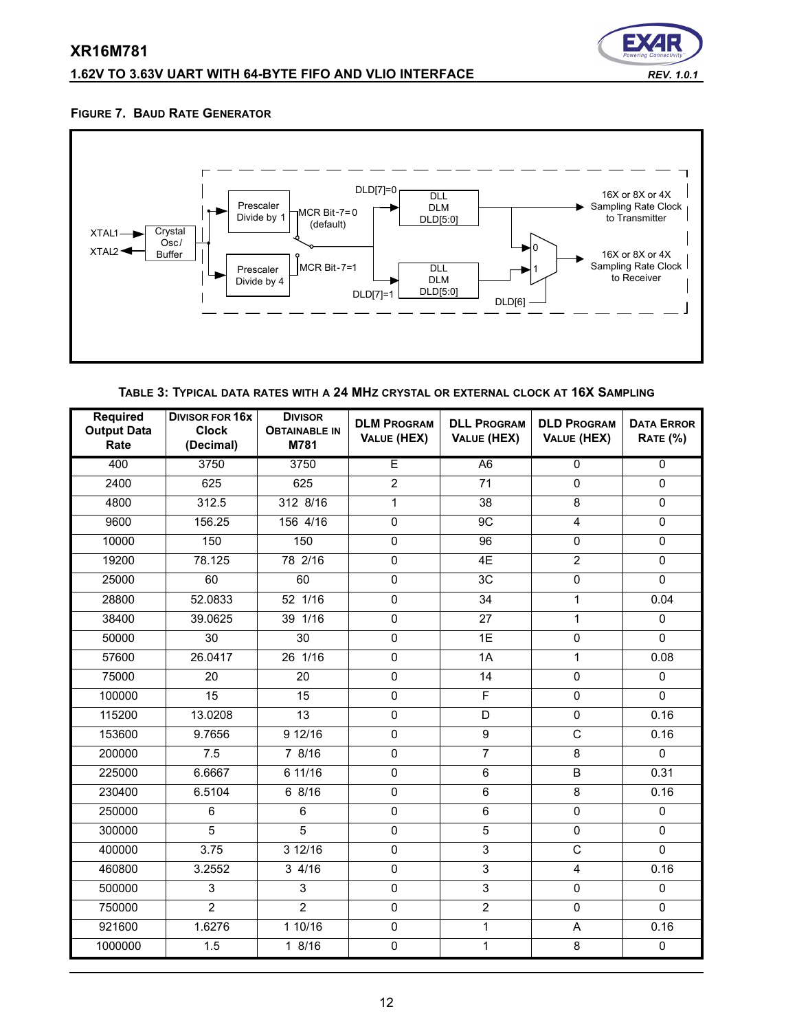**FIGURE 7. BAUD RATE GENERATOR**

XTAL1, XTAL2, Crystal Osc/ Buffer, Prescaler Divide by 1, Prescaler Divide by 4, MCR Bit-7=0 (default), MCR Bit-7=1, DLD[7]=0, DLD[7]=1, DLL DLM DLD[5:0], DLL DLM DLD[5:0], DLD[6], 0, 1, 16X or 8X or 4X Sampling Rate Clock to Transmitter, 16X or 8X or 4X Sampling Rate Clock to Receiver

**TABLE 3: TYPICAL DATA RATES WITH A 24 MHZ CRYSTAL OR EXTERNAL CLOCK AT 16X SAMPLING**

| Required Output Data Rate | Divisor for 16x Clock (Decimal) | Divisor Obtainable in M781 | DLM Program Value (HEX) | DLL Program Value (HEX) | DLD Program Value (HEX) | Data Error Rate (%) |
|---|---|---|---|---|---|---|
| 400 | 3750 | 3750 | E | A6 | 0 | 0 |
| 2400 | 625 | 625 | 2 | 71 | 0 | 0 |
| 4800 | 312.5 | 312 8/16 | 1 | 38 | 8 | 0 |
| 9600 | 156.25 | 156 4/16 | 0 | 9C | 4 | 0 |
| 10000 | 150 | 150 | 0 | 96 | 0 | 0 |
| 19200 | 78.125 | 78 2/16 | 0 | 4E | 2 | 0 |
| 25000 | 60 | 60 | 0 | 3C | 0 | 0 |
| 28800 | 52.0833 | 52 1/16 | 0 | 34 | 1 | 0.04 |
| 38400 | 39.0625 | 39 1/16 | 0 | 27 | 1 | 0 |
| 50000 | 30 | 30 | 0 | 1E | 0 | 0 |
| 57600 | 26.0417 | 26 1/16 | 0 | 1A | 1 | 0.08 |
| 75000 | 20 | 20 | 0 | 14 | 0 | 0 |
| 100000 | 15 | 15 | 0 | F | 0 | 0 |
| 115200 | 13.0208 | 13 | 0 | D | 0 | 0.16 |
| 153600 | 9.7656 | 9 12/16 | 0 | 9 | C | 0.16 |
| 200000 | 7.5 | 7 8/16 | 0 | 7 | 8 | 0 |
| 225000 | 6.6667 | 6 11/16 | 0 | 6 | B | 0.31 |
| 230400 | 6.5104 | 6 8/16 | 0 | 6 | 8 | 0.16 |
| 250000 | 6 | 6 | 0 | 6 | 0 | 0 |
| 300000 | 5 | 5 | 0 | 5 | 0 | 0 |
| 400000 | 3.75 | 3 12/16 | 0 | 3 | C | 0 |
| 460800 | 3.2552 | 3 4/16 | 0 | 3 | 4 | 0.16 |
| 500000 | 3 | 3 | 0 | 3 | 0 | 0 |
| 750000 | 2 | 2 | 0 | 2 | 0 | 0 |
| 921600 | 1.6276 | 1 10/16 | 0 | 1 | A | 0.16 |
| 1000000 | 1.5 | 1 8/16 | 0 | 1 | 8 | 0 |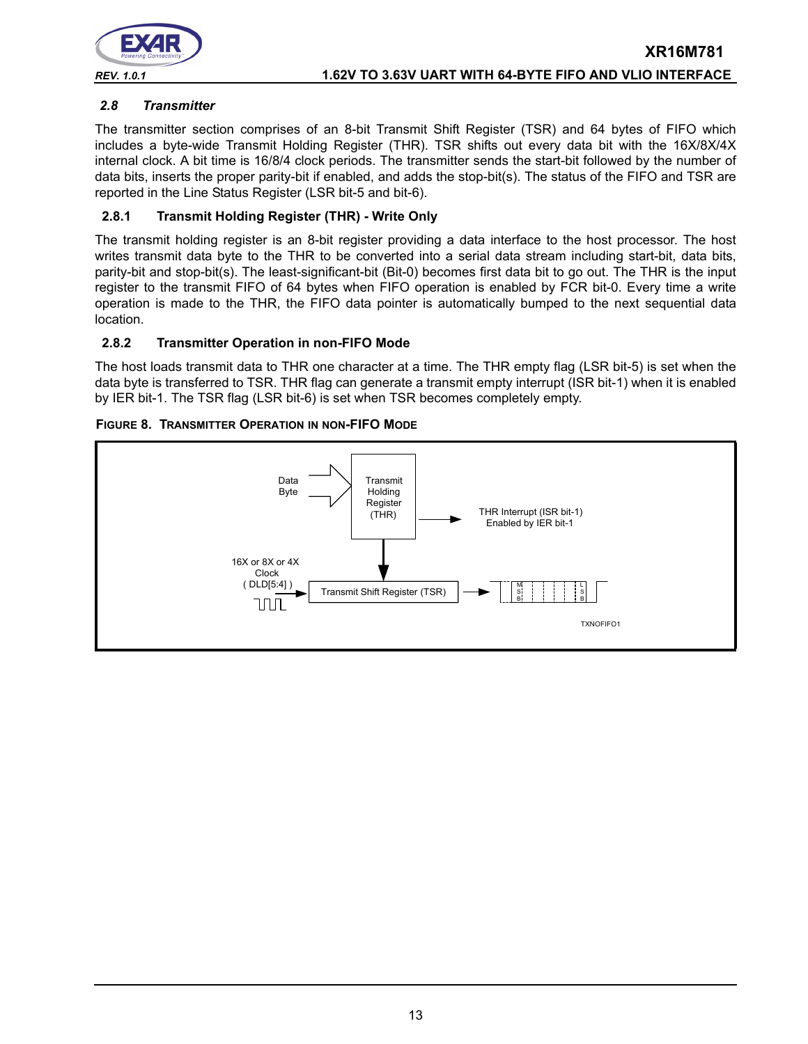### 2.8 Transmitter

The transmitter section comprises of an 8-bit Transmit Shift Register (TSR) and 64 bytes of FIFO which includes a byte-wide Transmit Holding Register (THR). TSR shifts out every data bit with the 16X/8X/4X internal clock. A bit time is 16/8/4 clock periods. The transmitter sends the start-bit followed by the number of data bits, inserts the proper parity-bit if enabled, and adds the stop-bit(s). The status of the FIFO and TSR are reported in the Line Status Register (LSR bit-5 and bit-6).

#### 2.8.1 Transmit Holding Register (THR) - Write Only

The transmit holding register is an 8-bit register providing a data interface to the host processor. The host writes transmit data byte to the THR to be converted into a serial data stream including start-bit, data bits, parity-bit and stop-bit(s). The least-significant-bit (Bit-0) becomes first data bit to go out. The THR is the input register to the transmit FIFO of 64 bytes when FIFO operation is enabled by FCR bit-0. Every time a write operation is made to the THR, the FIFO data pointer is automatically bumped to the next sequential data location.

#### 2.8.2 Transmitter Operation in non-FIFO Mode

The host loads transmit data to THR one character at a time. The THR empty flag (LSR bit-5) is set when the data byte is transferred to TSR. THR flag can generate a transmit empty interrupt (ISR bit-1) when it is enabled by IER bit-1. The TSR flag (LSR bit-6) is set when TSR becomes completely empty.

**FIGURE 8. TRANSMITTER OPERATION IN NON-FIFO MODE**

Data Byte → Transmit Holding Register (THR) → THR Interrupt (ISR bit-1) Enabled by IER bit-1

16X or 8X or 4X Clock ( DLD[5:4] ) → Transmit Shift Register (TSR) → MSB ... LSB

TXNOFIFO1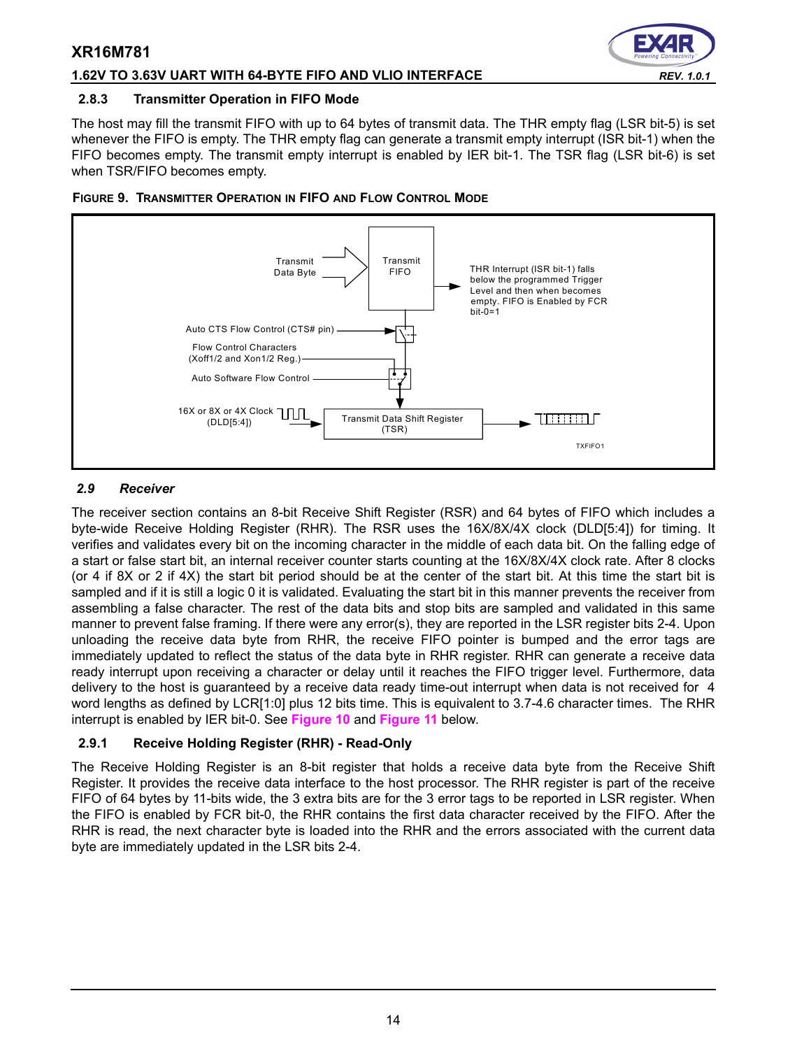### 2.8.3 Transmitter Operation in FIFO Mode

The host may fill the transmit FIFO with up to 64 bytes of transmit data. The THR empty flag (LSR bit-5) is set whenever the FIFO is empty. The THR empty flag can generate a transmit empty interrupt (ISR bit-1) when the FIFO becomes empty. The transmit empty interrupt is enabled by IER bit-1. The TSR flag (LSR bit-6) is set when TSR/FIFO becomes empty.

**FIGURE 9. TRANSMITTER OPERATION IN FIFO AND FLOW CONTROL MODE**

Transmit Data Byte

Transmit FIFO

THR Interrupt (ISR bit-1) falls below the programmed Trigger Level and then when becomes empty. FIFO is Enabled by FCR bit-0=1

Auto CTS Flow Control (CTS# pin)

Flow Control Characters (Xoff1/2 and Xon1/2 Reg.)

Auto Software Flow Control

16X or 8X or 4X Clock (DLD[5:4])

Transmit Data Shift Register (TSR)

TXFIFO1

## *2.9 Receiver*

The receiver section contains an 8-bit Receive Shift Register (RSR) and 64 bytes of FIFO which includes a byte-wide Receive Holding Register (RHR). The RSR uses the 16X/8X/4X clock (DLD[5:4]) for timing. It verifies and validates every bit on the incoming character in the middle of each data bit. On the falling edge of a start or false start bit, an internal receiver counter starts counting at the 16X/8X/4X clock rate. After 8 clocks (or 4 if 8X or 2 if 4X) the start bit period should be at the center of the start bit. At this time the start bit is sampled and if it is still a logic 0 it is validated. Evaluating the start bit in this manner prevents the receiver from assembling a false character. The rest of the data bits and stop bits are sampled and validated in this same manner to prevent false framing. If there were any error(s), they are reported in the LSR register bits 2-4. Upon unloading the receive data byte from RHR, the receive FIFO pointer is bumped and the error tags are immediately updated to reflect the status of the data byte in RHR register. RHR can generate a receive data ready interrupt upon receiving a character or delay until it reaches the FIFO trigger level. Furthermore, data delivery to the host is guaranteed by a receive data ready time-out interrupt when data is not received for 4 word lengths as defined by LCR[1:0] plus 12 bits time. This is equivalent to 3.7-4.6 character times. The RHR interrupt is enabled by IER bit-0. See **Figure 10** and **Figure 11** below.

### 2.9.1 Receive Holding Register (RHR) - Read-Only

The Receive Holding Register is an 8-bit register that holds a receive data byte from the Receive Shift Register. It provides the receive data interface to the host processor. The RHR register is part of the receive FIFO of 64 bytes by 11-bits wide, the 3 extra bits are for the 3 error tags to be reported in LSR register. When the FIFO is enabled by FCR bit-0, the RHR contains the first data character received by the FIFO. After the RHR is read, the next character byte is loaded into the RHR and the errors associated with the current data byte are immediately updated in the LSR bits 2-4.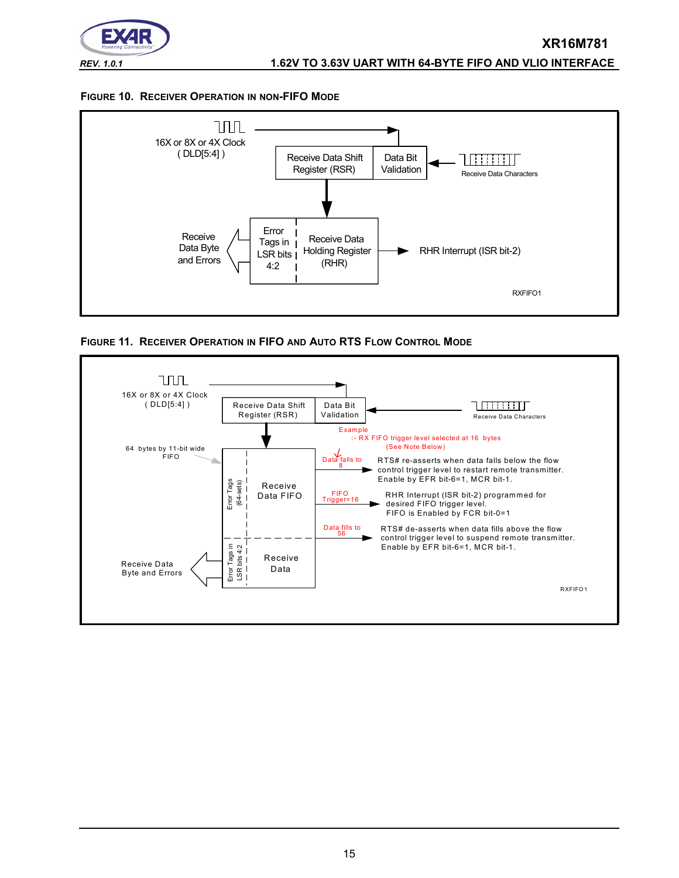### FIGURE 10. RECEIVER OPERATION IN NON-FIFO MODE

16X or 8X or 4X Clock ( DLD[5:4] )

Receive Data Shift Register (RSR)

Data Bit Validation

Receive Data Characters

Receive Data Byte and Errors

Error Tags in LSR bits 4:2

Receive Data Holding Register (RHR)

RHR Interrupt (ISR bit-2)

RXFIFO1

### FIGURE 11. RECEIVER OPERATION IN FIFO AND AUTO RTS FLOW CONTROL MODE

16X or 8X or 4X Clock ( DLD[5:4] )

Receive Data Shift Register (RSR)

Data Bit Validation

Receive Data Characters

Example
:- RX FIFO trigger level selected at 16 bytes
(See Note Below)

64 bytes by 11-bit wide FIFO

Error Tags (64-sets)

Receive Data FIFO

Data falls to 8 — RTS# re-asserts when data falls below the flow control trigger level to restart remote transmitter. Enable by EFR bit-6=1, MCR bit-1.

FIFO Trigger=16 — RHR Interrupt (ISR bit-2) programmed for desired FIFO trigger level. FIFO is Enabled by FCR bit-0=1

Data fills to 56 — RTS# de-asserts when data fills above the flow control trigger level to suspend remote transmitter. Enable by EFR bit-6=1, MCR bit-1.

Receive Data Byte and Errors

Error Tags in LSR bits 4:2

Receive Data

RXFIFO1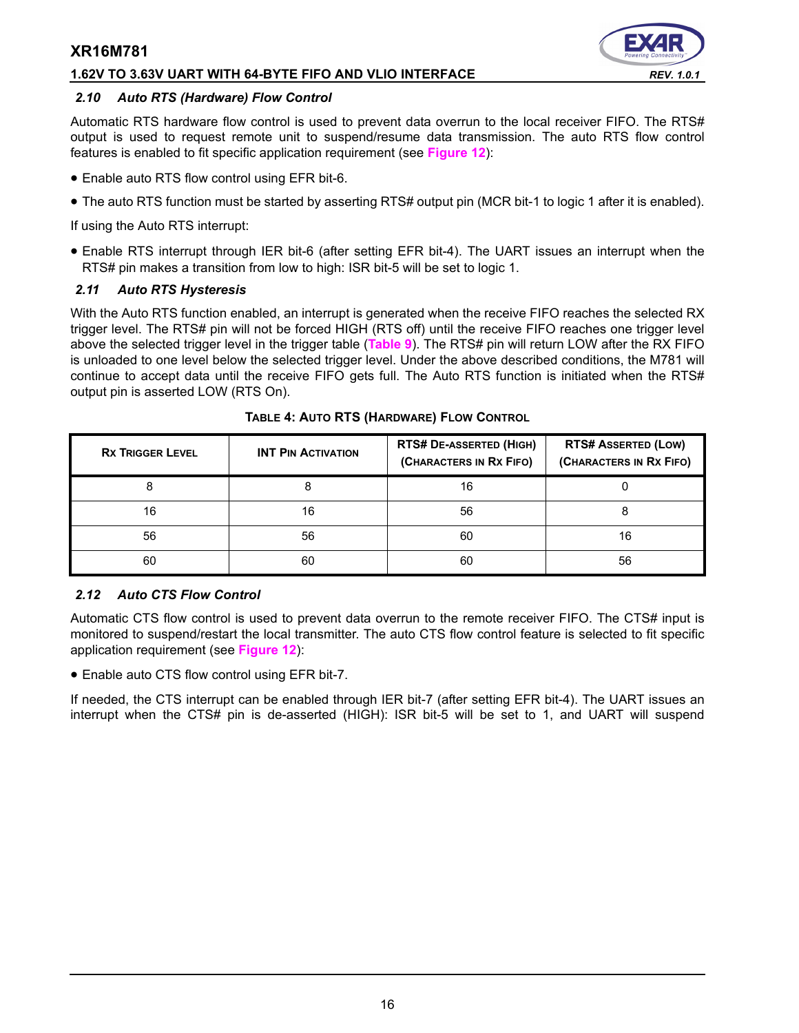### 2.10 Auto RTS (Hardware) Flow Control

Automatic RTS hardware flow control is used to prevent data overrun to the local receiver FIFO. The RTS# output is used to request remote unit to suspend/resume data transmission. The auto RTS flow control features is enabled to fit specific application requirement (see **Figure 12**):

- Enable auto RTS flow control using EFR bit-6.
- The auto RTS function must be started by asserting RTS# output pin (MCR bit-1 to logic 1 after it is enabled).

If using the Auto RTS interrupt:

- Enable RTS interrupt through IER bit-6 (after setting EFR bit-4). The UART issues an interrupt when the RTS# pin makes a transition from low to high: ISR bit-5 will be set to logic 1.

### 2.11 Auto RTS Hysteresis

With the Auto RTS function enabled, an interrupt is generated when the receive FIFO reaches the selected RX trigger level. The RTS# pin will not be forced HIGH (RTS off) until the receive FIFO reaches one trigger level above the selected trigger level in the trigger table (**Table 9**). The RTS# pin will return LOW after the RX FIFO is unloaded to one level below the selected trigger level. Under the above described conditions, the M781 will continue to accept data until the receive FIFO gets full. The Auto RTS function is initiated when the RTS# output pin is asserted LOW (RTS On).

**TABLE 4: AUTO RTS (HARDWARE) FLOW CONTROL**

| RX TRIGGER LEVEL | INT PIN ACTIVATION | RTS# DE-ASSERTED (HIGH) (CHARACTERS IN RX FIFO) | RTS# ASSERTED (LOW) (CHARACTERS IN RX FIFO) |
|---|---|---|---|
| 8 | 8 | 16 | 0 |
| 16 | 16 | 56 | 8 |
| 56 | 56 | 60 | 16 |
| 60 | 60 | 60 | 56 |

### 2.12 Auto CTS Flow Control

Automatic CTS flow control is used to prevent data overrun to the remote receiver FIFO. The CTS# input is monitored to suspend/restart the local transmitter. The auto CTS flow control feature is selected to fit specific application requirement (see **Figure 12**):

- Enable auto CTS flow control using EFR bit-7.

If needed, the CTS interrupt can be enabled through IER bit-7 (after setting EFR bit-4). The UART issues an interrupt when the CTS# pin is de-asserted (HIGH): ISR bit-5 will be set to 1, and UART will suspend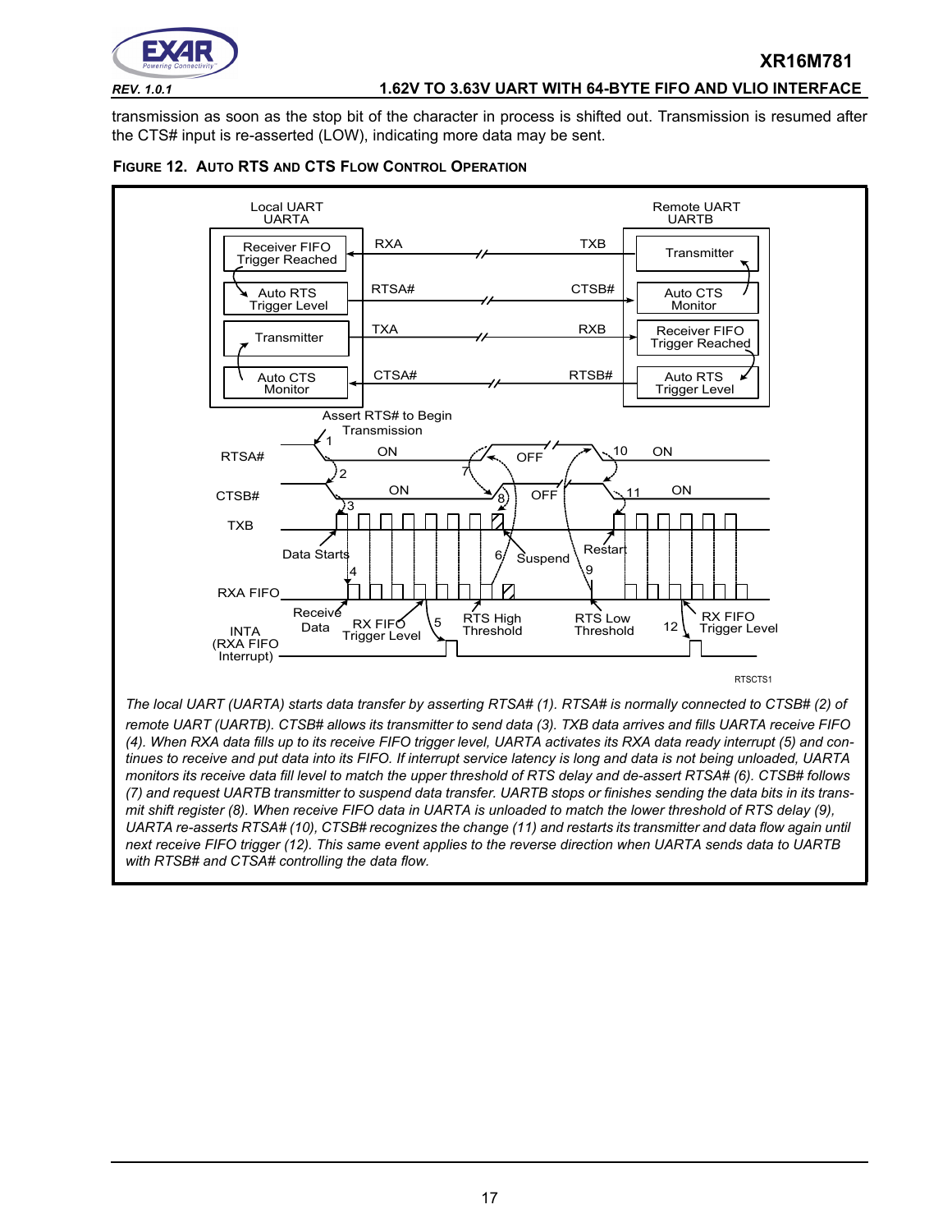transmission as soon as the stop bit of the character in process is shifted out. Transmission is resumed after the CTS# input is re-asserted (LOW), indicating more data may be sent.

**FIGURE 12. AUTO RTS AND CTS FLOW CONTROL OPERATION**

*The local UART (UARTA) starts data transfer by asserting RTSA# (1). RTSA# is normally connected to CTSB# (2) of remote UART (UARTB). CTSB# allows its transmitter to send data (3). TXB data arrives and fills UARTA receive FIFO (4). When RXA data fills up to its receive FIFO trigger level, UARTA activates its RXA data ready interrupt (5) and continues to receive and put data into its FIFO. If interrupt service latency is long and data is not being unloaded, UARTA monitors its receive data fill level to match the upper threshold of RTS delay and de-assert RTSA# (6). CTSB# follows (7) and request UARTB transmitter to suspend data transfer. UARTB stops or finishes sending the data bits in its transmit shift register (8). When receive FIFO data in UARTA is unloaded to match the lower threshold of RTS delay (9), UARTA re-asserts RTSA# (10), CTSB# recognizes the change (11) and restarts its transmitter and data flow again until next receive FIFO trigger (12). This same event applies to the reverse direction when UARTA sends data to UARTB with RTSB# and CTSA# controlling the data flow.*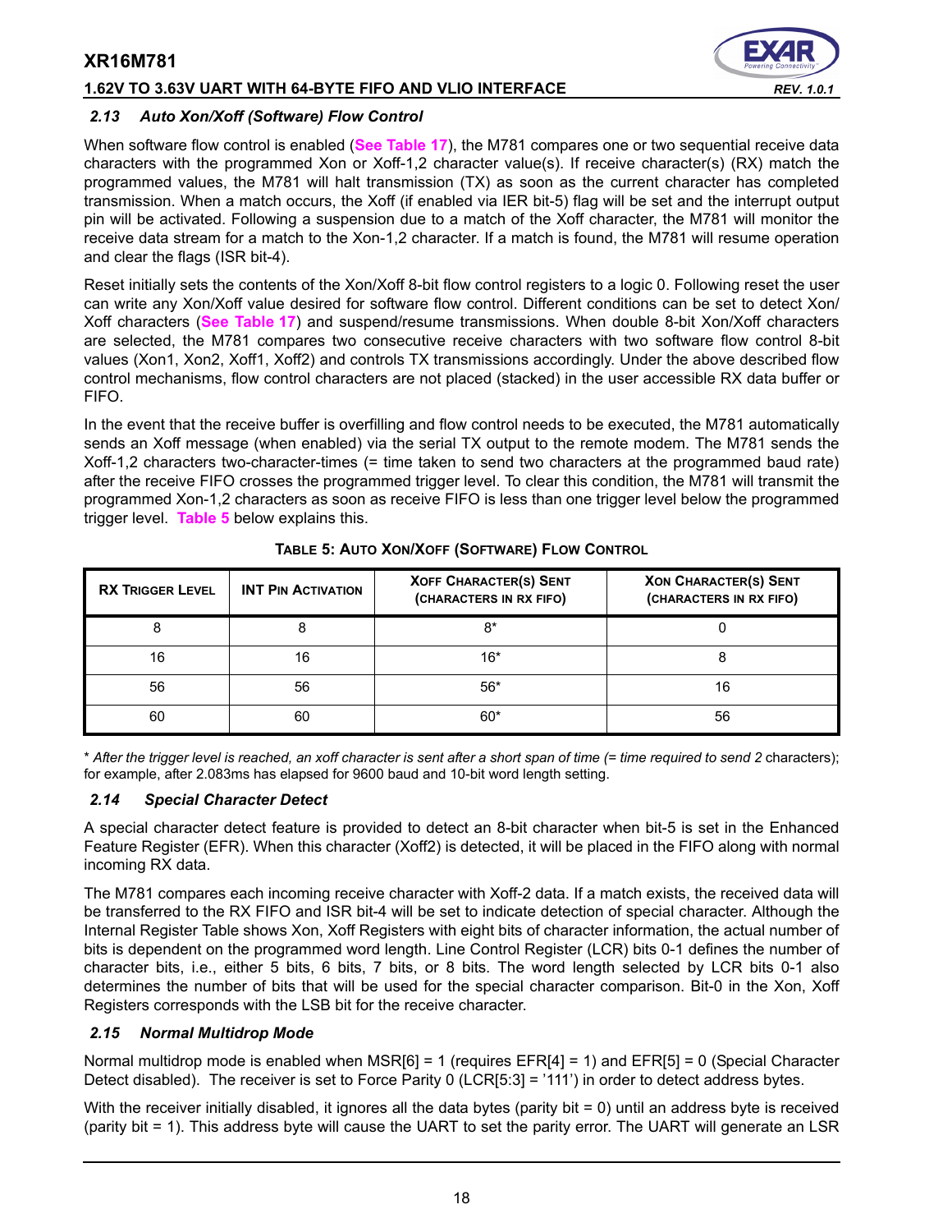### 2.13 Auto Xon/Xoff (Software) Flow Control

When software flow control is enabled (**See Table 17**), the M781 compares one or two sequential receive data characters with the programmed Xon or Xoff-1,2 character value(s). If receive character(s) (RX) match the programmed values, the M781 will halt transmission (TX) as soon as the current character has completed transmission. When a match occurs, the Xoff (if enabled via IER bit-5) flag will be set and the interrupt output pin will be activated. Following a suspension due to a match of the Xoff character, the M781 will monitor the receive data stream for a match to the Xon-1,2 character. If a match is found, the M781 will resume operation and clear the flags (ISR bit-4).

Reset initially sets the contents of the Xon/Xoff 8-bit flow control registers to a logic 0. Following reset the user can write any Xon/Xoff value desired for software flow control. Different conditions can be set to detect Xon/Xoff characters (**See Table 17**) and suspend/resume transmissions. When double 8-bit Xon/Xoff characters are selected, the M781 compares two consecutive receive characters with two software flow control 8-bit values (Xon1, Xon2, Xoff1, Xoff2) and controls TX transmissions accordingly. Under the above described flow control mechanisms, flow control characters are not placed (stacked) in the user accessible RX data buffer or FIFO.

In the event that the receive buffer is overfilling and flow control needs to be executed, the M781 automatically sends an Xoff message (when enabled) via the serial TX output to the remote modem. The M781 sends the Xoff-1,2 characters two-character-times (= time taken to send two characters at the programmed baud rate) after the receive FIFO crosses the programmed trigger level. To clear this condition, the M781 will transmit the programmed Xon-1,2 characters as soon as receive FIFO is less than one trigger level below the programmed trigger level. **Table 5** below explains this.

**TABLE 5: AUTO XON/XOFF (SOFTWARE) FLOW CONTROL**

| RX TRIGGER LEVEL | INT PIN ACTIVATION | XOFF CHARACTER(S) SENT (CHARACTERS IN RX FIFO) | XON CHARACTER(S) SENT (CHARACTERS IN RX FIFO) |
|---|---|---|---|
| 8 | 8 | 8* | 0 |
| 16 | 16 | 16* | 8 |
| 56 | 56 | 56* | 16 |
| 60 | 60 | 60* | 56 |

* *After the trigger level is reached, an xoff character is sent after a short span of time (= time required to send 2* characters); for example, after 2.083ms has elapsed for 9600 baud and 10-bit word length setting.

### 2.14 Special Character Detect

A special character detect feature is provided to detect an 8-bit character when bit-5 is set in the Enhanced Feature Register (EFR). When this character (Xoff2) is detected, it will be placed in the FIFO along with normal incoming RX data.

The M781 compares each incoming receive character with Xoff-2 data. If a match exists, the received data will be transferred to the RX FIFO and ISR bit-4 will be set to indicate detection of special character. Although the Internal Register Table shows Xon, Xoff Registers with eight bits of character information, the actual number of bits is dependent on the programmed word length. Line Control Register (LCR) bits 0-1 defines the number of character bits, i.e., either 5 bits, 6 bits, 7 bits, or 8 bits. The word length selected by LCR bits 0-1 also determines the number of bits that will be used for the special character comparison. Bit-0 in the Xon, Xoff Registers corresponds with the LSB bit for the receive character.

### 2.15 Normal Multidrop Mode

Normal multidrop mode is enabled when MSR[6] = 1 (requires EFR[4] = 1) and EFR[5] = 0 (Special Character Detect disabled). The receiver is set to Force Parity 0 (LCR[5:3] = '111') in order to detect address bytes.

With the receiver initially disabled, it ignores all the data bytes (parity bit = 0) until an address byte is received (parity bit = 1). This address byte will cause the UART to set the parity error. The UART will generate an LSR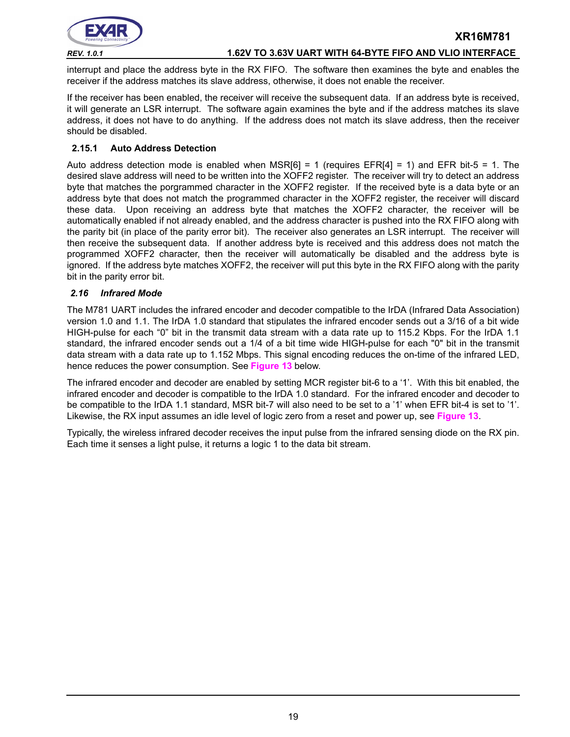interrupt and place the address byte in the RX FIFO. The software then examines the byte and enables the receiver if the address matches its slave address, otherwise, it does not enable the receiver.

If the receiver has been enabled, the receiver will receive the subsequent data. If an address byte is received, it will generate an LSR interrupt. The software again examines the byte and if the address matches its slave address, it does not have to do anything. If the address does not match its slave address, then the receiver should be disabled.

### 2.15.1 Auto Address Detection

Auto address detection mode is enabled when MSR[6] = 1 (requires EFR[4] = 1) and EFR bit-5 = 1. The desired slave address will need to be written into the XOFF2 register. The receiver will try to detect an address byte that matches the porgrammed character in the XOFF2 register. If the received byte is a data byte or an address byte that does not match the programmed character in the XOFF2 register, the receiver will discard these data. Upon receiving an address byte that matches the XOFF2 character, the receiver will be automatically enabled if not already enabled, and the address character is pushed into the RX FIFO along with the parity bit (in place of the parity error bit). The receiver also generates an LSR interrupt. The receiver will then receive the subsequent data. If another address byte is received and this address does not match the programmed XOFF2 character, then the receiver will automatically be disabled and the address byte is ignored. If the address byte matches XOFF2, the receiver will put this byte in the RX FIFO along with the parity bit in the parity error bit.

## *2.16 Infrared Mode*

The M781 UART includes the infrared encoder and decoder compatible to the IrDA (Infrared Data Association) version 1.0 and 1.1. The IrDA 1.0 standard that stipulates the infrared encoder sends out a 3/16 of a bit wide HIGH-pulse for each “0” bit in the transmit data stream with a data rate up to 115.2 Kbps. For the IrDA 1.1 standard, the infrared encoder sends out a 1/4 of a bit time wide HIGH-pulse for each "0" bit in the transmit data stream with a data rate up to 1.152 Mbps. This signal encoding reduces the on-time of the infrared LED, hence reduces the power consumption. See **Figure 13** below.

The infrared encoder and decoder are enabled by setting MCR register bit-6 to a ‘1’. With this bit enabled, the infrared encoder and decoder is compatible to the IrDA 1.0 standard. For the infrared encoder and decoder to be compatible to the IrDA 1.1 standard, MSR bit-7 will also need to be set to a ’1’ when EFR bit-4 is set to ’1’. Likewise, the RX input assumes an idle level of logic zero from a reset and power up, see **Figure 13**.

Typically, the wireless infrared decoder receives the input pulse from the infrared sensing diode on the RX pin. Each time it senses a light pulse, it returns a logic 1 to the data bit stream.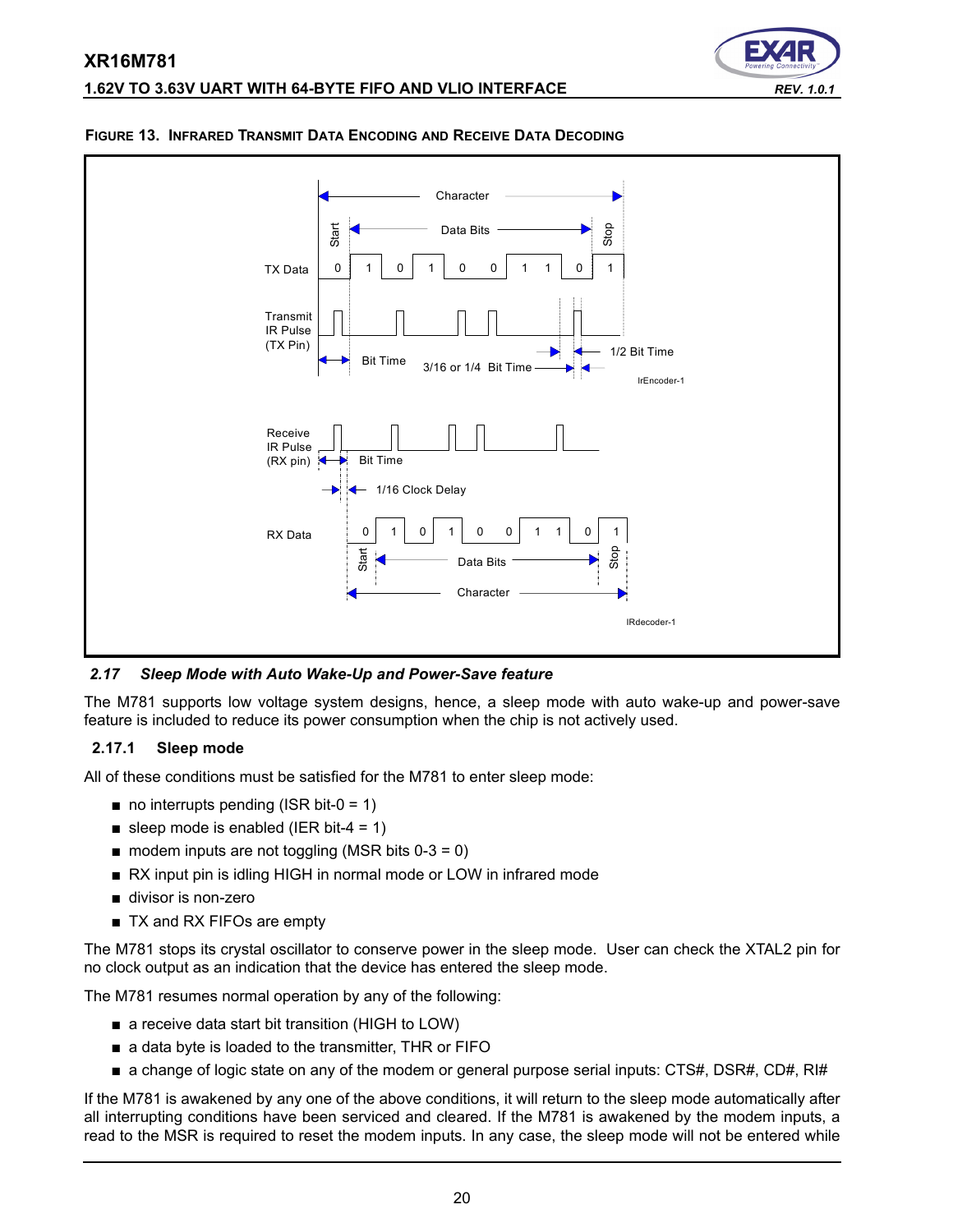**FIGURE 13. INFRARED TRANSMIT DATA ENCODING AND RECEIVE DATA DECODING**

### *2.17 Sleep Mode with Auto Wake-Up and Power-Save feature*

The M781 supports low voltage system designs, hence, a sleep mode with auto wake-up and power-save feature is included to reduce its power consumption when the chip is not actively used.

#### 2.17.1 Sleep mode

All of these conditions must be satisfied for the M781 to enter sleep mode:

- no interrupts pending (ISR bit-0 = 1)
- sleep mode is enabled (IER bit-4 = 1)
- modem inputs are not toggling (MSR bits 0-3 = 0)
- RX input pin is idling HIGH in normal mode or LOW in infrared mode
- divisor is non-zero
- TX and RX FIFOs are empty

The M781 stops its crystal oscillator to conserve power in the sleep mode. User can check the XTAL2 pin for no clock output as an indication that the device has entered the sleep mode.

The M781 resumes normal operation by any of the following:

- a receive data start bit transition (HIGH to LOW)
- a data byte is loaded to the transmitter, THR or FIFO
- a change of logic state on any of the modem or general purpose serial inputs: CTS#, DSR#, CD#, RI#

If the M781 is awakened by any one of the above conditions, it will return to the sleep mode automatically after all interrupting conditions have been serviced and cleared. If the M781 is awakened by the modem inputs, a read to the MSR is required to reset the modem inputs. In any case, the sleep mode will not be entered while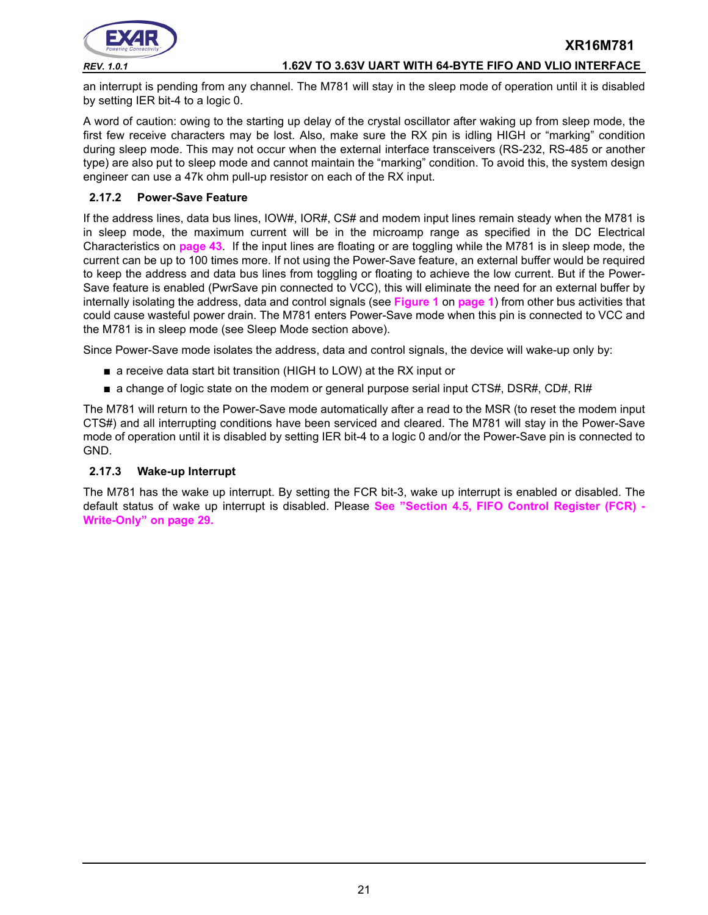an interrupt is pending from any channel. The M781 will stay in the sleep mode of operation until it is disabled by setting IER bit-4 to a logic 0.

A word of caution: owing to the starting up delay of the crystal oscillator after waking up from sleep mode, the first few receive characters may be lost. Also, make sure the RX pin is idling HIGH or "marking" condition during sleep mode. This may not occur when the external interface transceivers (RS-232, RS-485 or another type) are also put to sleep mode and cannot maintain the "marking" condition. To avoid this, the system design engineer can use a 47k ohm pull-up resistor on each of the RX input.

### 2.17.2 Power-Save Feature

If the address lines, data bus lines, IOW#, IOR#, CS# and modem input lines remain steady when the M781 is in sleep mode, the maximum current will be in the microamp range as specified in the DC Electrical Characteristics on **page 43**. If the input lines are floating or are toggling while the M781 is in sleep mode, the current can be up to 100 times more. If not using the Power-Save feature, an external buffer would be required to keep the address and data bus lines from toggling or floating to achieve the low current. But if the Power-Save feature is enabled (PwrSave pin connected to VCC), this will eliminate the need for an external buffer by internally isolating the address, data and control signals (see **Figure 1** on **page 1**) from other bus activities that could cause wasteful power drain. The M781 enters Power-Save mode when this pin is connected to VCC and the M781 is in sleep mode (see Sleep Mode section above).

Since Power-Save mode isolates the address, data and control signals, the device will wake-up only by:

- a receive data start bit transition (HIGH to LOW) at the RX input or
- a change of logic state on the modem or general purpose serial input CTS#, DSR#, CD#, RI#

The M781 will return to the Power-Save mode automatically after a read to the MSR (to reset the modem input CTS#) and all interrupting conditions have been serviced and cleared. The M781 will stay in the Power-Save mode of operation until it is disabled by setting IER bit-4 to a logic 0 and/or the Power-Save pin is connected to GND.

### 2.17.3 Wake-up Interrupt

The M781 has the wake up interrupt. By setting the FCR bit-3, wake up interrupt is enabled or disabled. The default status of wake up interrupt is disabled. Please **See "Section 4.5, FIFO Control Register (FCR) - Write-Only" on page 29.**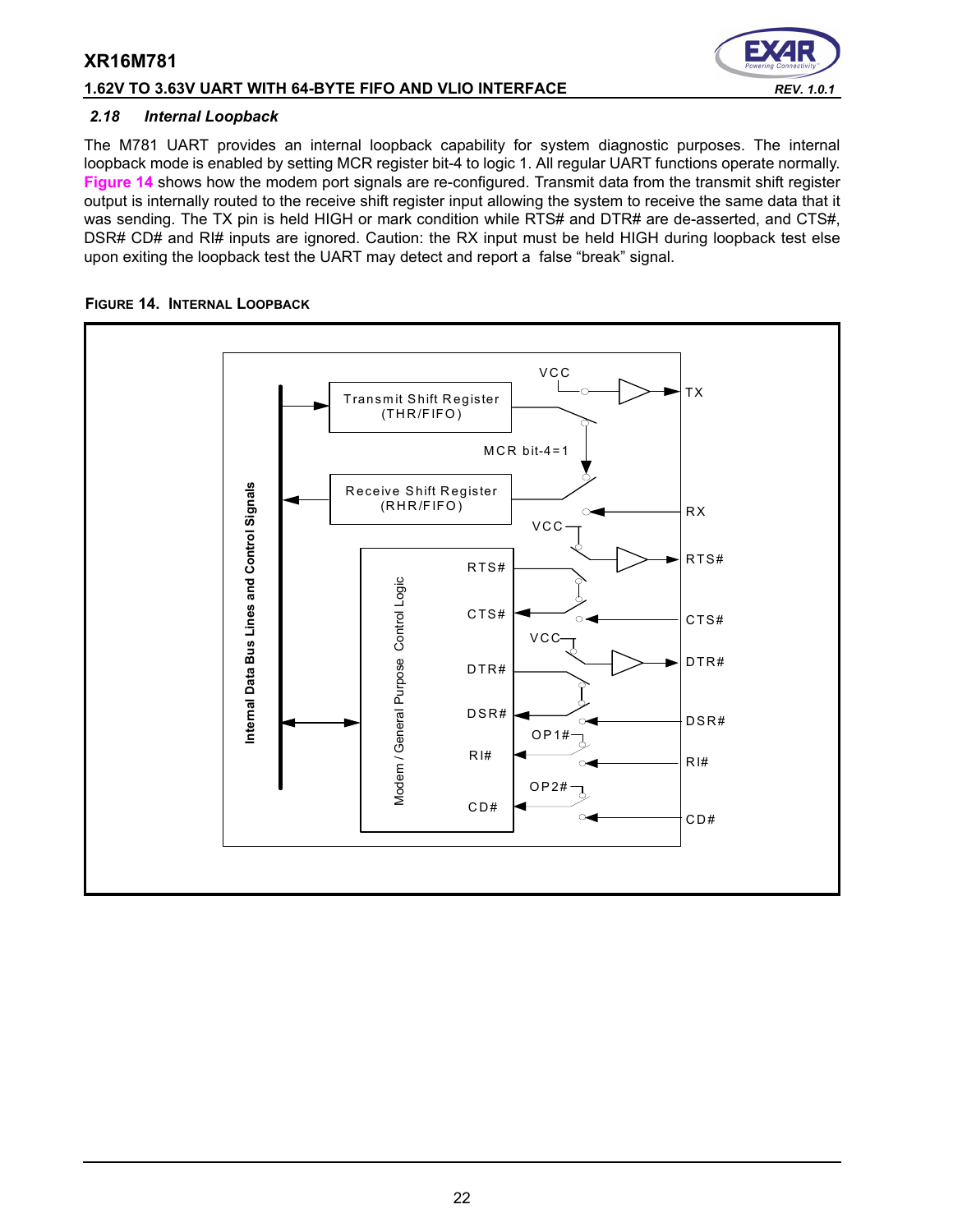### 2.18 Internal Loopback

The M781 UART provides an internal loopback capability for system diagnostic purposes. The internal loopback mode is enabled by setting MCR register bit-4 to logic 1. All regular UART functions operate normally. Figure 14 shows how the modem port signals are re-configured. Transmit data from the transmit shift register output is internally routed to the receive shift register input allowing the system to receive the same data that it was sending. The TX pin is held HIGH or mark condition while RTS# and DTR# are de-asserted, and CTS#, DSR# CD# and RI# inputs are ignored. Caution: the RX input must be held HIGH during loopback test else upon exiting the loopback test the UART may detect and report a false "break" signal.

**FIGURE 14. INTERNAL LOOPBACK**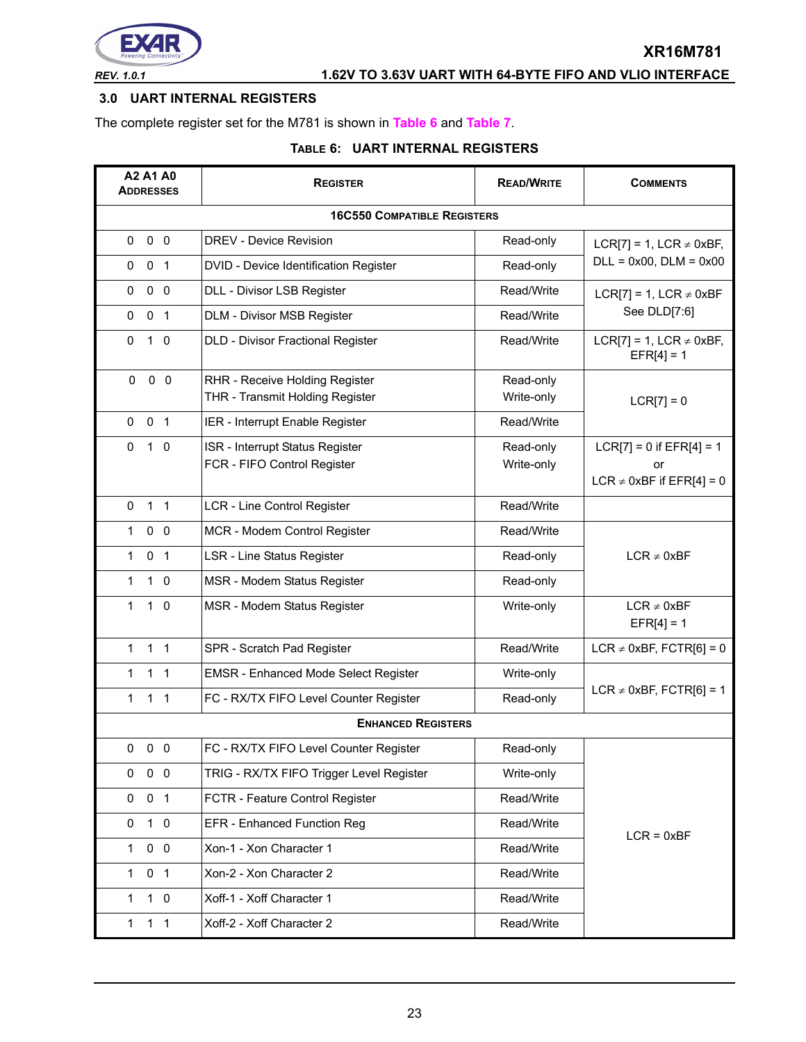## 3.0 UART INTERNAL REGISTERS

The complete register set for the M781 is shown in Table 6 and Table 7.

**TABLE 6: UART INTERNAL REGISTERS**

| A2 A1 A0 ADDRESSES | REGISTER | READ/WRITE | COMMENTS |
|---|---|---|---|
| **16C550 COMPATIBLE REGISTERS** | | | |
| 0 0 0 | DREV - Device Revision | Read-only | LCR[7] = 1, LCR ≠ 0xBF, DLL = 0x00, DLM = 0x00 |
| 0 0 1 | DVID - Device Identification Register | Read-only | |
| 0 0 0 | DLL - Divisor LSB Register | Read/Write | LCR[7] = 1, LCR ≠ 0xBF See DLD[7:6] |
| 0 0 1 | DLM - Divisor MSB Register | Read/Write | |
| 0 1 0 | DLD - Divisor Fractional Register | Read/Write | LCR[7] = 1, LCR ≠ 0xBF, EFR[4] = 1 |
| 0 0 0 | RHR - Receive Holding Register<br>THR - Transmit Holding Register | Read-only<br>Write-only | LCR[7] = 0 |
| 0 0 1 | IER - Interrupt Enable Register | Read/Write | |
| 0 1 0 | ISR - Interrupt Status Register<br>FCR - FIFO Control Register | Read-only<br>Write-only | LCR[7] = 0 if EFR[4] = 1 or LCR ≠ 0xBF if EFR[4] = 0 |
| 0 1 1 | LCR - Line Control Register | Read/Write | |
| 1 0 0 | MCR - Modem Control Register | Read/Write | LCR ≠ 0xBF |
| 1 0 1 | LSR - Line Status Register | Read-only | |
| 1 1 0 | MSR - Modem Status Register | Read-only | |
| 1 1 0 | MSR - Modem Status Register | Write-only | LCR ≠ 0xBF EFR[4] = 1 |
| 1 1 1 | SPR - Scratch Pad Register | Read/Write | LCR ≠ 0xBF, FCTR[6] = 0 |
| 1 1 1 | EMSR - Enhanced Mode Select Register | Write-only | LCR ≠ 0xBF, FCTR[6] = 1 |
| 1 1 1 | FC - RX/TX FIFO Level Counter Register | Read-only | |
| **ENHANCED REGISTERS** | | | |
| 0 0 0 | FC - RX/TX FIFO Level Counter Register | Read-only | LCR = 0xBF |
| 0 0 0 | TRIG - RX/TX FIFO Trigger Level Register | Write-only | |
| 0 0 1 | FCTR - Feature Control Register | Read/Write | |
| 0 1 0 | EFR - Enhanced Function Reg | Read/Write | |
| 1 0 0 | Xon-1 - Xon Character 1 | Read/Write | |
| 1 0 1 | Xon-2 - Xon Character 2 | Read/Write | |
| 1 1 0 | Xoff-1 - Xoff Character 1 | Read/Write | |
| 1 1 1 | Xoff-2 - Xoff Character 2 | Read/Write | |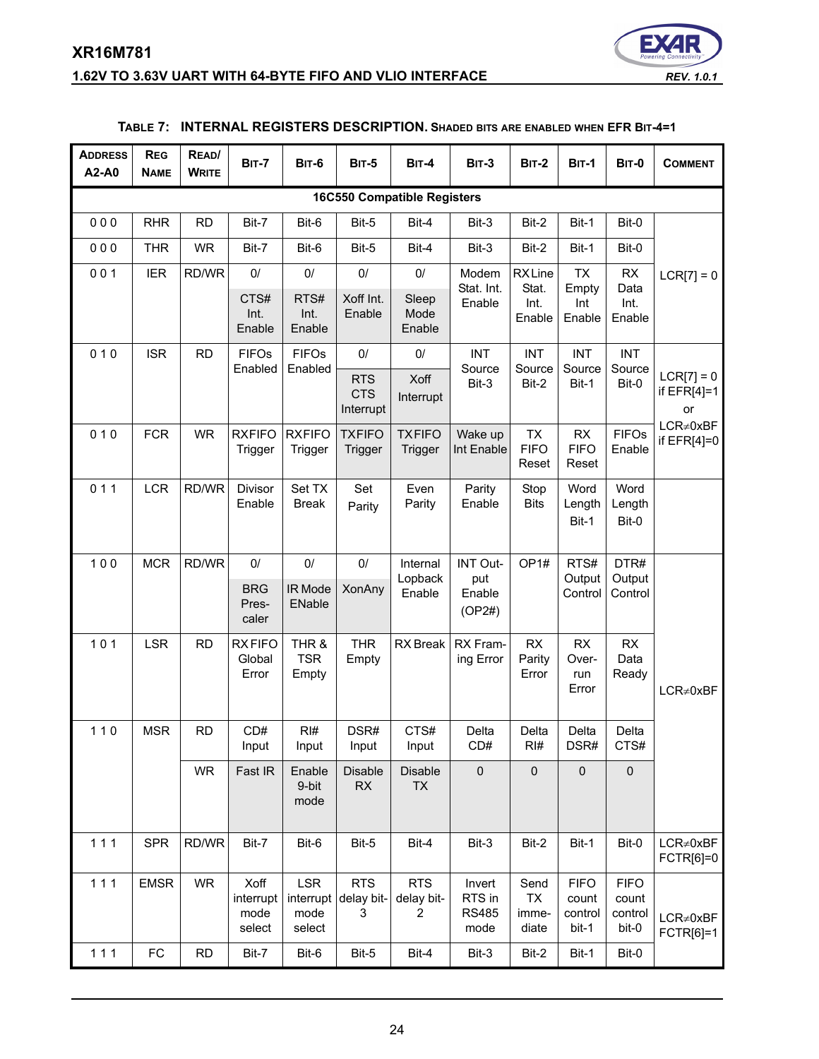**TABLE 7: INTERNAL REGISTERS DESCRIPTION.** SHADED BITS ARE ENABLED WHEN EFR BIT-4=1

| ADDRESS A2-A0 | REG NAME | READ/ WRITE | BIT-7 | BIT-6 | BIT-5 | BIT-4 | BIT-3 | BIT-2 | BIT-1 | BIT-0 | COMMENT |
|---|---|---|---|---|---|---|---|---|---|---|---|
| **16C550 Compatible Registers** | | | | | | | | | | | |
| 0 0 0 | RHR | RD | Bit-7 | Bit-6 | Bit-5 | Bit-4 | Bit-3 | Bit-2 | Bit-1 | Bit-0 | LCR[7] = 0 |
| 0 0 0 | THR | WR | Bit-7 | Bit-6 | Bit-5 | Bit-4 | Bit-3 | Bit-2 | Bit-1 | Bit-0 | |
| 0 0 1 | IER | RD/WR | 0/ CTS# Int. Enable | 0/ RTS# Int. Enable | 0/ Xoff Int. Enable | 0/ Sleep Mode Enable | Modem Stat. Int. Enable | RX Line Stat. Int. Enable | TX Empty Int Enable | RX Data Int. Enable | |
| 0 1 0 | ISR | RD | FIFOs Enabled | FIFOs Enabled | 0/ RTS CTS Interrupt | 0/ Xoff Interrupt | INT Source Bit-3 | INT Source Bit-2 | INT Source Bit-1 | INT Source Bit-0 | LCR[7] = 0 if EFR[4]=1 or LCR≠0xBF if EFR[4]=0 |
| 0 1 0 | FCR | WR | RXFIFO Trigger | RXFIFO Trigger | TXFIFO Trigger | TXFIFO Trigger | Wake up Int Enable | TX FIFO Reset | RX FIFO Reset | FIFOs Enable | |
| 0 1 1 | LCR | RD/WR | Divisor Enable | Set TX Break | Set Parity | Even Parity | Parity Enable | Stop Bits | Word Length Bit-1 | Word Length Bit-0 | |
| 1 0 0 | MCR | RD/WR | 0/ BRG Pres-caler | 0/ IR Mode ENable | 0/ XonAny | Internal Lopback Enable | INT Out-put Enable (OP2#) | OP1# | RTS# Output Control | DTR# Output Control | LCR≠0xBF |
| 1 0 1 | LSR | RD | RX FIFO Global Error | THR & TSR Empty | THR Empty | RX Break | RX Fram-ing Error | RX Parity Error | RX Over-run Error | RX Data Ready | |
| 1 1 0 | MSR | RD | CD# Input | RI# Input | DSR# Input | CTS# Input | Delta CD# | Delta RI# | Delta DSR# | Delta CTS# | |
| | | WR | Fast IR | Enable 9-bit mode | Disable RX | Disable TX | 0 | 0 | 0 | 0 | |
| 1 1 1 | SPR | RD/WR | Bit-7 | Bit-6 | Bit-5 | Bit-4 | Bit-3 | Bit-2 | Bit-1 | Bit-0 | LCR≠0xBF FCTR[6]=0 |
| 1 1 1 | EMSR | WR | Xoff interrupt mode select | LSR interrupt mode select | RTS delay bit-3 | RTS delay bit-2 | Invert RTS in RS485 mode | Send TX imme-diate | FIFO count control bit-1 | FIFO count control bit-0 | LCR≠0xBF FCTR[6]=1 |
| 1 1 1 | FC | RD | Bit-7 | Bit-6 | Bit-5 | Bit-4 | Bit-3 | Bit-2 | Bit-1 | Bit-0 | |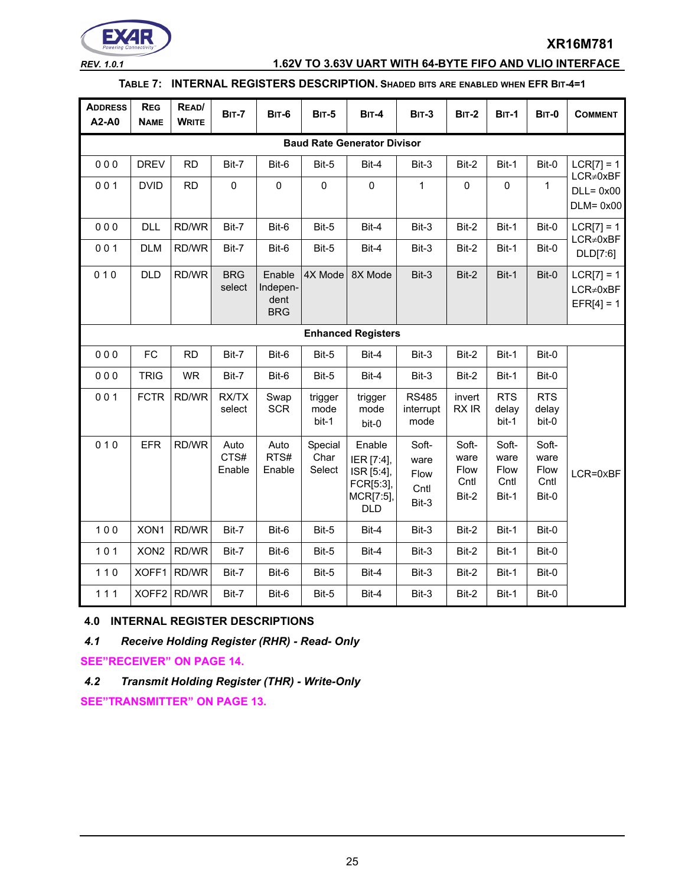**TABLE 7: INTERNAL REGISTERS DESCRIPTION. SHADED BITS ARE ENABLED WHEN EFR BIT-4=1**

| ADDRESS A2-A0 | REG NAME | READ/ WRITE | BIT-7 | BIT-6 | BIT-5 | BIT-4 | BIT-3 | BIT-2 | BIT-1 | BIT-0 | COMMENT |
|---|---|---|---|---|---|---|---|---|---|---|---|
| **Baud Rate Generator Divisor** | | | | | | | | | | | |
| 0 0 0 | DREV | RD | Bit-7 | Bit-6 | Bit-5 | Bit-4 | Bit-3 | Bit-2 | Bit-1 | Bit-0 | LCR[7] = 1 LCR≠0xBF DLL= 0x00 DLM= 0x00 |
| 0 0 1 | DVID | RD | 0 | 0 | 0 | 0 | 1 | 0 | 0 | 1 | |
| 0 0 0 | DLL | RD/WR | Bit-7 | Bit-6 | Bit-5 | Bit-4 | Bit-3 | Bit-2 | Bit-1 | Bit-0 | LCR[7] = 1 LCR≠0xBF DLD[7:6] |
| 0 0 1 | DLM | RD/WR | Bit-7 | Bit-6 | Bit-5 | Bit-4 | Bit-3 | Bit-2 | Bit-1 | Bit-0 | |
| 0 1 0 | DLD | RD/WR | BRG select | Enable Independent BRG | 4X Mode | 8X Mode | Bit-3 | Bit-2 | Bit-1 | Bit-0 | LCR[7] = 1 LCR≠0xBF EFR[4] = 1 |
| **Enhanced Registers** | | | | | | | | | | | |
| 0 0 0 | FC | RD | Bit-7 | Bit-6 | Bit-5 | Bit-4 | Bit-3 | Bit-2 | Bit-1 | Bit-0 | LCR=0xBF |
| 0 0 0 | TRIG | WR | Bit-7 | Bit-6 | Bit-5 | Bit-4 | Bit-3 | Bit-2 | Bit-1 | Bit-0 | |
| 0 0 1 | FCTR | RD/WR | RX/TX select | Swap SCR | trigger mode bit-1 | trigger mode bit-0 | RS485 interrupt mode | invert RX IR | RTS delay bit-1 | RTS delay bit-0 | |
| 0 1 0 | EFR | RD/WR | Auto CTS# Enable | Auto RTS# Enable | Special Char Select | Enable IER [7:4], ISR [5:4], FCR[5:3], MCR[7:5], DLD | Software Flow Cntl Bit-3 | Software Flow Cntl Bit-2 | Software Flow Cntl Bit-1 | Software Flow Cntl Bit-0 | |
| 1 0 0 | XON1 | RD/WR | Bit-7 | Bit-6 | Bit-5 | Bit-4 | Bit-3 | Bit-2 | Bit-1 | Bit-0 | |
| 1 0 1 | XON2 | RD/WR | Bit-7 | Bit-6 | Bit-5 | Bit-4 | Bit-3 | Bit-2 | Bit-1 | Bit-0 | |
| 1 1 0 | XOFF1 | RD/WR | Bit-7 | Bit-6 | Bit-5 | Bit-4 | Bit-3 | Bit-2 | Bit-1 | Bit-0 | |
| 1 1 1 | XOFF2 | RD/WR | Bit-7 | Bit-6 | Bit-5 | Bit-4 | Bit-3 | Bit-2 | Bit-1 | Bit-0 | |

## 4.0 INTERNAL REGISTER DESCRIPTIONS

### *4.1 Receive Holding Register (RHR) - Read- Only*

SEE"RECEIVER" ON PAGE 14.

### *4.2 Transmit Holding Register (THR) - Write-Only*

SEE"TRANSMITTER" ON PAGE 13.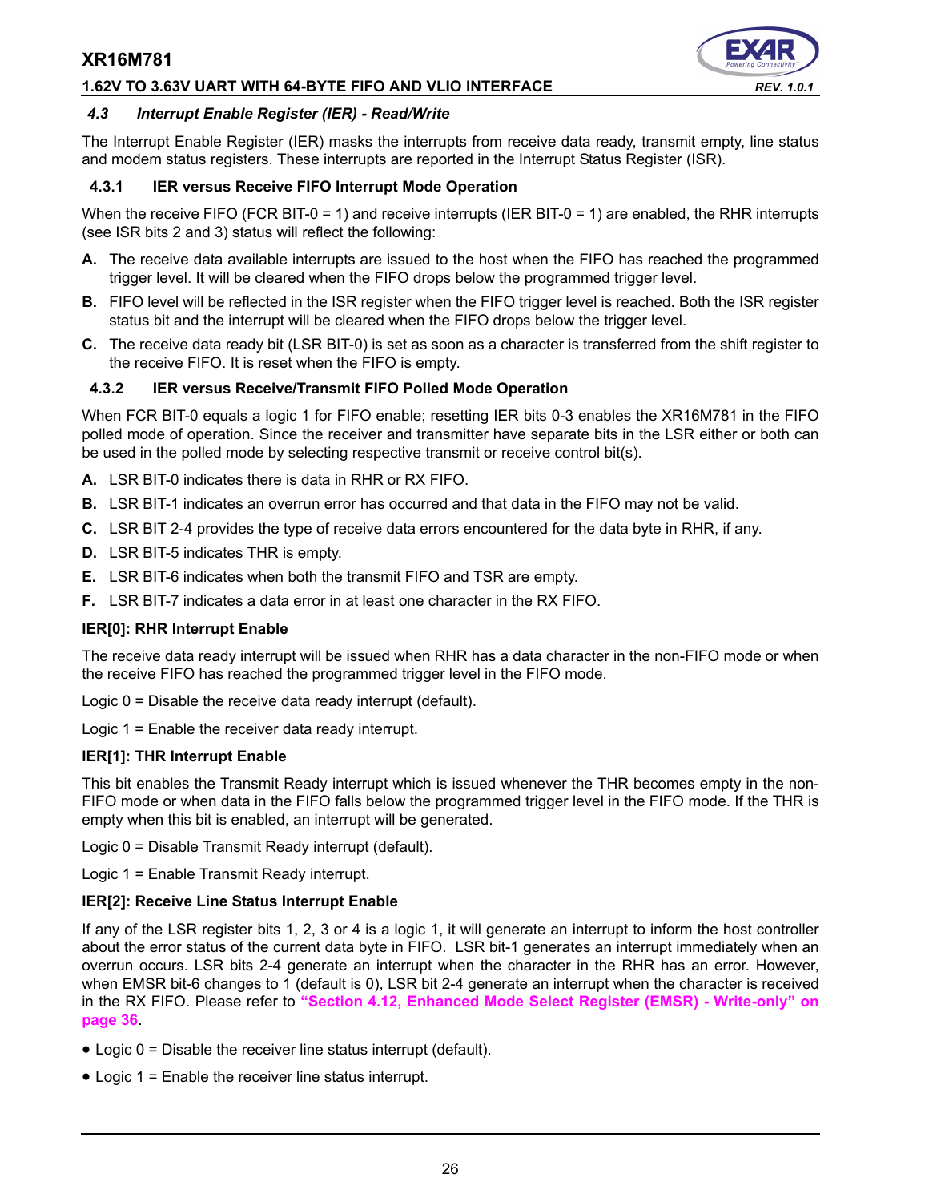### 4.3 Interrupt Enable Register (IER) - Read/Write

The Interrupt Enable Register (IER) masks the interrupts from receive data ready, transmit empty, line status and modem status registers. These interrupts are reported in the Interrupt Status Register (ISR).

#### 4.3.1 IER versus Receive FIFO Interrupt Mode Operation

When the receive FIFO (FCR BIT-0 = 1) and receive interrupts (IER BIT-0 = 1) are enabled, the RHR interrupts (see ISR bits 2 and 3) status will reflect the following:

**A.** The receive data available interrupts are issued to the host when the FIFO has reached the programmed trigger level. It will be cleared when the FIFO drops below the programmed trigger level.

**B.** FIFO level will be reflected in the ISR register when the FIFO trigger level is reached. Both the ISR register status bit and the interrupt will be cleared when the FIFO drops below the trigger level.

**C.** The receive data ready bit (LSR BIT-0) is set as soon as a character is transferred from the shift register to the receive FIFO. It is reset when the FIFO is empty.

#### 4.3.2 IER versus Receive/Transmit FIFO Polled Mode Operation

When FCR BIT-0 equals a logic 1 for FIFO enable; resetting IER bits 0-3 enables the XR16M781 in the FIFO polled mode of operation. Since the receiver and transmitter have separate bits in the LSR either or both can be used in the polled mode by selecting respective transmit or receive control bit(s).

**A.** LSR BIT-0 indicates there is data in RHR or RX FIFO.

**B.** LSR BIT-1 indicates an overrun error has occurred and that data in the FIFO may not be valid.

**C.** LSR BIT 2-4 provides the type of receive data errors encountered for the data byte in RHR, if any.

**D.** LSR BIT-5 indicates THR is empty.

**E.** LSR BIT-6 indicates when both the transmit FIFO and TSR are empty.

**F.** LSR BIT-7 indicates a data error in at least one character in the RX FIFO.

**IER[0]: RHR Interrupt Enable**

The receive data ready interrupt will be issued when RHR has a data character in the non-FIFO mode or when the receive FIFO has reached the programmed trigger level in the FIFO mode.

Logic 0 = Disable the receive data ready interrupt (default).

Logic 1 = Enable the receiver data ready interrupt.

**IER[1]: THR Interrupt Enable**

This bit enables the Transmit Ready interrupt which is issued whenever the THR becomes empty in the non-FIFO mode or when data in the FIFO falls below the programmed trigger level in the FIFO mode. If the THR is empty when this bit is enabled, an interrupt will be generated.

Logic 0 = Disable Transmit Ready interrupt (default).

Logic 1 = Enable Transmit Ready interrupt.

**IER[2]: Receive Line Status Interrupt Enable**

If any of the LSR register bits 1, 2, 3 or 4 is a logic 1, it will generate an interrupt to inform the host controller about the error status of the current data byte in FIFO. LSR bit-1 generates an interrupt immediately when an overrun occurs. LSR bits 2-4 generate an interrupt when the character in the RHR has an error. However, when EMSR bit-6 changes to 1 (default is 0), LSR bit 2-4 generate an interrupt when the character is received in the RX FIFO. Please refer to **"Section 4.12, Enhanced Mode Select Register (EMSR) - Write-only" on page 36**.

- Logic 0 = Disable the receiver line status interrupt (default).
- Logic 1 = Enable the receiver line status interrupt.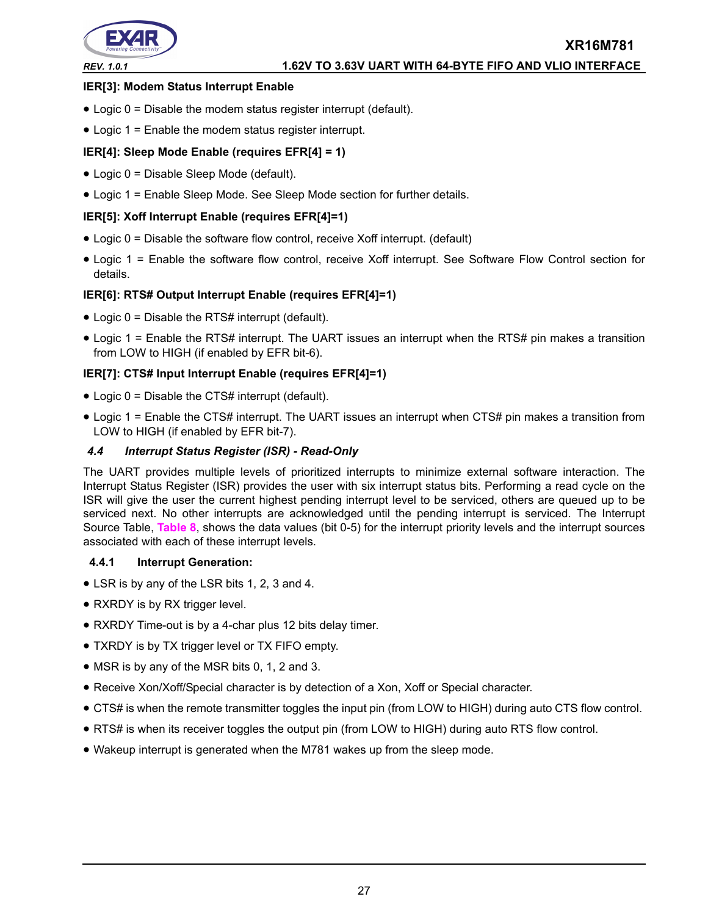**IER[3]: Modem Status Interrupt Enable**

- Logic 0 = Disable the modem status register interrupt (default).
- Logic 1 = Enable the modem status register interrupt.

**IER[4]: Sleep Mode Enable (requires EFR[4] = 1)**

- Logic 0 = Disable Sleep Mode (default).
- Logic 1 = Enable Sleep Mode. See Sleep Mode section for further details.

**IER[5]: Xoff Interrupt Enable (requires EFR[4]=1)**

- Logic 0 = Disable the software flow control, receive Xoff interrupt. (default)
- Logic 1 = Enable the software flow control, receive Xoff interrupt. See Software Flow Control section for details.

**IER[6]: RTS# Output Interrupt Enable (requires EFR[4]=1)**

- Logic 0 = Disable the RTS# interrupt (default).
- Logic 1 = Enable the RTS# interrupt. The UART issues an interrupt when the RTS# pin makes a transition from LOW to HIGH (if enabled by EFR bit-6).

**IER[7]: CTS# Input Interrupt Enable (requires EFR[4]=1)**

- Logic 0 = Disable the CTS# interrupt (default).
- Logic 1 = Enable the CTS# interrupt. The UART issues an interrupt when CTS# pin makes a transition from LOW to HIGH (if enabled by EFR bit-7).

### *4.4 Interrupt Status Register (ISR) - Read-Only*

The UART provides multiple levels of prioritized interrupts to minimize external software interaction. The Interrupt Status Register (ISR) provides the user with six interrupt status bits. Performing a read cycle on the ISR will give the user the current highest pending interrupt level to be serviced, others are queued up to be serviced next. No other interrupts are acknowledged until the pending interrupt is serviced. The Interrupt Source Table, Table 8, shows the data values (bit 0-5) for the interrupt priority levels and the interrupt sources associated with each of these interrupt levels.

#### 4.4.1 Interrupt Generation:

- LSR is by any of the LSR bits 1, 2, 3 and 4.
- RXRDY is by RX trigger level.
- RXRDY Time-out is by a 4-char plus 12 bits delay timer.
- TXRDY is by TX trigger level or TX FIFO empty.
- MSR is by any of the MSR bits 0, 1, 2 and 3.
- Receive Xon/Xoff/Special character is by detection of a Xon, Xoff or Special character.
- CTS# is when the remote transmitter toggles the input pin (from LOW to HIGH) during auto CTS flow control.
- RTS# is when its receiver toggles the output pin (from LOW to HIGH) during auto RTS flow control.
- Wakeup interrupt is generated when the M781 wakes up from the sleep mode.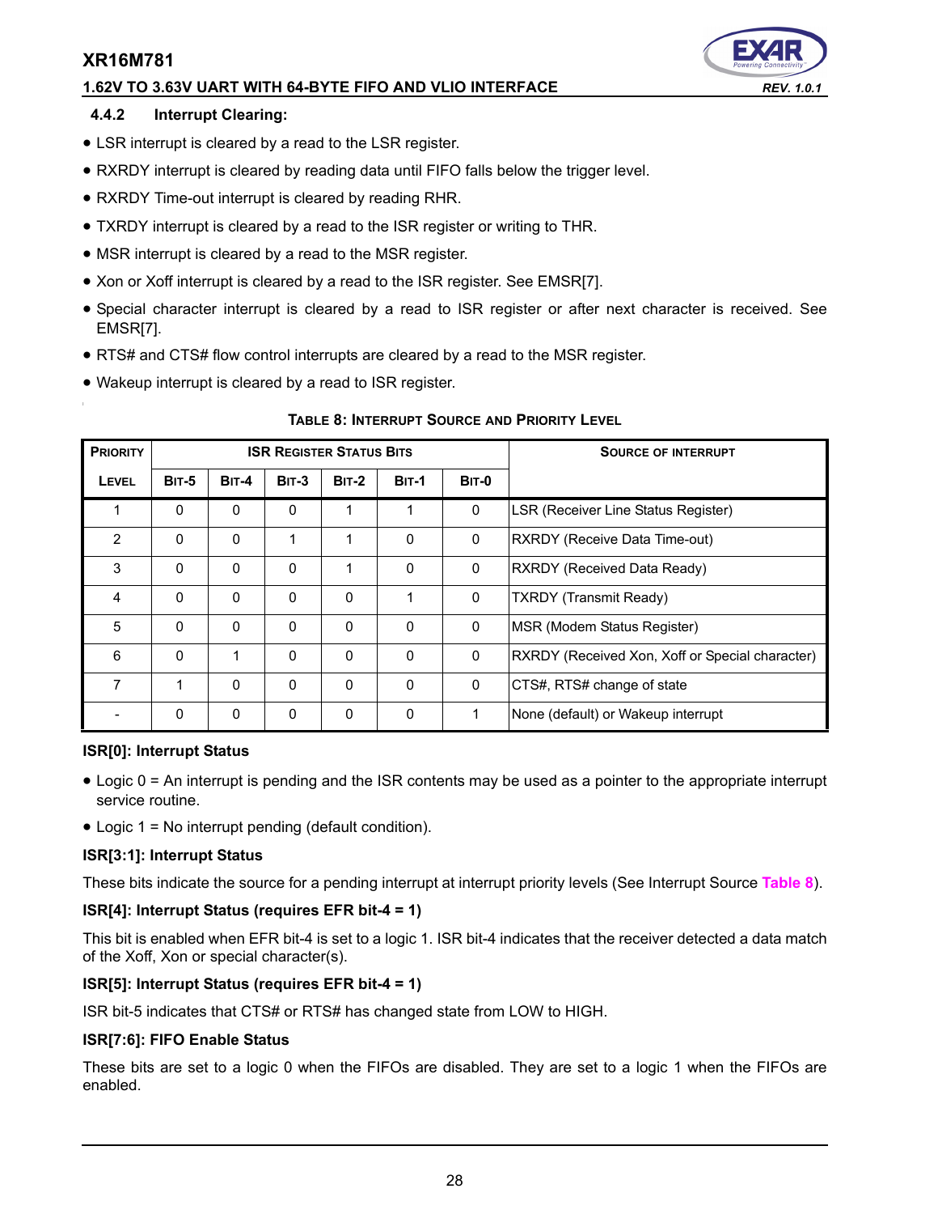### 4.4.2 Interrupt Clearing:

- LSR interrupt is cleared by a read to the LSR register.
- RXRDY interrupt is cleared by reading data until FIFO falls below the trigger level.
- RXRDY Time-out interrupt is cleared by reading RHR.
- TXRDY interrupt is cleared by a read to the ISR register or writing to THR.
- MSR interrupt is cleared by a read to the MSR register.
- Xon or Xoff interrupt is cleared by a read to the ISR register. See EMSR[7].
- Special character interrupt is cleared by a read to ISR register or after next character is received. See EMSR[7].
- RTS# and CTS# flow control interrupts are cleared by a read to the MSR register.
- Wakeup interrupt is cleared by a read to ISR register.

**TABLE 8: INTERRUPT SOURCE AND PRIORITY LEVEL**

| PRIORITY | ISR REGISTER STATUS BITS | | | | | | SOURCE OF INTERRUPT |
|---|---|---|---|---|---|---|---|
| LEVEL | BIT-5 | BIT-4 | BIT-3 | BIT-2 | BIT-1 | BIT-0 | |
| 1 | 0 | 0 | 0 | 1 | 1 | 0 | LSR (Receiver Line Status Register) |
| 2 | 0 | 0 | 1 | 1 | 0 | 0 | RXRDY (Receive Data Time-out) |
| 3 | 0 | 0 | 0 | 1 | 0 | 0 | RXRDY (Received Data Ready) |
| 4 | 0 | 0 | 0 | 0 | 1 | 0 | TXRDY (Transmit Ready) |
| 5 | 0 | 0 | 0 | 0 | 0 | 0 | MSR (Modem Status Register) |
| 6 | 0 | 1 | 0 | 0 | 0 | 0 | RXRDY (Received Xon, Xoff or Special character) |
| 7 | 1 | 0 | 0 | 0 | 0 | 0 | CTS#, RTS# change of state |
| - | 0 | 0 | 0 | 0 | 0 | 1 | None (default) or Wakeup interrupt |

**ISR[0]: Interrupt Status**

- Logic 0 = An interrupt is pending and the ISR contents may be used as a pointer to the appropriate interrupt service routine.
- Logic 1 = No interrupt pending (default condition).

**ISR[3:1]: Interrupt Status**

These bits indicate the source for a pending interrupt at interrupt priority levels (See Interrupt Source Table 8).

**ISR[4]: Interrupt Status (requires EFR bit-4 = 1)**

This bit is enabled when EFR bit-4 is set to a logic 1. ISR bit-4 indicates that the receiver detected a data match of the Xoff, Xon or special character(s).

**ISR[5]: Interrupt Status (requires EFR bit-4 = 1)**

ISR bit-5 indicates that CTS# or RTS# has changed state from LOW to HIGH.

**ISR[7:6]: FIFO Enable Status**

These bits are set to a logic 0 when the FIFOs are disabled. They are set to a logic 1 when the FIFOs are enabled.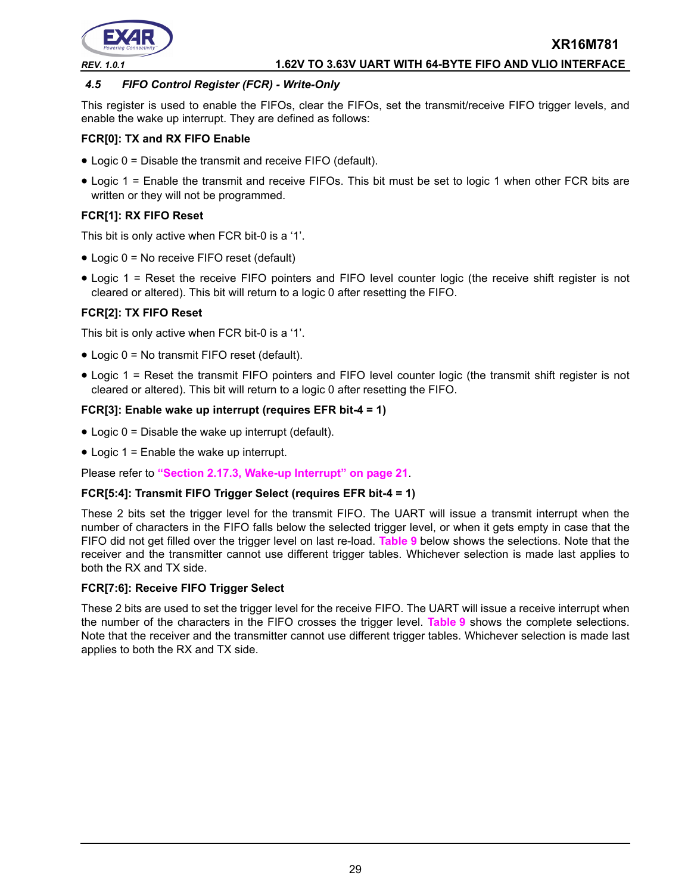### 4.5 *FIFO Control Register (FCR) - Write-Only*

This register is used to enable the FIFOs, clear the FIFOs, set the transmit/receive FIFO trigger levels, and enable the wake up interrupt. They are defined as follows:

**FCR[0]: TX and RX FIFO Enable**

- Logic 0 = Disable the transmit and receive FIFO (default).
- Logic 1 = Enable the transmit and receive FIFOs. This bit must be set to logic 1 when other FCR bits are written or they will not be programmed.

**FCR[1]: RX FIFO Reset**

This bit is only active when FCR bit-0 is a '1'.

- Logic 0 = No receive FIFO reset (default)
- Logic 1 = Reset the receive FIFO pointers and FIFO level counter logic (the receive shift register is not cleared or altered). This bit will return to a logic 0 after resetting the FIFO.

**FCR[2]: TX FIFO Reset**

This bit is only active when FCR bit-0 is a '1'.

- Logic 0 = No transmit FIFO reset (default).
- Logic 1 = Reset the transmit FIFO pointers and FIFO level counter logic (the transmit shift register is not cleared or altered). This bit will return to a logic 0 after resetting the FIFO.

**FCR[3]: Enable wake up interrupt (requires EFR bit-4 = 1)**

- Logic 0 = Disable the wake up interrupt (default).
- Logic 1 = Enable the wake up interrupt.

Please refer to **"Section 2.17.3, Wake-up Interrupt" on page 21**.

**FCR[5:4]: Transmit FIFO Trigger Select (requires EFR bit-4 = 1)**

These 2 bits set the trigger level for the transmit FIFO. The UART will issue a transmit interrupt when the number of characters in the FIFO falls below the selected trigger level, or when it gets empty in case that the FIFO did not get filled over the trigger level on last re-load. **Table 9** below shows the selections. Note that the receiver and the transmitter cannot use different trigger tables. Whichever selection is made last applies to both the RX and TX side.

**FCR[7:6]: Receive FIFO Trigger Select**

These 2 bits are used to set the trigger level for the receive FIFO. The UART will issue a receive interrupt when the number of the characters in the FIFO crosses the trigger level. **Table 9** shows the complete selections. Note that the receiver and the transmitter cannot use different trigger tables. Whichever selection is made last applies to both the RX and TX side.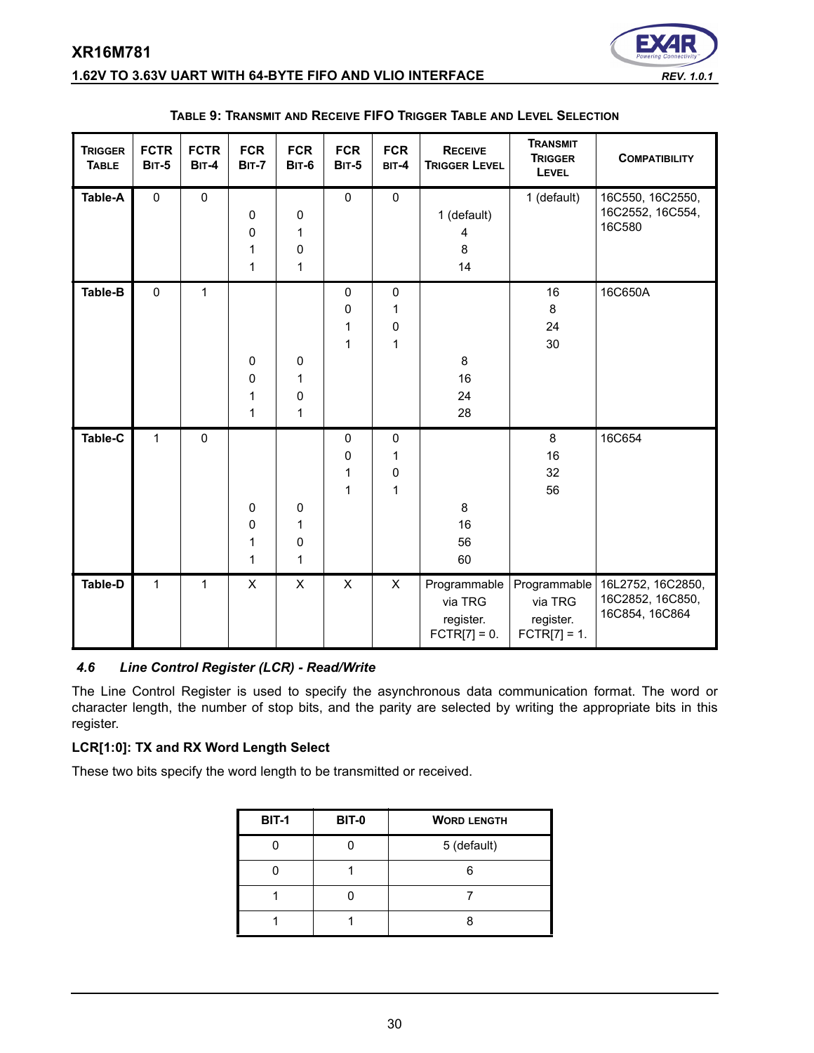**TABLE 9: TRANSMIT AND RECEIVE FIFO TRIGGER TABLE AND LEVEL SELECTION**

| TRIGGER TABLE | FCTR BIT-5 | FCTR BIT-4 | FCR BIT-7 | FCR BIT-6 | FCR BIT-5 | FCR BIT-4 | RECEIVE TRIGGER LEVEL | TRANSMIT TRIGGER LEVEL | COMPATIBILITY |
|---|---|---|---|---|---|---|---|---|---|
| **Table-A** | 0 | 0 | | | 0 | 0 | | 1 (default) | 16C550, 16C2550, 16C2552, 16C554, 16C580 |
| | | | 0 | 0 | | | 1 (default) | | |
| | | | 0 | 1 | | | 4 | | |
| | | | 1 | 0 | | | 8 | | |
| | | | 1 | 1 | | | 14 | | |
| **Table-B** | 0 | 1 | | | 0 | 0 | | 16 | 16C650A |
| | | | | | 0 | 1 | | 8 | |
| | | | | | 1 | 0 | | 24 | |
| | | | | | 1 | 1 | | 30 | |
| | | | 0 | 0 | | | 8 | | |
| | | | 0 | 1 | | | 16 | | |
| | | | 1 | 0 | | | 24 | | |
| | | | 1 | 1 | | | 28 | | |
| **Table-C** | 1 | 0 | | | 0 | 0 | | 8 | 16C654 |
| | | | | | 0 | 1 | | 16 | |
| | | | | | 1 | 0 | | 32 | |
| | | | | | 1 | 1 | | 56 | |
| | | | 0 | 0 | | | 8 | | |
| | | | 0 | 1 | | | 16 | | |
| | | | 1 | 0 | | | 56 | | |
| | | | 1 | 1 | | | 60 | | |
| **Table-D** | 1 | 1 | X | X | X | X | Programmable via TRG register. FCTR[7] = 0. | Programmable via TRG register. FCTR[7] = 1. | 16L2752, 16C2850, 16C2852, 16C850, 16C854, 16C864 |

### *4.6 Line Control Register (LCR) - Read/Write*

The Line Control Register is used to specify the asynchronous data communication format. The word or character length, the number of stop bits, and the parity are selected by writing the appropriate bits in this register.

**LCR[1:0]: TX and RX Word Length Select**

These two bits specify the word length to be transmitted or received.

| BIT-1 | BIT-0 | WORD LENGTH |
|---|---|---|
| 0 | 0 | 5 (default) |
| 0 | 1 | 6 |
| 1 | 0 | 7 |
| 1 | 1 | 8 |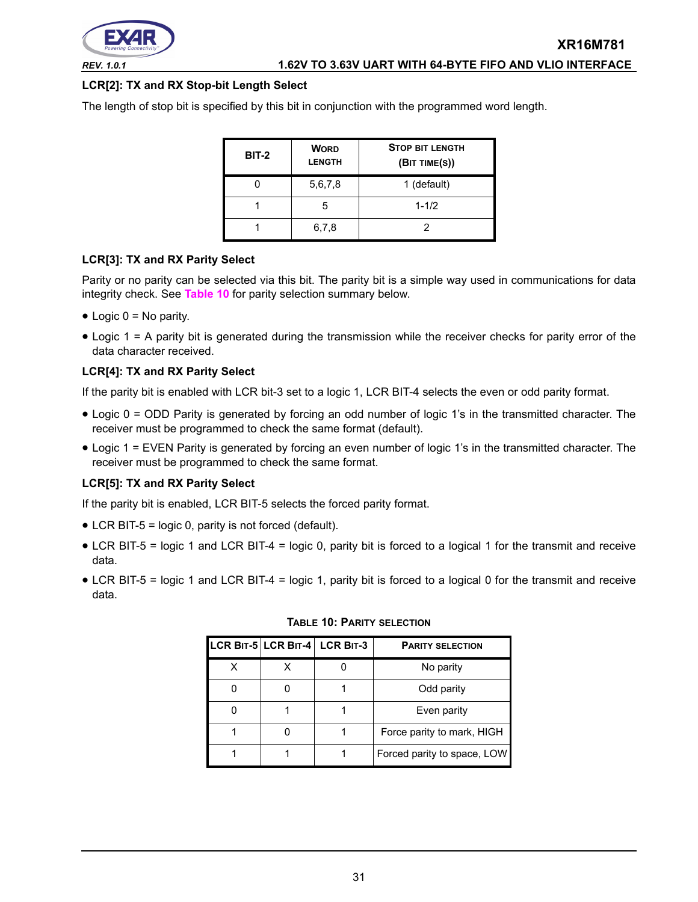### LCR[2]: TX and RX Stop-bit Length Select

The length of stop bit is specified by this bit in conjunction with the programmed word length.

| BIT-2 | WORD LENGTH | STOP BIT LENGTH (BIT TIME(S)) |
|---|---|---|
| 0 | 5,6,7,8 | 1 (default) |
| 1 | 5 | 1-1/2 |
| 1 | 6,7,8 | 2 |

### LCR[3]: TX and RX Parity Select

Parity or no parity can be selected via this bit. The parity bit is a simple way used in communications for data integrity check. See Table 10 for parity selection summary below.

- Logic 0 = No parity.
- Logic 1 = A parity bit is generated during the transmission while the receiver checks for parity error of the data character received.

### LCR[4]: TX and RX Parity Select

If the parity bit is enabled with LCR bit-3 set to a logic 1, LCR BIT-4 selects the even or odd parity format.

- Logic 0 = ODD Parity is generated by forcing an odd number of logic 1's in the transmitted character. The receiver must be programmed to check the same format (default).
- Logic 1 = EVEN Parity is generated by forcing an even number of logic 1's in the transmitted character. The receiver must be programmed to check the same format.

### LCR[5]: TX and RX Parity Select

If the parity bit is enabled, LCR BIT-5 selects the forced parity format.

- LCR BIT-5 = logic 0, parity is not forced (default).
- LCR BIT-5 = logic 1 and LCR BIT-4 = logic 0, parity bit is forced to a logical 1 for the transmit and receive data.
- LCR BIT-5 = logic 1 and LCR BIT-4 = logic 1, parity bit is forced to a logical 0 for the transmit and receive data.

**TABLE 10: PARITY SELECTION**

| LCR BIT-5 | LCR BIT-4 | LCR BIT-3 | PARITY SELECTION |
|---|---|---|---|
| X | X | 0 | No parity |
| 0 | 0 | 1 | Odd parity |
| 0 | 1 | 1 | Even parity |
| 1 | 0 | 1 | Force parity to mark, HIGH |
| 1 | 1 | 1 | Forced parity to space, LOW |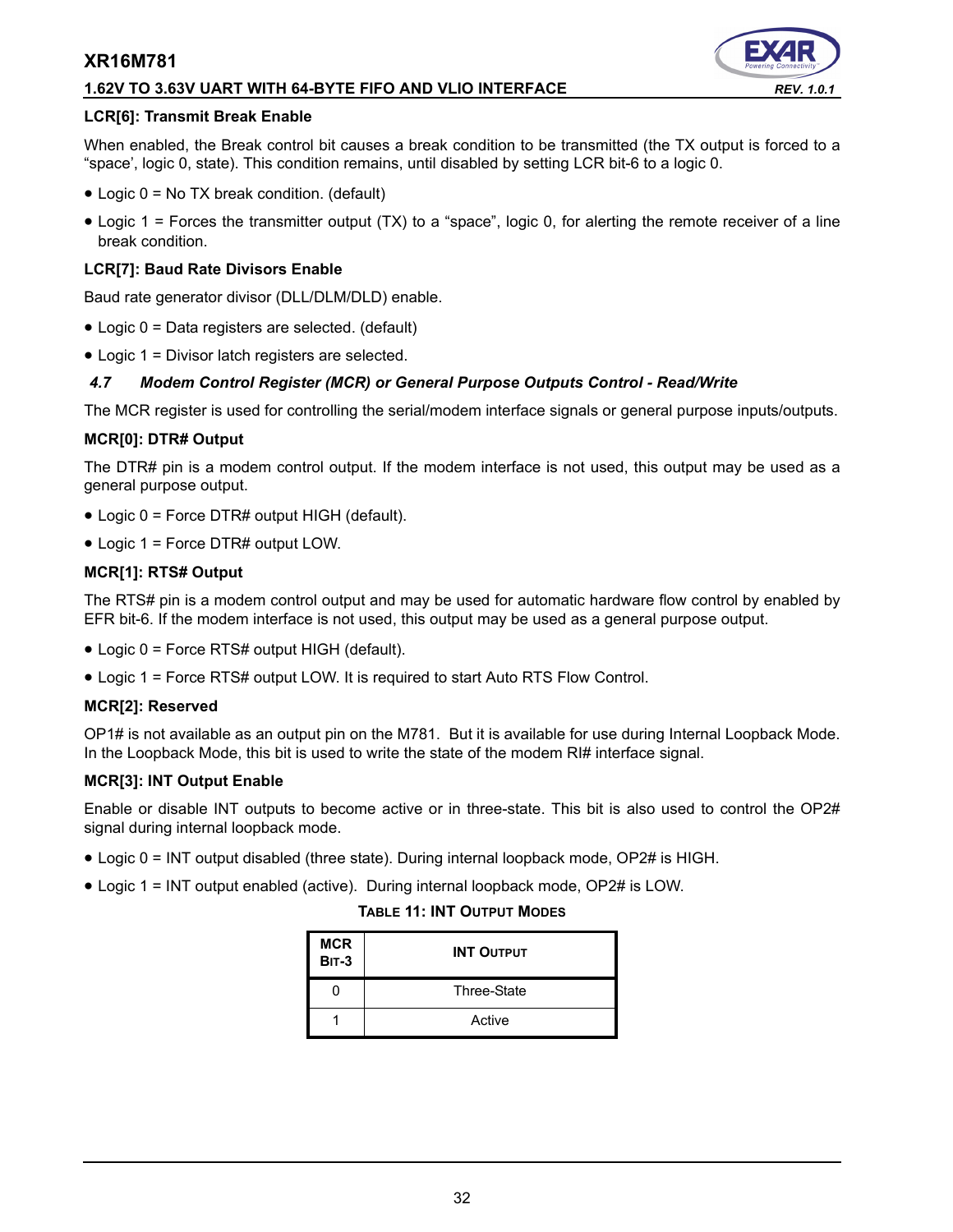### LCR[6]: Transmit Break Enable

When enabled, the Break control bit causes a break condition to be transmitted (the TX output is forced to a “space’, logic 0, state). This condition remains, until disabled by setting LCR bit-6 to a logic 0.

- Logic 0 = No TX break condition. (default)
- Logic 1 = Forces the transmitter output (TX) to a “space”, logic 0, for alerting the remote receiver of a line break condition.

### LCR[7]: Baud Rate Divisors Enable

Baud rate generator divisor (DLL/DLM/DLD) enable.

- Logic 0 = Data registers are selected. (default)
- Logic 1 = Divisor latch registers are selected.

## *4.7 Modem Control Register (MCR) or General Purpose Outputs Control - Read/Write*

The MCR register is used for controlling the serial/modem interface signals or general purpose inputs/outputs.

### MCR[0]: DTR# Output

The DTR# pin is a modem control output. If the modem interface is not used, this output may be used as a general purpose output.

- Logic 0 = Force DTR# output HIGH (default).
- Logic 1 = Force DTR# output LOW.

### MCR[1]: RTS# Output

The RTS# pin is a modem control output and may be used for automatic hardware flow control by enabled by EFR bit-6. If the modem interface is not used, this output may be used as a general purpose output.

- Logic 0 = Force RTS# output HIGH (default).
- Logic 1 = Force RTS# output LOW. It is required to start Auto RTS Flow Control.

### MCR[2]: Reserved

OP1# is not available as an output pin on the M781. But it is available for use during Internal Loopback Mode. In the Loopback Mode, this bit is used to write the state of the modem RI# interface signal.

### MCR[3]: INT Output Enable

Enable or disable INT outputs to become active or in three-state. This bit is also used to control the OP2# signal during internal loopback mode.

- Logic 0 = INT output disabled (three state). During internal loopback mode, OP2# is HIGH.
- Logic 1 = INT output enabled (active). During internal loopback mode, OP2# is LOW.

**TABLE 11: INT OUTPUT MODES**

| MCR BIT-3 | INT OUTPUT |
|---|---|
| 0 | Three-State |
| 1 | Active |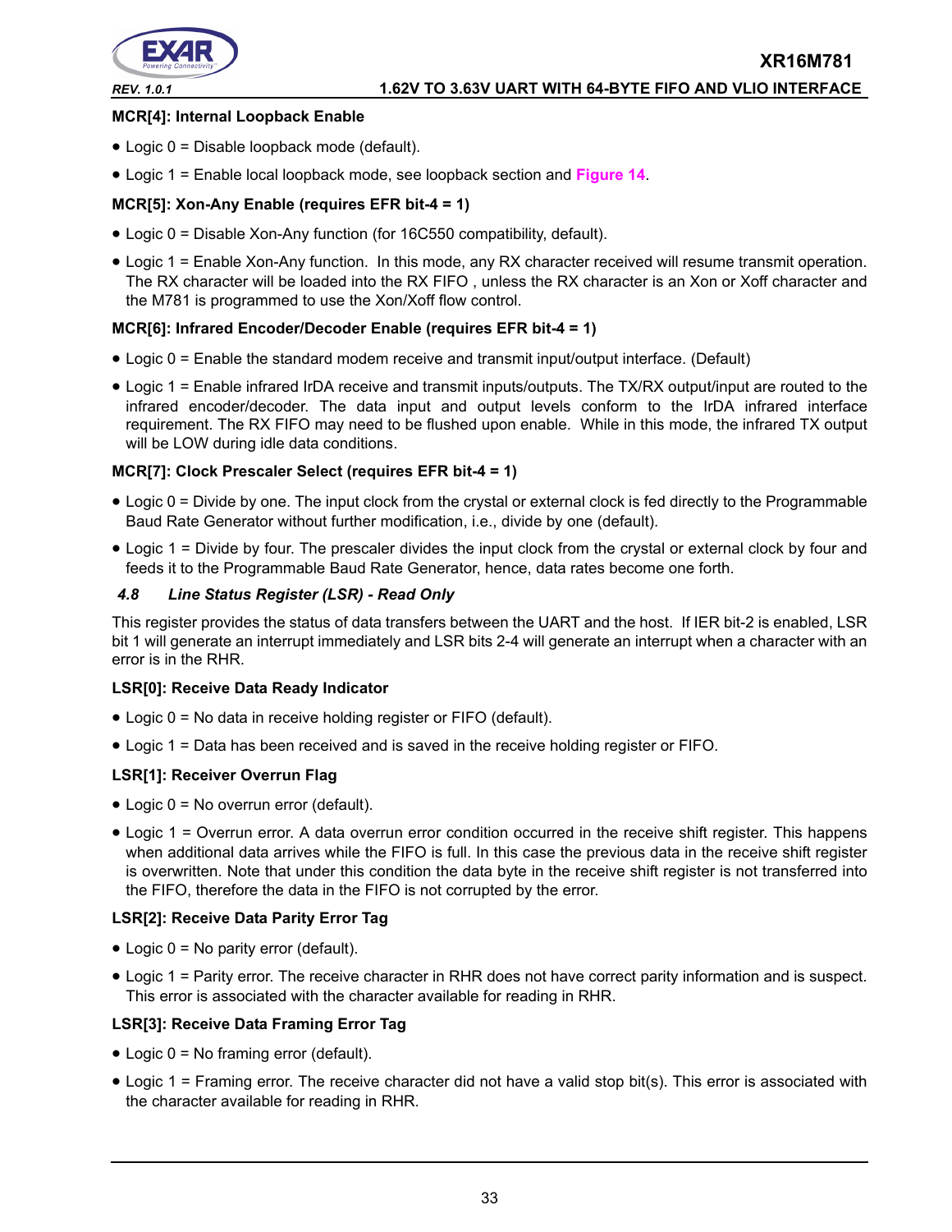**MCR[4]: Internal Loopback Enable**

- Logic 0 = Disable loopback mode (default).
- Logic 1 = Enable local loopback mode, see loopback section and Figure 14.

**MCR[5]: Xon-Any Enable (requires EFR bit-4 = 1)**

- Logic 0 = Disable Xon-Any function (for 16C550 compatibility, default).
- Logic 1 = Enable Xon-Any function. In this mode, any RX character received will resume transmit operation. The RX character will be loaded into the RX FIFO , unless the RX character is an Xon or Xoff character and the M781 is programmed to use the Xon/Xoff flow control.

**MCR[6]: Infrared Encoder/Decoder Enable (requires EFR bit-4 = 1)**

- Logic 0 = Enable the standard modem receive and transmit input/output interface. (Default)
- Logic 1 = Enable infrared IrDA receive and transmit inputs/outputs. The TX/RX output/input are routed to the infrared encoder/decoder. The data input and output levels conform to the IrDA infrared interface requirement. The RX FIFO may need to be flushed upon enable. While in this mode, the infrared TX output will be LOW during idle data conditions.

**MCR[7]: Clock Prescaler Select (requires EFR bit-4 = 1)**

- Logic 0 = Divide by one. The input clock from the crystal or external clock is fed directly to the Programmable Baud Rate Generator without further modification, i.e., divide by one (default).
- Logic 1 = Divide by four. The prescaler divides the input clock from the crystal or external clock by four and feeds it to the Programmable Baud Rate Generator, hence, data rates become one forth.

### *4.8 Line Status Register (LSR) - Read Only*

This register provides the status of data transfers between the UART and the host. If IER bit-2 is enabled, LSR bit 1 will generate an interrupt immediately and LSR bits 2-4 will generate an interrupt when a character with an error is in the RHR.

**LSR[0]: Receive Data Ready Indicator**

- Logic 0 = No data in receive holding register or FIFO (default).
- Logic 1 = Data has been received and is saved in the receive holding register or FIFO.

**LSR[1]: Receiver Overrun Flag**

- Logic 0 = No overrun error (default).
- Logic 1 = Overrun error. A data overrun error condition occurred in the receive shift register. This happens when additional data arrives while the FIFO is full. In this case the previous data in the receive shift register is overwritten. Note that under this condition the data byte in the receive shift register is not transferred into the FIFO, therefore the data in the FIFO is not corrupted by the error.

**LSR[2]: Receive Data Parity Error Tag**

- Logic 0 = No parity error (default).
- Logic 1 = Parity error. The receive character in RHR does not have correct parity information and is suspect. This error is associated with the character available for reading in RHR.

**LSR[3]: Receive Data Framing Error Tag**

- Logic 0 = No framing error (default).
- Logic 1 = Framing error. The receive character did not have a valid stop bit(s). This error is associated with the character available for reading in RHR.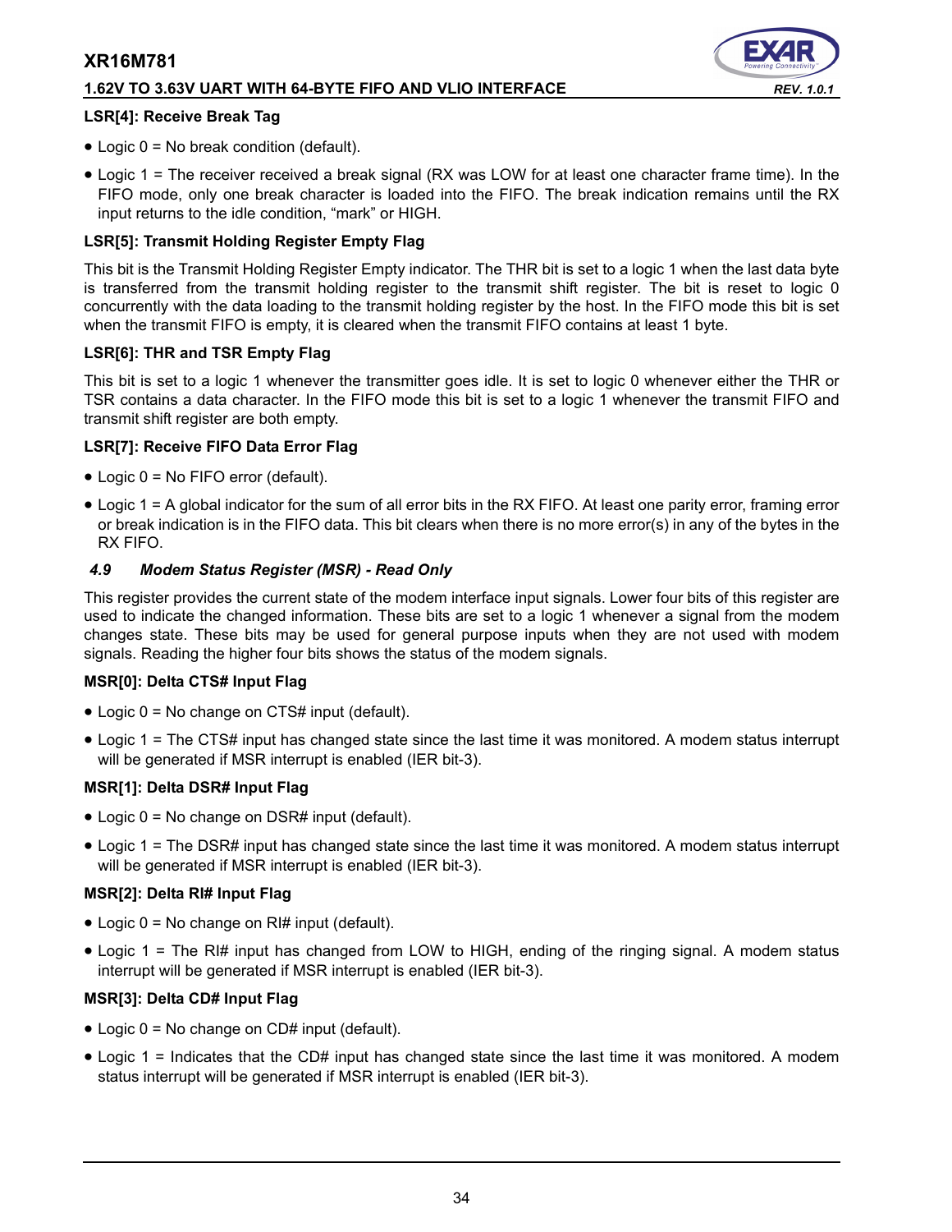#### LSR[4]: Receive Break Tag

- Logic 0 = No break condition (default).
- Logic 1 = The receiver received a break signal (RX was LOW for at least one character frame time). In the FIFO mode, only one break character is loaded into the FIFO. The break indication remains until the RX input returns to the idle condition, “mark” or HIGH.

#### LSR[5]: Transmit Holding Register Empty Flag

This bit is the Transmit Holding Register Empty indicator. The THR bit is set to a logic 1 when the last data byte is transferred from the transmit holding register to the transmit shift register. The bit is reset to logic 0 concurrently with the data loading to the transmit holding register by the host. In the FIFO mode this bit is set when the transmit FIFO is empty, it is cleared when the transmit FIFO contains at least 1 byte.

#### LSR[6]: THR and TSR Empty Flag

This bit is set to a logic 1 whenever the transmitter goes idle. It is set to logic 0 whenever either the THR or TSR contains a data character. In the FIFO mode this bit is set to a logic 1 whenever the transmit FIFO and transmit shift register are both empty.

#### LSR[7]: Receive FIFO Data Error Flag

- Logic 0 = No FIFO error (default).
- Logic 1 = A global indicator for the sum of all error bits in the RX FIFO. At least one parity error, framing error or break indication is in the FIFO data. This bit clears when there is no more error(s) in any of the bytes in the RX FIFO.

### *4.9 Modem Status Register (MSR) - Read Only*

This register provides the current state of the modem interface input signals. Lower four bits of this register are used to indicate the changed information. These bits are set to a logic 1 whenever a signal from the modem changes state. These bits may be used for general purpose inputs when they are not used with modem signals. Reading the higher four bits shows the status of the modem signals.

#### MSR[0]: Delta CTS# Input Flag

- Logic 0 = No change on CTS# input (default).
- Logic 1 = The CTS# input has changed state since the last time it was monitored. A modem status interrupt will be generated if MSR interrupt is enabled (IER bit-3).

#### MSR[1]: Delta DSR# Input Flag

- Logic 0 = No change on DSR# input (default).
- Logic 1 = The DSR# input has changed state since the last time it was monitored. A modem status interrupt will be generated if MSR interrupt is enabled (IER bit-3).

#### MSR[2]: Delta RI# Input Flag

- Logic 0 = No change on RI# input (default).
- Logic 1 = The RI# input has changed from LOW to HIGH, ending of the ringing signal. A modem status interrupt will be generated if MSR interrupt is enabled (IER bit-3).

#### MSR[3]: Delta CD# Input Flag

- Logic 0 = No change on CD# input (default).
- Logic 1 = Indicates that the CD# input has changed state since the last time it was monitored. A modem status interrupt will be generated if MSR interrupt is enabled (IER bit-3).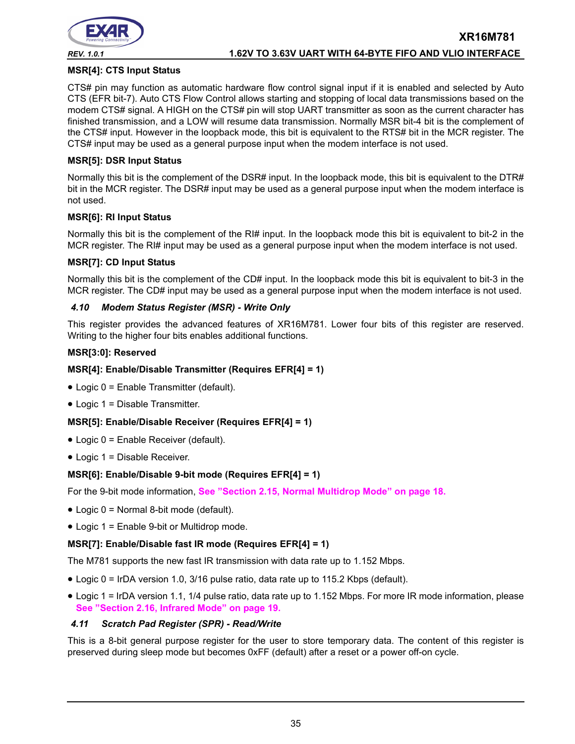**MSR[4]: CTS Input Status**

CTS# pin may function as automatic hardware flow control signal input if it is enabled and selected by Auto CTS (EFR bit-7). Auto CTS Flow Control allows starting and stopping of local data transmissions based on the modem CTS# signal. A HIGH on the CTS# pin will stop UART transmitter as soon as the current character has finished transmission, and a LOW will resume data transmission. Normally MSR bit-4 bit is the complement of the CTS# input. However in the loopback mode, this bit is equivalent to the RTS# bit in the MCR register. The CTS# input may be used as a general purpose input when the modem interface is not used.

**MSR[5]: DSR Input Status**

Normally this bit is the complement of the DSR# input. In the loopback mode, this bit is equivalent to the DTR# bit in the MCR register. The DSR# input may be used as a general purpose input when the modem interface is not used.

**MSR[6]: RI Input Status**

Normally this bit is the complement of the RI# input. In the loopback mode this bit is equivalent to bit-2 in the MCR register. The RI# input may be used as a general purpose input when the modem interface is not used.

**MSR[7]: CD Input Status**

Normally this bit is the complement of the CD# input. In the loopback mode this bit is equivalent to bit-3 in the MCR register. The CD# input may be used as a general purpose input when the modem interface is not used.

### 4.10 Modem Status Register (MSR) - Write Only

This register provides the advanced features of XR16M781. Lower four bits of this register are reserved. Writing to the higher four bits enables additional functions.

**MSR[3:0]: Reserved**

**MSR[4]: Enable/Disable Transmitter (Requires EFR[4] = 1)**

- Logic 0 = Enable Transmitter (default).
- Logic 1 = Disable Transmitter.

**MSR[5]: Enable/Disable Receiver (Requires EFR[4] = 1)**

- Logic 0 = Enable Receiver (default).
- Logic 1 = Disable Receiver.

**MSR[6]: Enable/Disable 9-bit mode (Requires EFR[4] = 1)**

For the 9-bit mode information, **See "Section 2.15, Normal Multidrop Mode" on page 18.**

- Logic 0 = Normal 8-bit mode (default).
- Logic 1 = Enable 9-bit or Multidrop mode.

**MSR[7]: Enable/Disable fast IR mode (Requires EFR[4] = 1)**

The M781 supports the new fast IR transmission with data rate up to 1.152 Mbps.

- Logic 0 = IrDA version 1.0, 3/16 pulse ratio, data rate up to 115.2 Kbps (default).
- Logic 1 = IrDA version 1.1, 1/4 pulse ratio, data rate up to 1.152 Mbps. For more IR mode information, please **See "Section 2.16, Infrared Mode" on page 19.**

### 4.11 Scratch Pad Register (SPR) - Read/Write

This is a 8-bit general purpose register for the user to store temporary data. The content of this register is preserved during sleep mode but becomes 0xFF (default) after a reset or a power off-on cycle.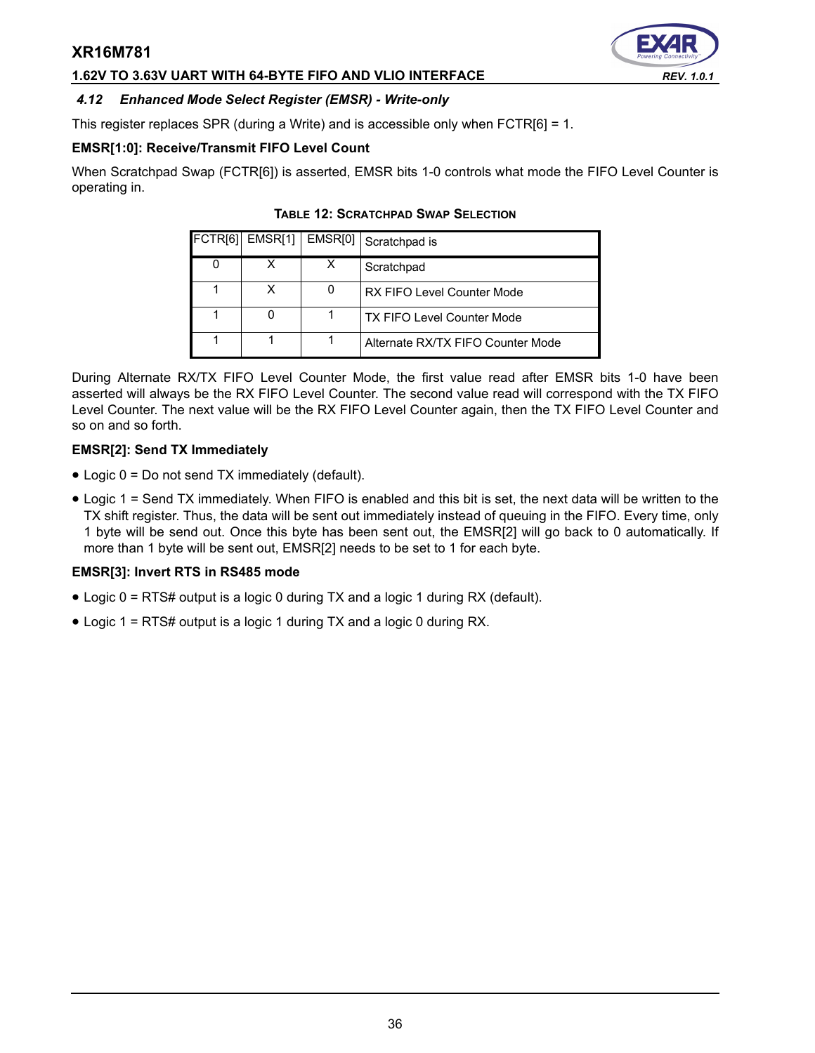### 4.12 Enhanced Mode Select Register (EMSR) - Write-only

This register replaces SPR (during a Write) and is accessible only when FCTR[6] = 1.

**EMSR[1:0]: Receive/Transmit FIFO Level Count**

When Scratchpad Swap (FCTR[6]) is asserted, EMSR bits 1-0 controls what mode the FIFO Level Counter is operating in.

**TABLE 12: SCRATCHPAD SWAP SELECTION**

| FCTR[6] | EMSR[1] | EMSR[0] | Scratchpad is |
|---|---|---|---|
| 0 | X | X | Scratchpad |
| 1 | X | 0 | RX FIFO Level Counter Mode |
| 1 | 0 | 1 | TX FIFO Level Counter Mode |
| 1 | 1 | 1 | Alternate RX/TX FIFO Counter Mode |

During Alternate RX/TX FIFO Level Counter Mode, the first value read after EMSR bits 1-0 have been asserted will always be the RX FIFO Level Counter. The second value read will correspond with the TX FIFO Level Counter. The next value will be the RX FIFO Level Counter again, then the TX FIFO Level Counter and so on and so forth.

**EMSR[2]: Send TX Immediately**

- Logic 0 = Do not send TX immediately (default).
- Logic 1 = Send TX immediately. When FIFO is enabled and this bit is set, the next data will be written to the TX shift register. Thus, the data will be sent out immediately instead of queuing in the FIFO. Every time, only 1 byte will be send out. Once this byte has been sent out, the EMSR[2] will go back to 0 automatically. If more than 1 byte will be sent out, EMSR[2] needs to be set to 1 for each byte.

**EMSR[3]: Invert RTS in RS485 mode**

- Logic 0 = RTS# output is a logic 0 during TX and a logic 1 during RX (default).
- Logic 1 = RTS# output is a logic 1 during TX and a logic 0 during RX.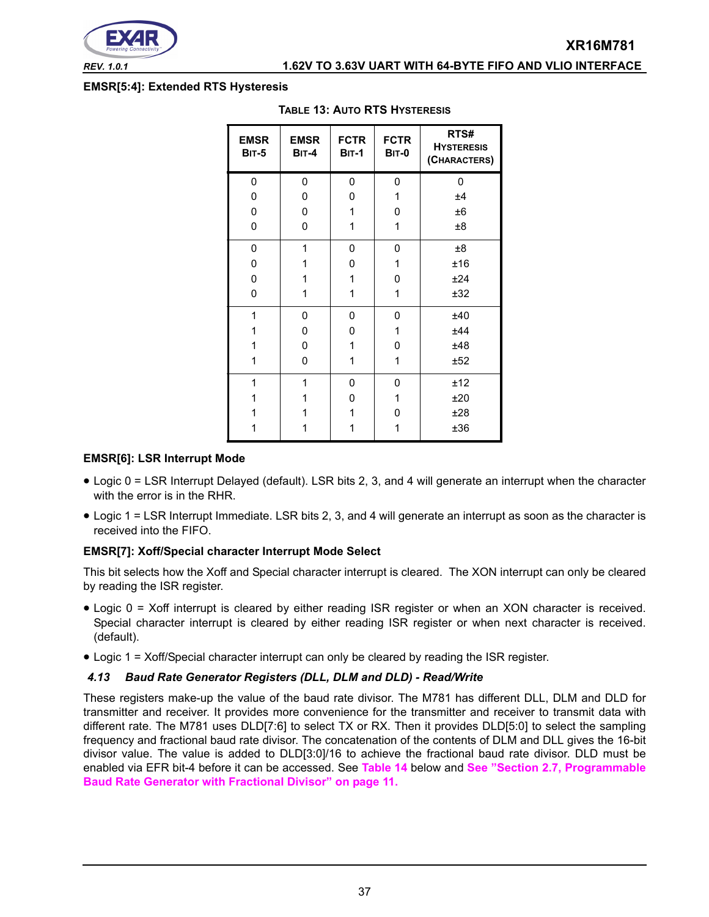**EMSR[5:4]: Extended RTS Hysteresis**

**TABLE 13: AUTO RTS HYSTERESIS**

| EMSR BIT-5 | EMSR BIT-4 | FCTR BIT-1 | FCTR BIT-0 | RTS# HYSTERESIS (CHARACTERS) |
|---|---|---|---|---|
| 0 | 0 | 0 | 0 | 0 |
| 0 | 0 | 0 | 1 | ±4 |
| 0 | 0 | 1 | 0 | ±6 |
| 0 | 0 | 1 | 1 | ±8 |
| 0 | 1 | 0 | 0 | ±8 |
| 0 | 1 | 0 | 1 | ±16 |
| 0 | 1 | 1 | 0 | ±24 |
| 0 | 1 | 1 | 1 | ±32 |
| 1 | 0 | 0 | 0 | ±40 |
| 1 | 0 | 0 | 1 | ±44 |
| 1 | 0 | 1 | 0 | ±48 |
| 1 | 0 | 1 | 1 | ±52 |
| 1 | 1 | 0 | 0 | ±12 |
| 1 | 1 | 0 | 1 | ±20 |
| 1 | 1 | 1 | 0 | ±28 |
| 1 | 1 | 1 | 1 | ±36 |

**EMSR[6]: LSR Interrupt Mode**

- Logic 0 = LSR Interrupt Delayed (default). LSR bits 2, 3, and 4 will generate an interrupt when the character with the error is in the RHR.
- Logic 1 = LSR Interrupt Immediate. LSR bits 2, 3, and 4 will generate an interrupt as soon as the character is received into the FIFO.

**EMSR[7]: Xoff/Special character Interrupt Mode Select**

This bit selects how the Xoff and Special character interrupt is cleared. The XON interrupt can only be cleared by reading the ISR register.

- Logic 0 = Xoff interrupt is cleared by either reading ISR register or when an XON character is received. Special character interrupt is cleared by either reading ISR register or when next character is received. (default).
- Logic 1 = Xoff/Special character interrupt can only be cleared by reading the ISR register.

### *4.13 Baud Rate Generator Registers (DLL, DLM and DLD) - Read/Write*

These registers make-up the value of the baud rate divisor. The M781 has different DLL, DLM and DLD for transmitter and receiver. It provides more convenience for the transmitter and receiver to transmit data with different rate. The M781 uses DLD[7:6] to select TX or RX. Then it provides DLD[5:0] to select the sampling frequency and fractional baud rate divisor. The concatenation of the contents of DLM and DLL gives the 16-bit divisor value. The value is added to DLD[3:0]/16 to achieve the fractional baud rate divisor. DLD must be enabled via EFR bit-4 before it can be accessed. See **Table 14** below and **See "Section 2.7, Programmable Baud Rate Generator with Fractional Divisor" on page 11.**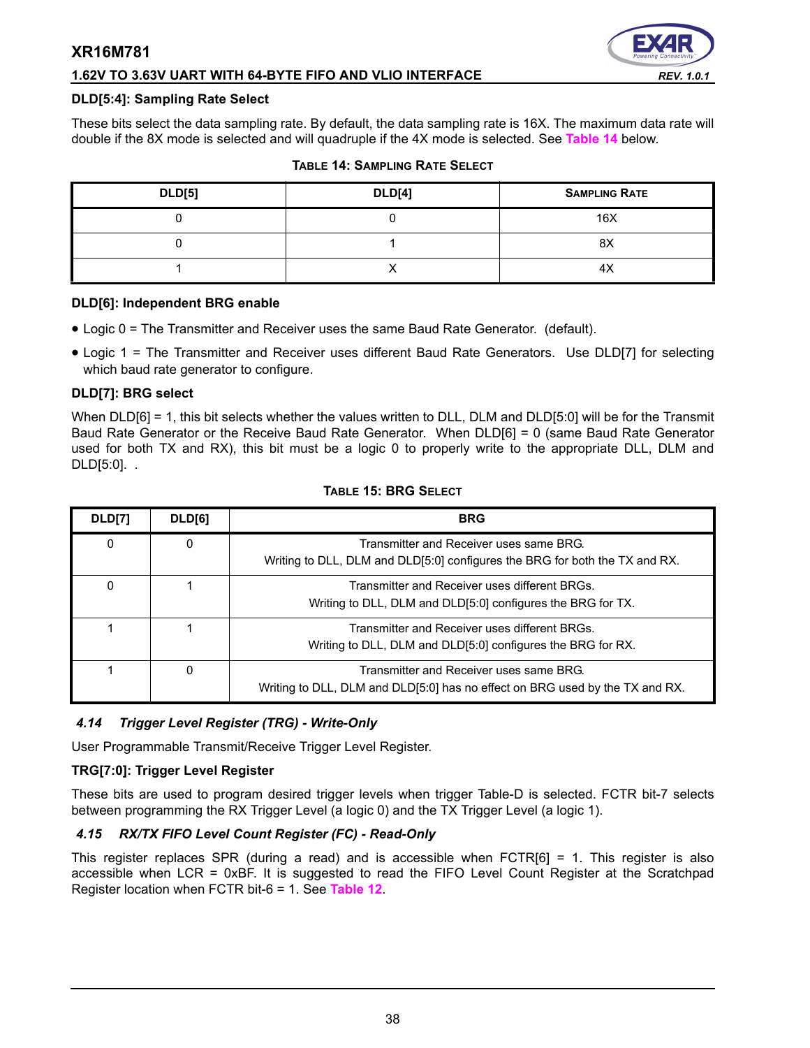**DLD[5:4]: Sampling Rate Select**

These bits select the data sampling rate. By default, the data sampling rate is 16X. The maximum data rate will double if the 8X mode is selected and will quadruple if the 4X mode is selected. See Table 14 below.

**TABLE 14: SAMPLING RATE SELECT**

| DLD[5] | DLD[4] | SAMPLING RATE |
|---|---|---|
| 0 | 0 | 16X |
| 0 | 1 | 8X |
| 1 | X | 4X |

**DLD[6]: Independent BRG enable**

- Logic 0 = The Transmitter and Receiver uses the same Baud Rate Generator. (default).
- Logic 1 = The Transmitter and Receiver uses different Baud Rate Generators. Use DLD[7] for selecting which baud rate generator to configure.

**DLD[7]: BRG select**

When DLD[6] = 1, this bit selects whether the values written to DLL, DLM and DLD[5:0] will be for the Transmit Baud Rate Generator or the Receive Baud Rate Generator. When DLD[6] = 0 (same Baud Rate Generator used for both TX and RX), this bit must be a logic 0 to properly write to the appropriate DLL, DLM and DLD[5:0]. .

**TABLE 15: BRG SELECT**

| DLD[7] | DLD[6] | BRG |
|---|---|---|
| 0 | 0 | Transmitter and Receiver uses same BRG. Writing to DLL, DLM and DLD[5:0] configures the BRG for both the TX and RX. |
| 0 | 1 | Transmitter and Receiver uses different BRGs. Writing to DLL, DLM and DLD[5:0] configures the BRG for TX. |
| 1 | 1 | Transmitter and Receiver uses different BRGs. Writing to DLL, DLM and DLD[5:0] configures the BRG for RX. |
| 1 | 0 | Transmitter and Receiver uses same BRG. Writing to DLL, DLM and DLD[5:0] has no effect on BRG used by the TX and RX. |

### *4.14 Trigger Level Register (TRG) - Write-Only*

User Programmable Transmit/Receive Trigger Level Register.

**TRG[7:0]: Trigger Level Register**

These bits are used to program desired trigger levels when trigger Table-D is selected. FCTR bit-7 selects between programming the RX Trigger Level (a logic 0) and the TX Trigger Level (a logic 1).

### *4.15 RX/TX FIFO Level Count Register (FC) - Read-Only*

This register replaces SPR (during a read) and is accessible when FCTR[6] = 1. This register is also accessible when LCR = 0xBF. It is suggested to read the FIFO Level Count Register at the Scratchpad Register location when FCTR bit-6 = 1. See Table 12.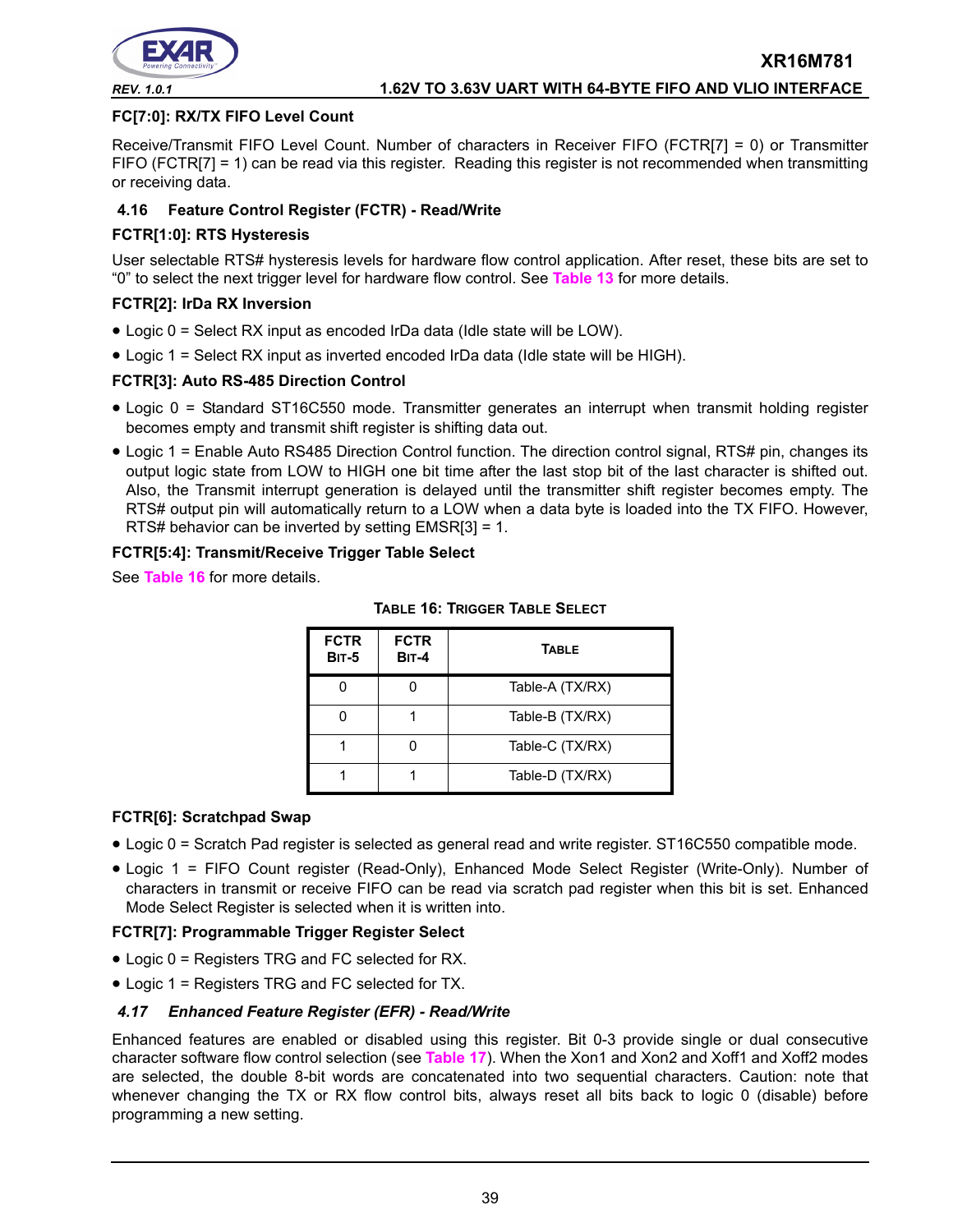#### FC[7:0]: RX/TX FIFO Level Count

Receive/Transmit FIFO Level Count. Number of characters in Receiver FIFO (FCTR[7] = 0) or Transmitter FIFO (FCTR[7] = 1) can be read via this register. Reading this register is not recommended when transmitting or receiving data.

### 4.16 Feature Control Register (FCTR) - Read/Write

#### FCTR[1:0]: RTS Hysteresis

User selectable RTS# hysteresis levels for hardware flow control application. After reset, these bits are set to "0" to select the next trigger level for hardware flow control. See **Table 13** for more details.

#### FCTR[2]: IrDa RX Inversion

- Logic 0 = Select RX input as encoded IrDa data (Idle state will be LOW).
- Logic 1 = Select RX input as inverted encoded IrDa data (Idle state will be HIGH).

#### FCTR[3]: Auto RS-485 Direction Control

- Logic 0 = Standard ST16C550 mode. Transmitter generates an interrupt when transmit holding register becomes empty and transmit shift register is shifting data out.
- Logic 1 = Enable Auto RS485 Direction Control function. The direction control signal, RTS# pin, changes its output logic state from LOW to HIGH one bit time after the last stop bit of the last character is shifted out. Also, the Transmit interrupt generation is delayed until the transmitter shift register becomes empty. The RTS# output pin will automatically return to a LOW when a data byte is loaded into the TX FIFO. However, RTS# behavior can be inverted by setting EMSR[3] = 1.

#### FCTR[5:4]: Transmit/Receive Trigger Table Select

See **Table 16** for more details.

**TABLE 16: TRIGGER TABLE SELECT**

| FCTR BIT-5 | FCTR BIT-4 | TABLE |
|---|---|---|
| 0 | 0 | Table-A (TX/RX) |
| 0 | 1 | Table-B (TX/RX) |
| 1 | 0 | Table-C (TX/RX) |
| 1 | 1 | Table-D (TX/RX) |

#### FCTR[6]: Scratchpad Swap

- Logic 0 = Scratch Pad register is selected as general read and write register. ST16C550 compatible mode.
- Logic 1 = FIFO Count register (Read-Only), Enhanced Mode Select Register (Write-Only). Number of characters in transmit or receive FIFO can be read via scratch pad register when this bit is set. Enhanced Mode Select Register is selected when it is written into.

#### FCTR[7]: Programmable Trigger Register Select

- Logic 0 = Registers TRG and FC selected for RX.
- Logic 1 = Registers TRG and FC selected for TX.

### *4.17 Enhanced Feature Register (EFR) - Read/Write*

Enhanced features are enabled or disabled using this register. Bit 0-3 provide single or dual consecutive character software flow control selection (see **Table 17**). When the Xon1 and Xon2 and Xoff1 and Xoff2 modes are selected, the double 8-bit words are concatenated into two sequential characters. Caution: note that whenever changing the TX or RX flow control bits, always reset all bits back to logic 0 (disable) before programming a new setting.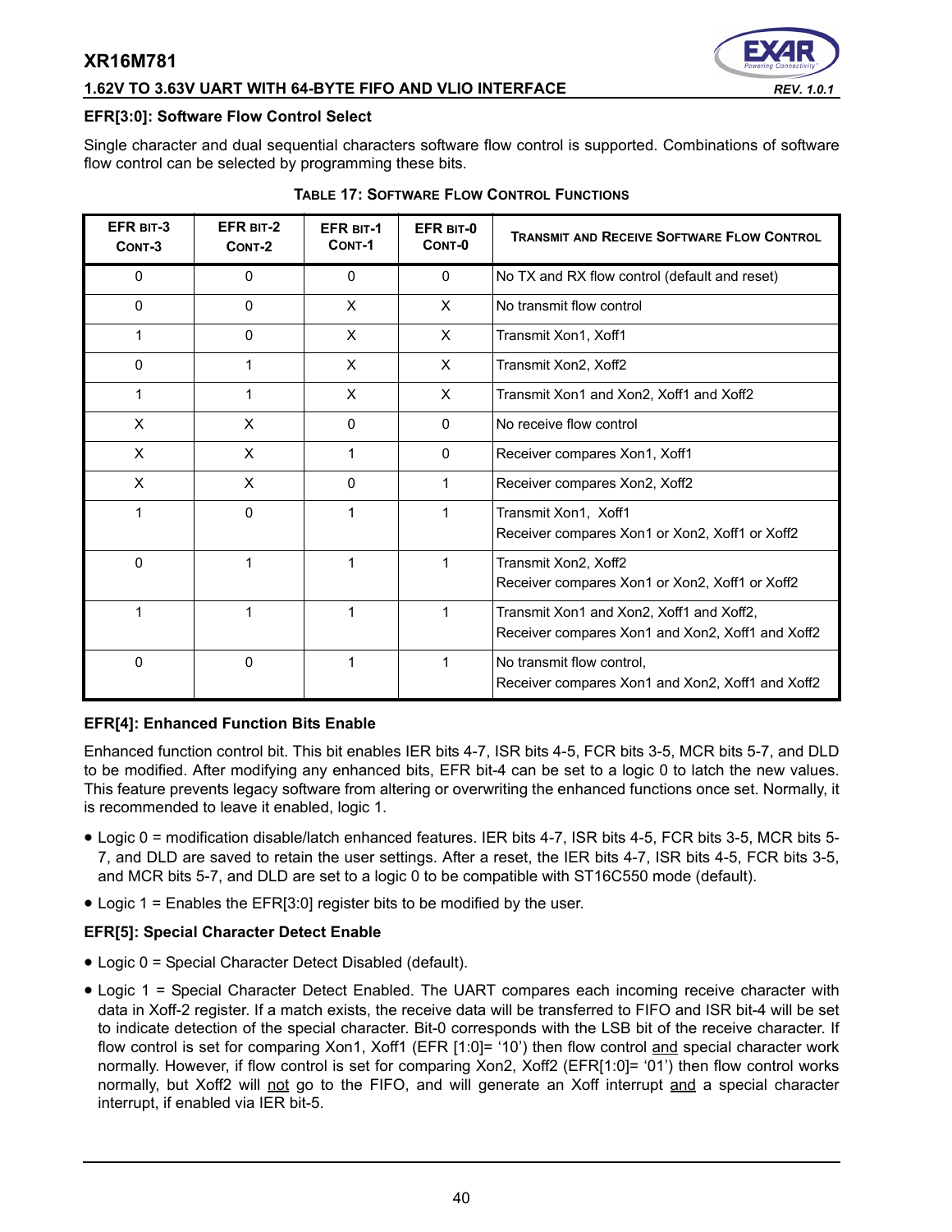### EFR[3:0]: Software Flow Control Select

Single character and dual sequential characters software flow control is supported. Combinations of software flow control can be selected by programming these bits.

**TABLE 17: SOFTWARE FLOW CONTROL FUNCTIONS**

| EFR BIT-3 CONT-3 | EFR BIT-2 CONT-2 | EFR BIT-1 CONT-1 | EFR BIT-0 CONT-0 | TRANSMIT AND RECEIVE SOFTWARE FLOW CONTROL |
|---|---|---|---|---|
| 0 | 0 | 0 | 0 | No TX and RX flow control (default and reset) |
| 0 | 0 | X | X | No transmit flow control |
| 1 | 0 | X | X | Transmit Xon1, Xoff1 |
| 0 | 1 | X | X | Transmit Xon2, Xoff2 |
| 1 | 1 | X | X | Transmit Xon1 and Xon2, Xoff1 and Xoff2 |
| X | X | 0 | 0 | No receive flow control |
| X | X | 1 | 0 | Receiver compares Xon1, Xoff1 |
| X | X | 0 | 1 | Receiver compares Xon2, Xoff2 |
| 1 | 0 | 1 | 1 | Transmit Xon1, Xoff1<br>Receiver compares Xon1 or Xon2, Xoff1 or Xoff2 |
| 0 | 1 | 1 | 1 | Transmit Xon2, Xoff2<br>Receiver compares Xon1 or Xon2, Xoff1 or Xoff2 |
| 1 | 1 | 1 | 1 | Transmit Xon1 and Xon2, Xoff1 and Xoff2,<br>Receiver compares Xon1 and Xon2, Xoff1 and Xoff2 |
| 0 | 0 | 1 | 1 | No transmit flow control,<br>Receiver compares Xon1 and Xon2, Xoff1 and Xoff2 |

### EFR[4]: Enhanced Function Bits Enable

Enhanced function control bit. This bit enables IER bits 4-7, ISR bits 4-5, FCR bits 3-5, MCR bits 5-7, and DLD to be modified. After modifying any enhanced bits, EFR bit-4 can be set to a logic 0 to latch the new values. This feature prevents legacy software from altering or overwriting the enhanced functions once set. Normally, it is recommended to leave it enabled, logic 1.

- Logic 0 = modification disable/latch enhanced features. IER bits 4-7, ISR bits 4-5, FCR bits 3-5, MCR bits 5-7, and DLD are saved to retain the user settings. After a reset, the IER bits 4-7, ISR bits 4-5, FCR bits 3-5, and MCR bits 5-7, and DLD are set to a logic 0 to be compatible with ST16C550 mode (default).
- Logic 1 = Enables the EFR[3:0] register bits to be modified by the user.

### EFR[5]: Special Character Detect Enable

- Logic 0 = Special Character Detect Disabled (default).
- Logic 1 = Special Character Detect Enabled. The UART compares each incoming receive character with data in Xoff-2 register. If a match exists, the receive data will be transferred to FIFO and ISR bit-4 will be set to indicate detection of the special character. Bit-0 corresponds with the LSB bit of the receive character. If flow control is set for comparing Xon1, Xoff1 (EFR [1:0]= '10') then flow control and special character work normally. However, if flow control is set for comparing Xon2, Xoff2 (EFR[1:0]= '01') then flow control works normally, but Xoff2 will not go to the FIFO, and will generate an Xoff interrupt and a special character interrupt, if enabled via IER bit-5.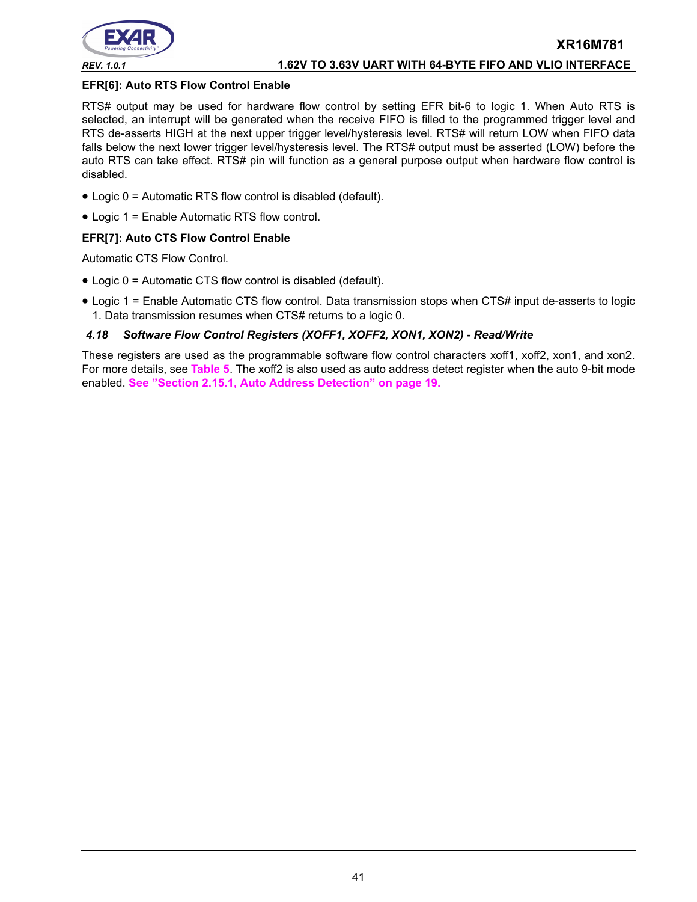**EFR[6]: Auto RTS Flow Control Enable**

RTS# output may be used for hardware flow control by setting EFR bit-6 to logic 1. When Auto RTS is selected, an interrupt will be generated when the receive FIFO is filled to the programmed trigger level and RTS de-asserts HIGH at the next upper trigger level/hysteresis level. RTS# will return LOW when FIFO data falls below the next lower trigger level/hysteresis level. The RTS# output must be asserted (LOW) before the auto RTS can take effect. RTS# pin will function as a general purpose output when hardware flow control is disabled.

- Logic 0 = Automatic RTS flow control is disabled (default).
- Logic 1 = Enable Automatic RTS flow control.

**EFR[7]: Auto CTS Flow Control Enable**

Automatic CTS Flow Control.

- Logic 0 = Automatic CTS flow control is disabled (default).
- Logic 1 = Enable Automatic CTS flow control. Data transmission stops when CTS# input de-asserts to logic 1. Data transmission resumes when CTS# returns to a logic 0.

### *4.18 Software Flow Control Registers (XOFF1, XOFF2, XON1, XON2) - Read/Write*

These registers are used as the programmable software flow control characters xoff1, xoff2, xon1, and xon2. For more details, see **Table 5**. The xoff2 is also used as auto address detect register when the auto 9-bit mode enabled. **See "Section 2.15.1, Auto Address Detection" on page 19.**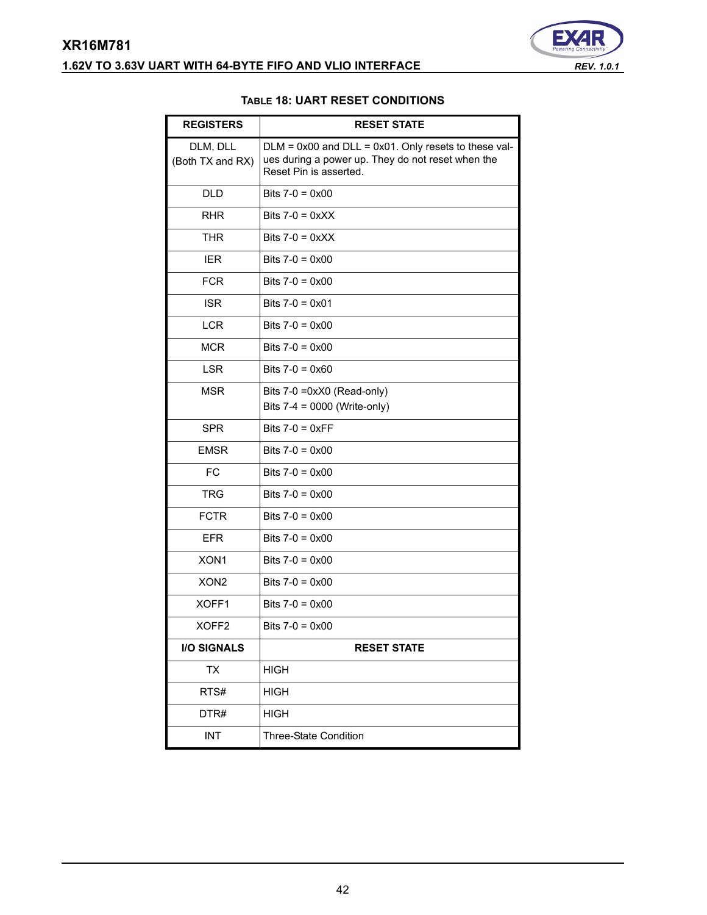#### TABLE 18: UART RESET CONDITIONS

| REGISTERS | RESET STATE |
|---|---|
| DLM, DLL (Both TX and RX) | DLM = 0x00 and DLL = 0x01. Only resets to these values during a power up. They do not reset when the Reset Pin is asserted. |
| DLD | Bits 7-0 = 0x00 |
| RHR | Bits 7-0 = 0xXX |
| THR | Bits 7-0 = 0xXX |
| IER | Bits 7-0 = 0x00 |
| FCR | Bits 7-0 = 0x00 |
| ISR | Bits 7-0 = 0x01 |
| LCR | Bits 7-0 = 0x00 |
| MCR | Bits 7-0 = 0x00 |
| LSR | Bits 7-0 = 0x60 |
| MSR | Bits 7-0 =0xX0 (Read-only)<br>Bits 7-4 = 0000 (Write-only) |
| SPR | Bits 7-0 = 0xFF |
| EMSR | Bits 7-0 = 0x00 |
| FC | Bits 7-0 = 0x00 |
| TRG | Bits 7-0 = 0x00 |
| FCTR | Bits 7-0 = 0x00 |
| EFR | Bits 7-0 = 0x00 |
| XON1 | Bits 7-0 = 0x00 |
| XON2 | Bits 7-0 = 0x00 |
| XOFF1 | Bits 7-0 = 0x00 |
| XOFF2 | Bits 7-0 = 0x00 |
| **I/O SIGNALS** | **RESET STATE** |
| TX | HIGH |
| RTS# | HIGH |
| DTR# | HIGH |
| INT | Three-State Condition |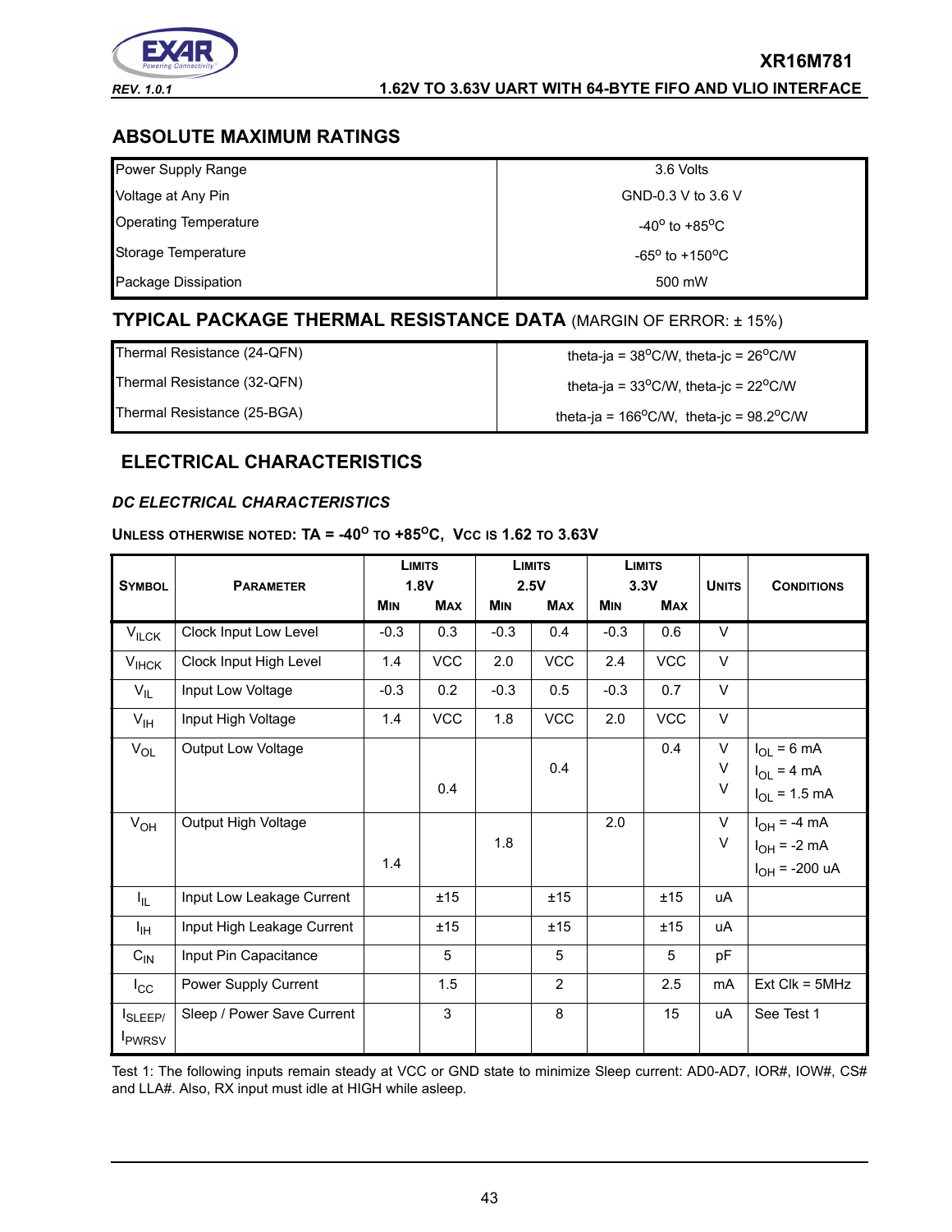## ABSOLUTE MAXIMUM RATINGS

| | |
|---|---|
| Power Supply Range | 3.6 Volts |
| Voltage at Any Pin | GND-0.3 V to 3.6 V |
| Operating Temperature | -40° to +85°C |
| Storage Temperature | -65° to +150°C |
| Package Dissipation | 500 mW |

## TYPICAL PACKAGE THERMAL RESISTANCE DATA (MARGIN OF ERROR: ± 15%)

| | |
|---|---|
| Thermal Resistance (24-QFN) | theta-ja = 38°C/W, theta-jc = 26°C/W |
| Thermal Resistance (32-QFN) | theta-ja = 33°C/W, theta-jc = 22°C/W |
| Thermal Resistance (25-BGA) | theta-ja = 166°C/W, theta-jc = 98.2°C/W |

## ELECTRICAL CHARACTERISTICS

### *DC ELECTRICAL CHARACTERISTICS*

**UNLESS OTHERWISE NOTED: TA = -40° TO +85°C, VCC IS 1.62 TO 3.63V**

| SYMBOL | PARAMETER | LIMITS 1.8V | | LIMITS 2.5V | | LIMITS 3.3V | | UNITS | CONDITIONS |
|---|---|---|---|---|---|---|---|---|---|
| | | MIN | MAX | MIN | MAX | MIN | MAX | | |
| $V_{ILCK}$ | Clock Input Low Level | -0.3 | 0.3 | -0.3 | 0.4 | -0.3 | 0.6 | V | |
| $V_{IHCK}$ | Clock Input High Level | 1.4 | VCC | 2.0 | VCC | 2.4 | VCC | V | |
| $V_{IL}$ | Input Low Voltage | -0.3 | 0.2 | -0.3 | 0.5 | -0.3 | 0.7 | V | |
| $V_{IH}$ | Input High Voltage | 1.4 | VCC | 1.8 | VCC | 2.0 | VCC | V | |
| $V_{OL}$ | Output Low Voltage | | | | | | 0.4 | V | $I_{OL}$ = 6 mA |
| | | | | | 0.4 | | | V | $I_{OL}$ = 4 mA |
| | | | 0.4 | | | | | V | $I_{OL}$ = 1.5 mA |
| $V_{OH}$ | Output High Voltage | | | | | 2.0 | | V | $I_{OH}$ = -4 mA |
| | | | | 1.8 | | | | V | $I_{OH}$ = -2 mA |
| | | 1.4 | | | | | | | $I_{OH}$ = -200 uA |
| $I_{IL}$ | Input Low Leakage Current | | ±15 | | ±15 | | ±15 | uA | |
| $I_{IH}$ | Input High Leakage Current | | ±15 | | ±15 | | ±15 | uA | |
| $C_{IN}$ | Input Pin Capacitance | | 5 | | 5 | | 5 | pF | |
| $I_{CC}$ | Power Supply Current | | 1.5 | | 2 | | 2.5 | mA | Ext Clk = 5MHz |
| $I_{SLEEP}$/ $I_{PWRSV}$ | Sleep / Power Save Current | | 3 | | 8 | | 15 | uA | See Test 1 |

Test 1: The following inputs remain steady at VCC or GND state to minimize Sleep current: AD0-AD7, IOR#, IOW#, CS# and LLA#. Also, RX input must idle at HIGH while asleep.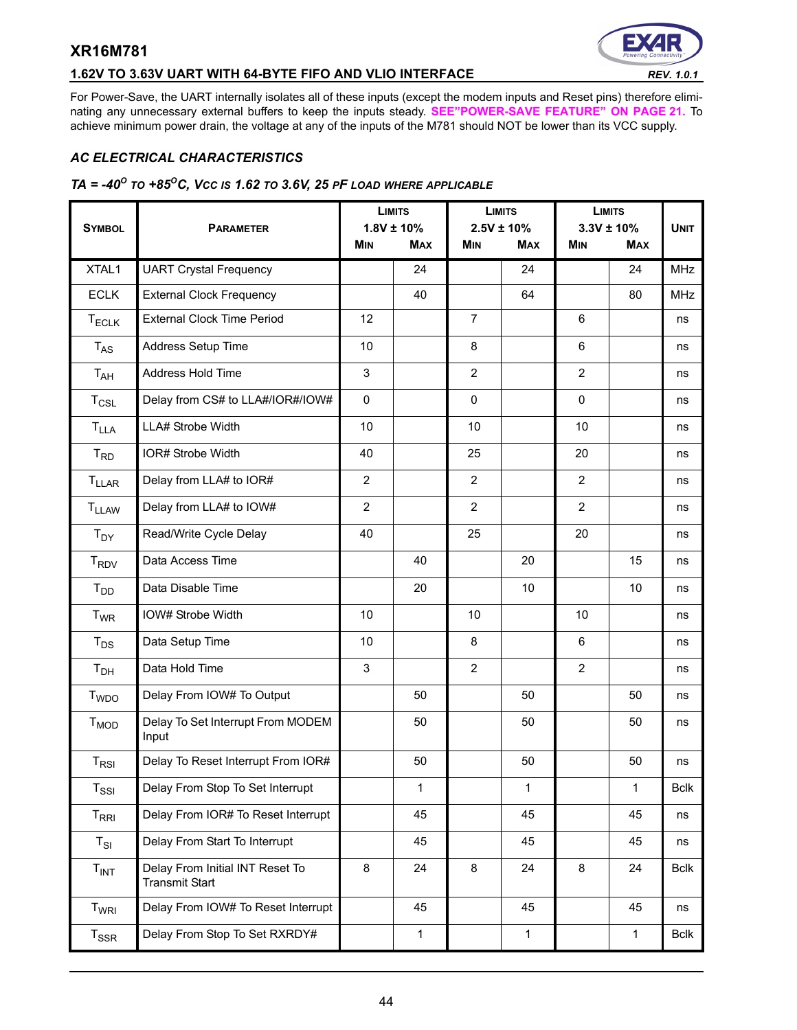For Power-Save, the UART internally isolates all of these inputs (except the modem inputs and Reset pins) therefore eliminating any unnecessary external buffers to keep the inputs steady. **SEE"POWER-SAVE FEATURE" ON PAGE 21.** To achieve minimum power drain, the voltage at any of the inputs of the M781 should NOT be lower than its VCC supply.

## *AC ELECTRICAL CHARACTERISTICS*

### *TA = -40$^{O}$ TO +85$^{O}$C, Vcc IS 1.62 TO 3.6V, 25 PF LOAD WHERE APPLICABLE*

| SYMBOL | PARAMETER | LIMITS 1.8V ± 10% MIN | LIMITS 1.8V ± 10% MAX | LIMITS 2.5V ± 10% MIN | LIMITS 2.5V ± 10% MAX | LIMITS 3.3V ± 10% MIN | LIMITS 3.3V ± 10% MAX | UNIT |
|---|---|---|---|---|---|---|---|---|
| XTAL1 | UART Crystal Frequency | | 24 | | 24 | | 24 | MHz |
| ECLK | External Clock Frequency | | 40 | | 64 | | 80 | MHz |
| $T_{ECLK}$ | External Clock Time Period | 12 | | 7 | | 6 | | ns |
| $T_{AS}$ | Address Setup Time | 10 | | 8 | | 6 | | ns |
| $T_{AH}$ | Address Hold Time | 3 | | 2 | | 2 | | ns |
| $T_{CSL}$ | Delay from CS# to LLA#/IOR#/IOW# | 0 | | 0 | | 0 | | ns |
| $T_{LLA}$ | LLA# Strobe Width | 10 | | 10 | | 10 | | ns |
| $T_{RD}$ | IOR# Strobe Width | 40 | | 25 | | 20 | | ns |
| $T_{LLAR}$ | Delay from LLA# to IOR# | 2 | | 2 | | 2 | | ns |
| $T_{LLAW}$ | Delay from LLA# to IOW# | 2 | | 2 | | 2 | | ns |
| $T_{DY}$ | Read/Write Cycle Delay | 40 | | 25 | | 20 | | ns |
| $T_{RDV}$ | Data Access Time | | 40 | | 20 | | 15 | ns |
| $T_{DD}$ | Data Disable Time | | 20 | | 10 | | 10 | ns |
| $T_{WR}$ | IOW# Strobe Width | 10 | | 10 | | 10 | | ns |
| $T_{DS}$ | Data Setup Time | 10 | | 8 | | 6 | | ns |
| $T_{DH}$ | Data Hold Time | 3 | | 2 | | 2 | | ns |
| $T_{WDO}$ | Delay From IOW# To Output | | 50 | | 50 | | 50 | ns |
| $T_{MOD}$ | Delay To Set Interrupt From MODEM Input | | 50 | | 50 | | 50 | ns |
| $T_{RSI}$ | Delay To Reset Interrupt From IOR# | | 50 | | 50 | | 50 | ns |
| $T_{SSI}$ | Delay From Stop To Set Interrupt | | 1 | | 1 | | 1 | Bclk |
| $T_{RRI}$ | Delay From IOR# To Reset Interrupt | | 45 | | 45 | | 45 | ns |
| $T_{SI}$ | Delay From Start To Interrupt | | 45 | | 45 | | 45 | ns |
| $T_{INT}$ | Delay From Initial INT Reset To Transmit Start | 8 | 24 | 8 | 24 | 8 | 24 | Bclk |
| $T_{WRI}$ | Delay From IOW# To Reset Interrupt | | 45 | | 45 | | 45 | ns |
| $T_{SSR}$ | Delay From Stop To Set RXRDY# | | 1 | | 1 | | 1 | Bclk |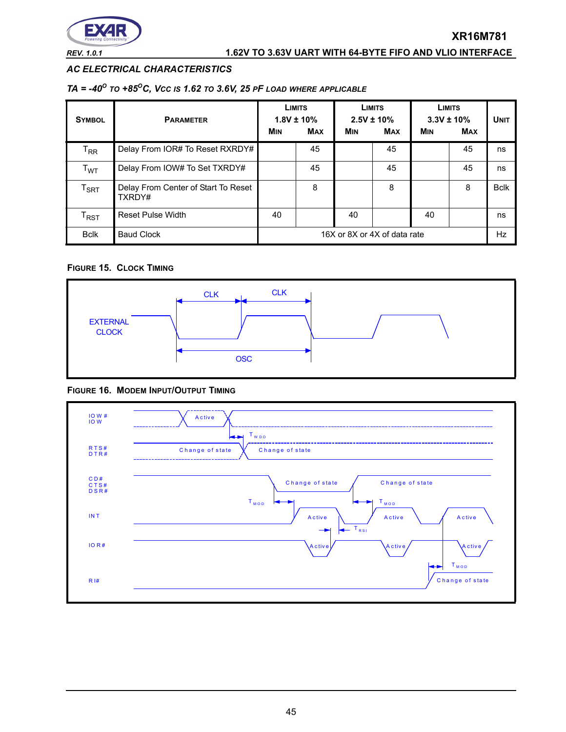### AC ELECTRICAL CHARACTERISTICS

***TA = -40°C TO +85°C, Vcc IS 1.62 TO 3.6V, 25 pF LOAD WHERE APPLICABLE***

| SYMBOL | PARAMETER | LIMITS 1.8V ± 10% MIN | LIMITS 1.8V ± 10% MAX | LIMITS 2.5V ± 10% MIN | LIMITS 2.5V ± 10% MAX | LIMITS 3.3V ± 10% MIN | LIMITS 3.3V ± 10% MAX | UNIT |
|---|---|---|---|---|---|---|---|---|
| $T_{RR}$ | Delay From IOR# To Reset RXRDY# | | 45 | | 45 | | 45 | ns |
| $T_{WT}$ | Delay From IOW# To Set TXRDY# | | 45 | | 45 | | 45 | ns |
| $T_{SRT}$ | Delay From Center of Start To Reset TXRDY# | | 8 | | 8 | | 8 | Bclk |
| $T_{RST}$ | Reset Pulse Width | 40 | | 40 | | 40 | | ns |
| Bclk | Baud Clock | 16X or 8X or 4X of data rate | | | | | | Hz |

**FIGURE 15. CLOCK TIMING**

**FIGURE 16. MODEM INPUT/OUTPUT TIMING**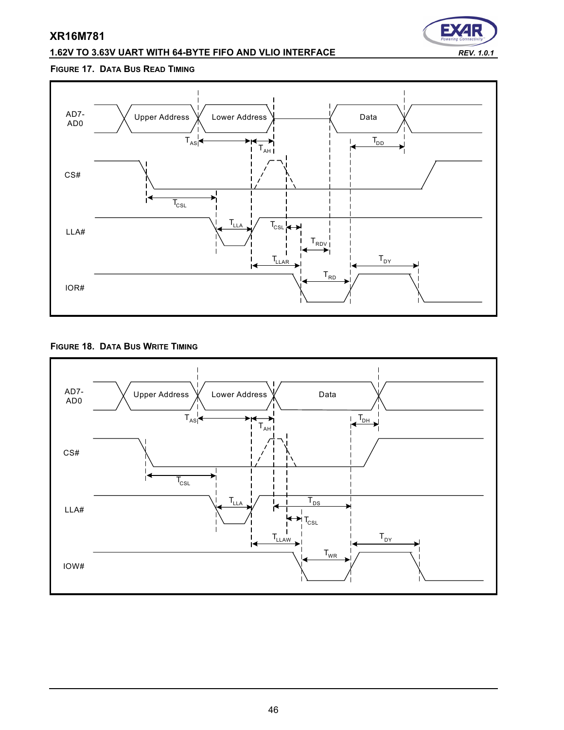**FIGURE 17. DATA BUS READ TIMING**

AD7-AD0: Upper Address | Lower Address | Data

CS#

LLA#

IOR#

$T_{AS}$, $T_{AH}$, $T_{DD}$, $T_{CSL}$, $T_{LLA}$, $T_{CSL}$, $T_{RDV}$, $T_{LLAR}$, $T_{DY}$, $T_{RD}$

**FIGURE 18. DATA BUS WRITE TIMING**

AD7-AD0: Upper Address | Lower Address | Data

CS#

LLA#

IOW#

$T_{AS}$, $T_{AH}$, $T_{DH}$, $T_{CSL}$, $T_{LLA}$, $T_{DS}$, $T_{CSL}$, $T_{LLAW}$, $T_{DY}$, $T_{WR}$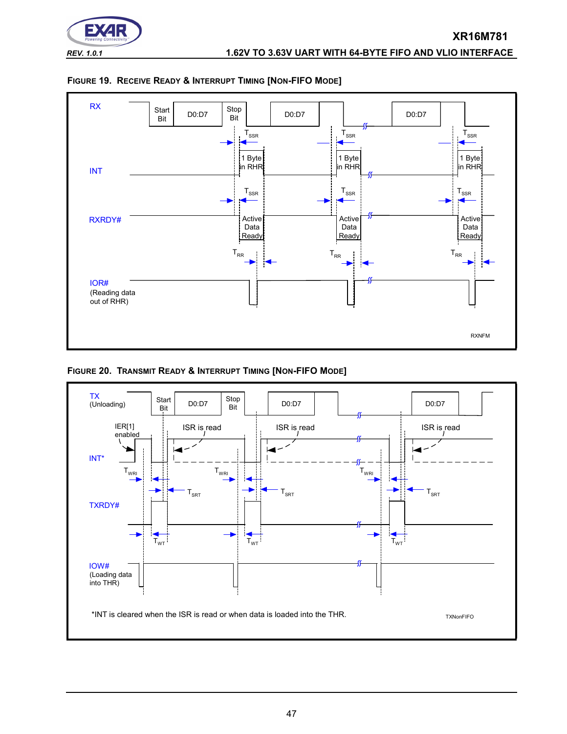#### FIGURE 19. RECEIVE READY & INTERRUPT TIMING [NON-FIFO MODE]

RX

Start Bit | D0:D7 | Stop Bit | D0:D7 | D0:D7

$T_{SSR}$ $T_{SSR}$ $T_{SSR}$

INT

1 Byte in RHR | 1 Byte in RHR | 1 Byte in RHR

$T_{SSR}$ $T_{SSR}$ $T_{SSR}$

RXRDY#

Active Data Ready | Active Data Ready | Active Data Ready

$T_{RR}$ $T_{RR}$ $T_{RR}$

IOR#
(Reading data out of RHR)

RXNFM

#### FIGURE 20. TRANSMIT READY & INTERRUPT TIMING [NON-FIFO MODE]

TX
(Unloading)

Start Bit | D0:D7 | Stop Bit | D0:D7 | D0:D7

IER[1] enabled

ISR is read | ISR is read | ISR is read

INT*

$T_{WRI}$ $T_{WRI}$ $T_{WRI}$

$T_{SRT}$ $T_{SRT}$ $T_{SRT}$

TXRDY#

$T_{WT}$ $T_{WT}$ $T_{WT}$

IOW#
(Loading data into THR)

*INT is cleared when the ISR is read or when data is loaded into the THR.

TXNonFIFO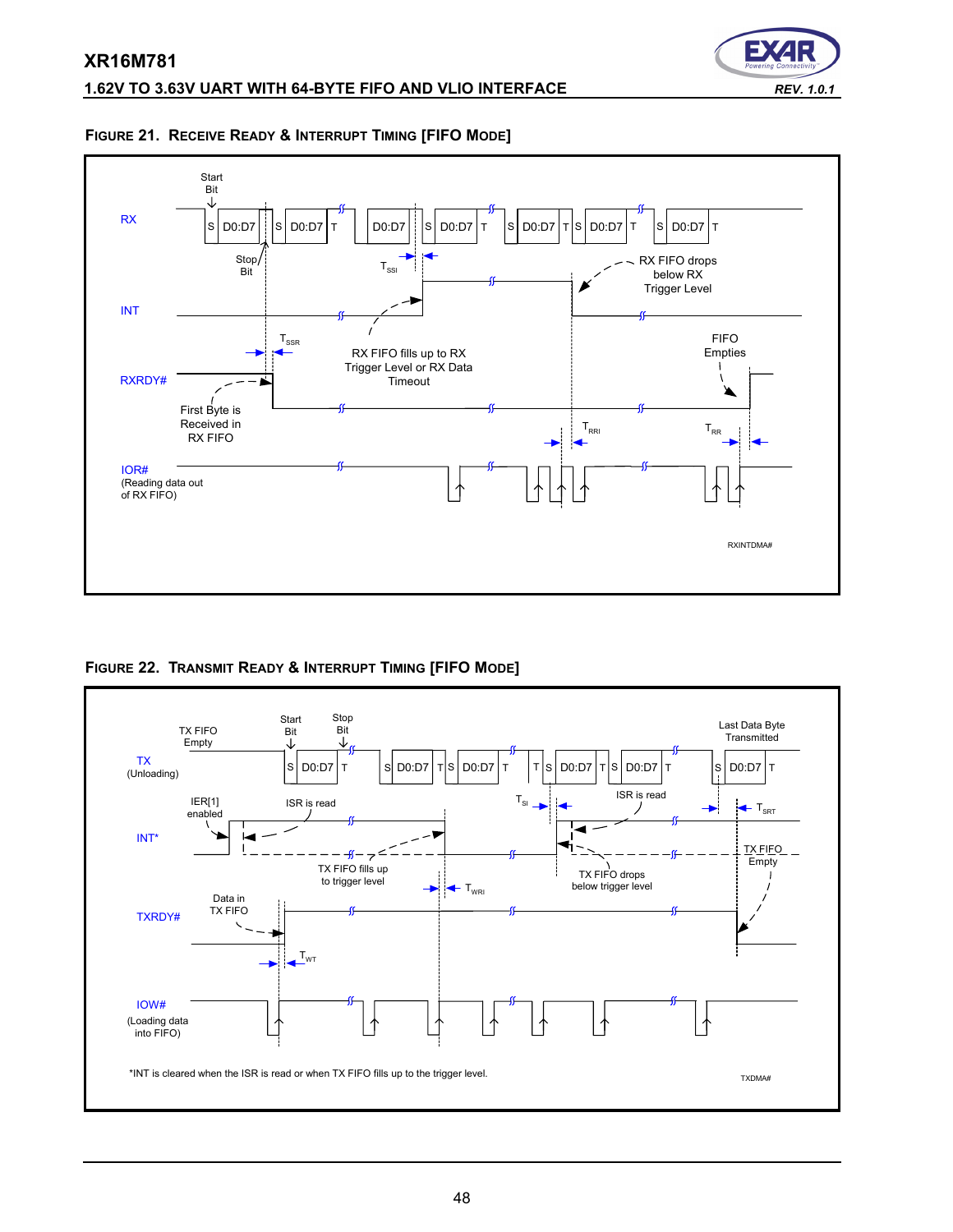**FIGURE 21. RECEIVE READY & INTERRUPT TIMING [FIFO MODE]**

RX

Start Bit

S D0:D7 S D0:D7 T D0:D7 S D0:D7 T S D0:D7 T S D0:D7 T S D0:D7 T

Stop Bit

$T_{SSI}$

RX FIFO drops below RX Trigger Level

INT

$T_{SSR}$

RX FIFO fills up to RX Trigger Level or RX Data Timeout

FIFO Empties

RXRDY#

First Byte is Received in RX FIFO

$T_{RRI}$

$T_{RR}$

IOR# (Reading data out of RX FIFO)

RXINTDMA#

**FIGURE 22. TRANSMIT READY & INTERRUPT TIMING [FIFO MODE]**

TX FIFO Empty

Start Bit

Stop Bit

Last Data Byte Transmitted

TX (Unloading)

S D0:D7 T S D0:D7 T S D0:D7 T T S D0:D7 T S D0:D7 T S D0:D7 T

IER[1] enabled

ISR is read

$T_{SI}$

ISR is read

$T_{SRT}$

INT*

TX FIFO Empty

TX FIFO fills up to trigger level

TX FIFO drops below trigger level

$T_{WRI}$

Data in TX FIFO

TXRDY#

$T_{WT}$

IOW# (Loading data into FIFO)

*INT is cleared when the ISR is read or when TX FIFO fills up to the trigger level.

TXDMA#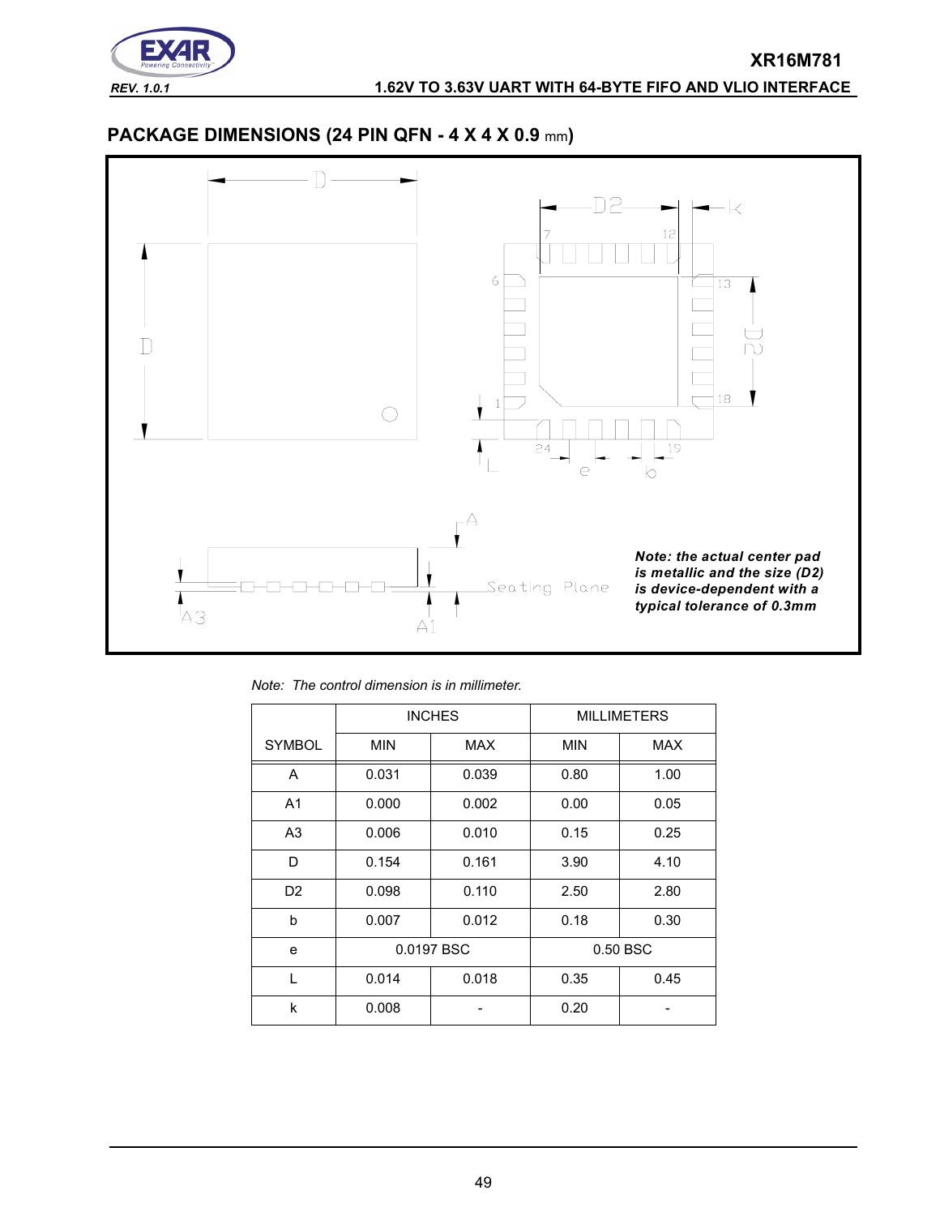## PACKAGE DIMENSIONS (24 PIN QFN - 4 X 4 X 0.9 mm)

***Note: the actual center pad is metallic and the size (D2) is device-dependent with a typical tolerance of 0.3mm***

*Note: The control dimension is in millimeter.*

| SYMBOL | INCHES | | MILLIMETERS | |
|---|---|---|---|---|
| | MIN | MAX | MIN | MAX |
| A | 0.031 | 0.039 | 0.80 | 1.00 |
| A1 | 0.000 | 0.002 | 0.00 | 0.05 |
| A3 | 0.006 | 0.010 | 0.15 | 0.25 |
| D | 0.154 | 0.161 | 3.90 | 4.10 |
| D2 | 0.098 | 0.110 | 2.50 | 2.80 |
| b | 0.007 | 0.012 | 0.18 | 0.30 |
| e | 0.0197 BSC | | 0.50 BSC | |
| L | 0.014 | 0.018 | 0.35 | 0.45 |
| k | 0.008 | - | 0.20 | - |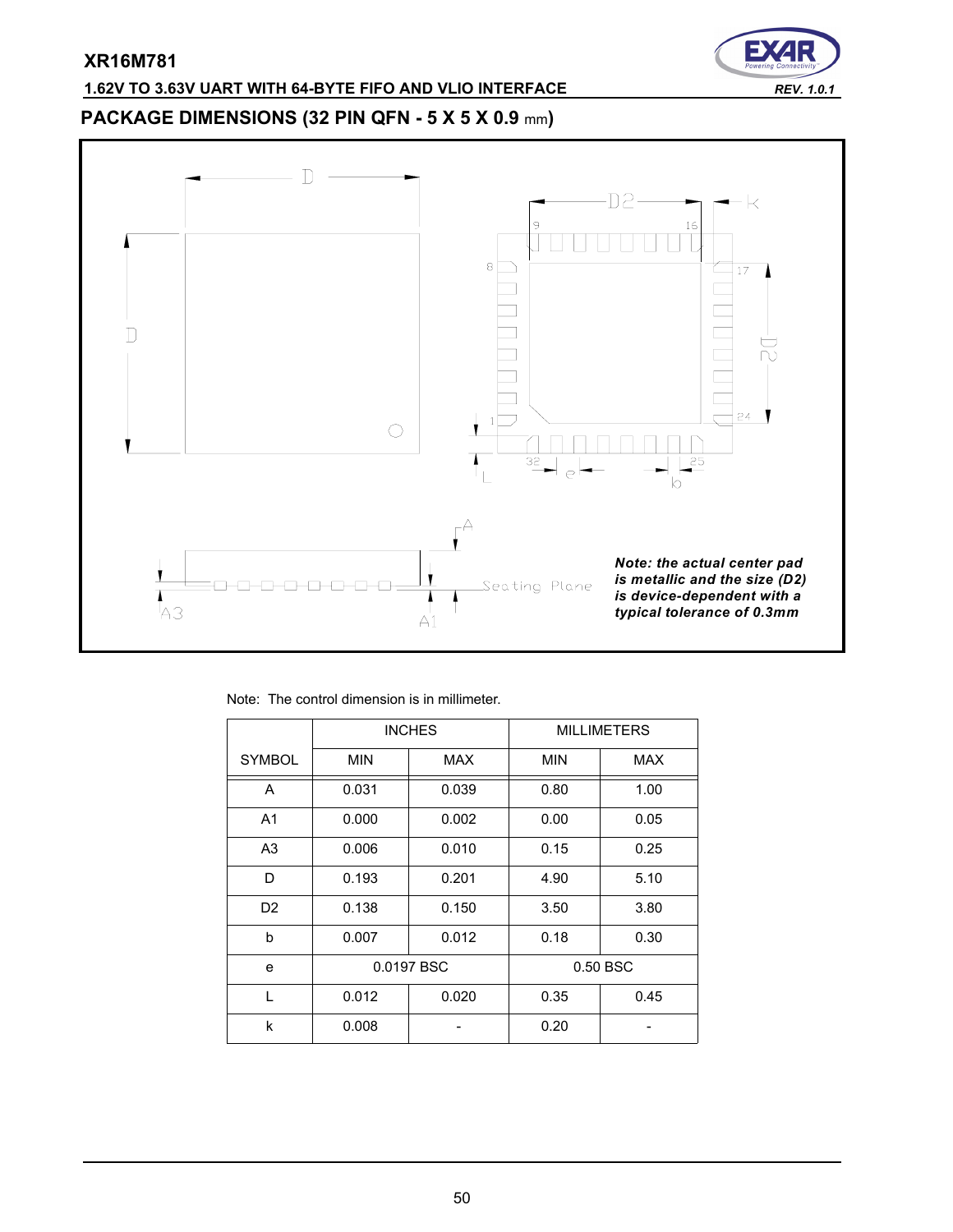## PACKAGE DIMENSIONS (32 PIN QFN - 5 X 5 X 0.9 mm)

***Note: the actual center pad is metallic and the size (D2) is device-dependent with a typical tolerance of 0.3mm***

Note: The control dimension is in millimeter.

| SYMBOL | INCHES | | MILLIMETERS | |
|---|---|---|---|---|
| | MIN | MAX | MIN | MAX |
| A | 0.031 | 0.039 | 0.80 | 1.00 |
| A1 | 0.000 | 0.002 | 0.00 | 0.05 |
| A3 | 0.006 | 0.010 | 0.15 | 0.25 |
| D | 0.193 | 0.201 | 4.90 | 5.10 |
| D2 | 0.138 | 0.150 | 3.50 | 3.80 |
| b | 0.007 | 0.012 | 0.18 | 0.30 |
| e | 0.0197 BSC | | 0.50 BSC | |
| L | 0.012 | 0.020 | 0.35 | 0.45 |
| k | 0.008 | - | 0.20 | - |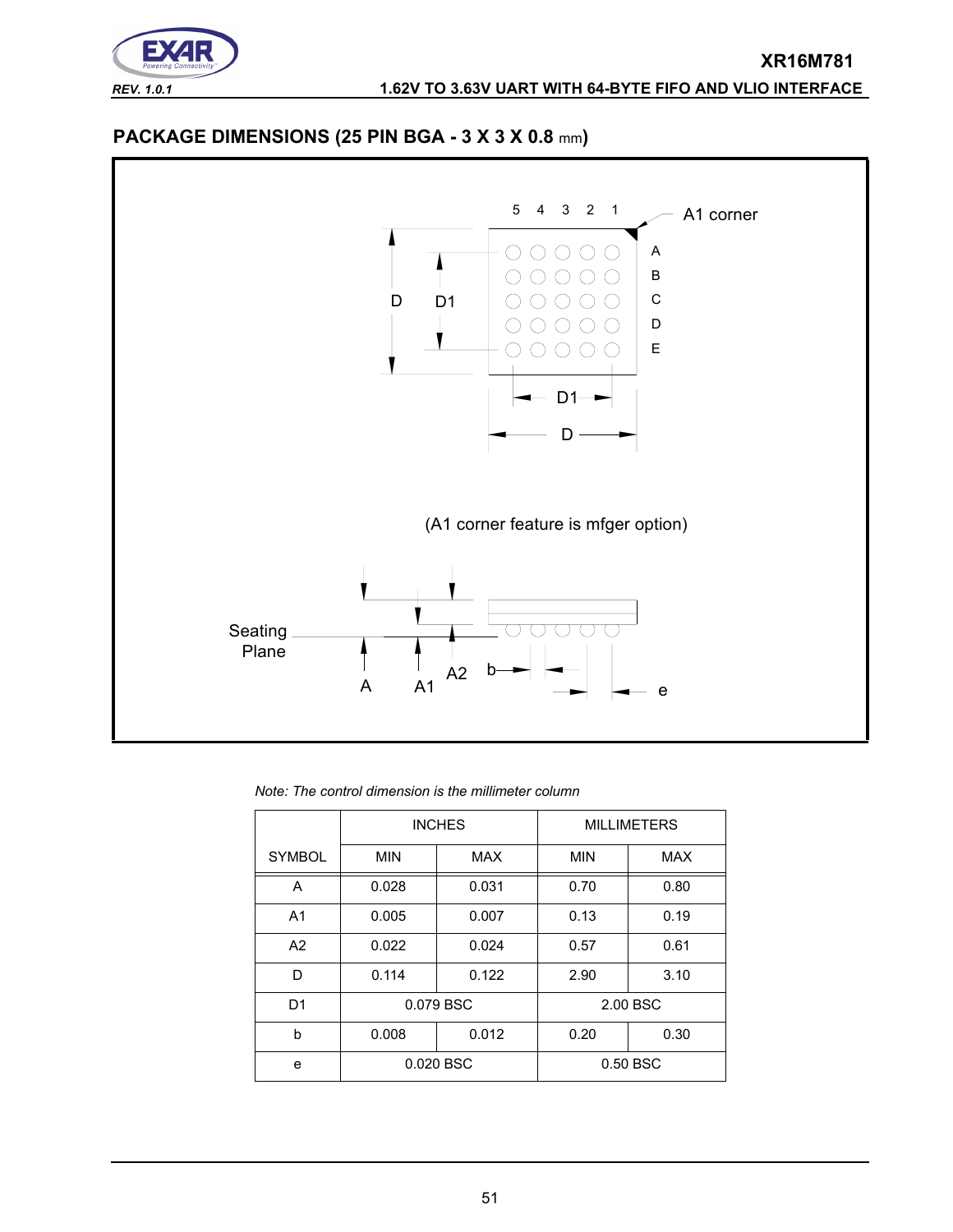## PACKAGE DIMENSIONS (25 PIN BGA - 3 X 3 X 0.8 mm)

(A1 corner feature is mfger option)

*Note: The control dimension is the millimeter column*

| SYMBOL | INCHES | | MILLIMETERS | |
|---|---|---|---|---|
| | MIN | MAX | MIN | MAX |
| A | 0.028 | 0.031 | 0.70 | 0.80 |
| A1 | 0.005 | 0.007 | 0.13 | 0.19 |
| A2 | 0.022 | 0.024 | 0.57 | 0.61 |
| D | 0.114 | 0.122 | 2.90 | 3.10 |
| D1 | 0.079 BSC | | 2.00 BSC | |
| b | 0.008 | 0.012 | 0.20 | 0.30 |
| e | 0.020 BSC | | 0.50 BSC | |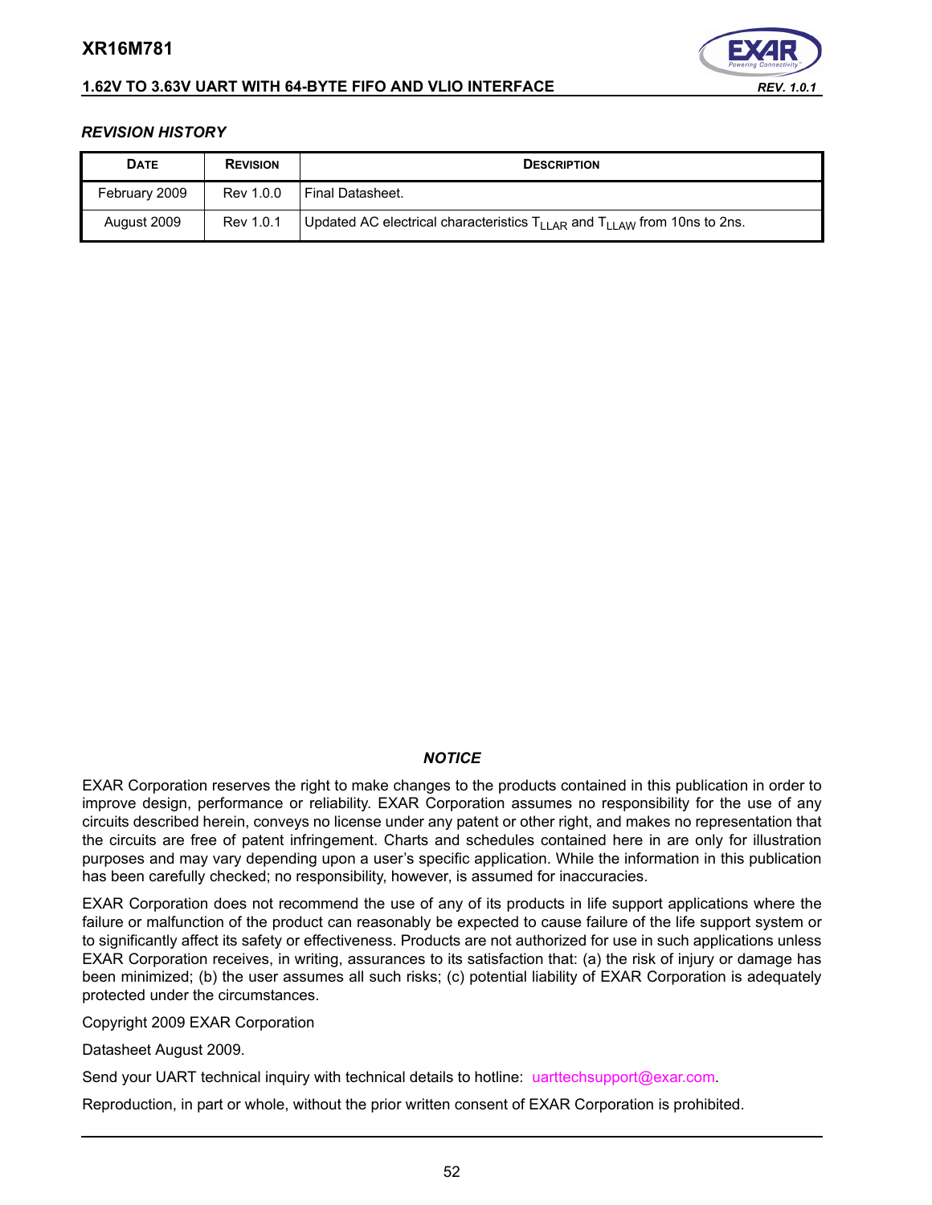### *REVISION HISTORY*

| DATE | REVISION | DESCRIPTION |
|---|---|---|
| February 2009 | Rev 1.0.0 | Final Datasheet. |
| August 2009 | Rev 1.0.1 | Updated AC electrical characteristics $T_{LLAR}$ and $T_{LLAW}$ from 10ns to 2ns. |

### *NOTICE*

EXAR Corporation reserves the right to make changes to the products contained in this publication in order to improve design, performance or reliability. EXAR Corporation assumes no responsibility for the use of any circuits described herein, conveys no license under any patent or other right, and makes no representation that the circuits are free of patent infringement. Charts and schedules contained here in are only for illustration purposes and may vary depending upon a user's specific application. While the information in this publication has been carefully checked; no responsibility, however, is assumed for inaccuracies.

EXAR Corporation does not recommend the use of any of its products in life support applications where the failure or malfunction of the product can reasonably be expected to cause failure of the life support system or to significantly affect its safety or effectiveness. Products are not authorized for use in such applications unless EXAR Corporation receives, in writing, assurances to its satisfaction that: (a) the risk of injury or damage has been minimized; (b) the user assumes all such risks; (c) potential liability of EXAR Corporation is adequately protected under the circumstances.

Copyright 2009 EXAR Corporation

Datasheet August 2009.

Send your UART technical inquiry with technical details to hotline: uarttechsupport@exar.com.

Reproduction, in part or whole, without the prior written consent of EXAR Corporation is prohibited.